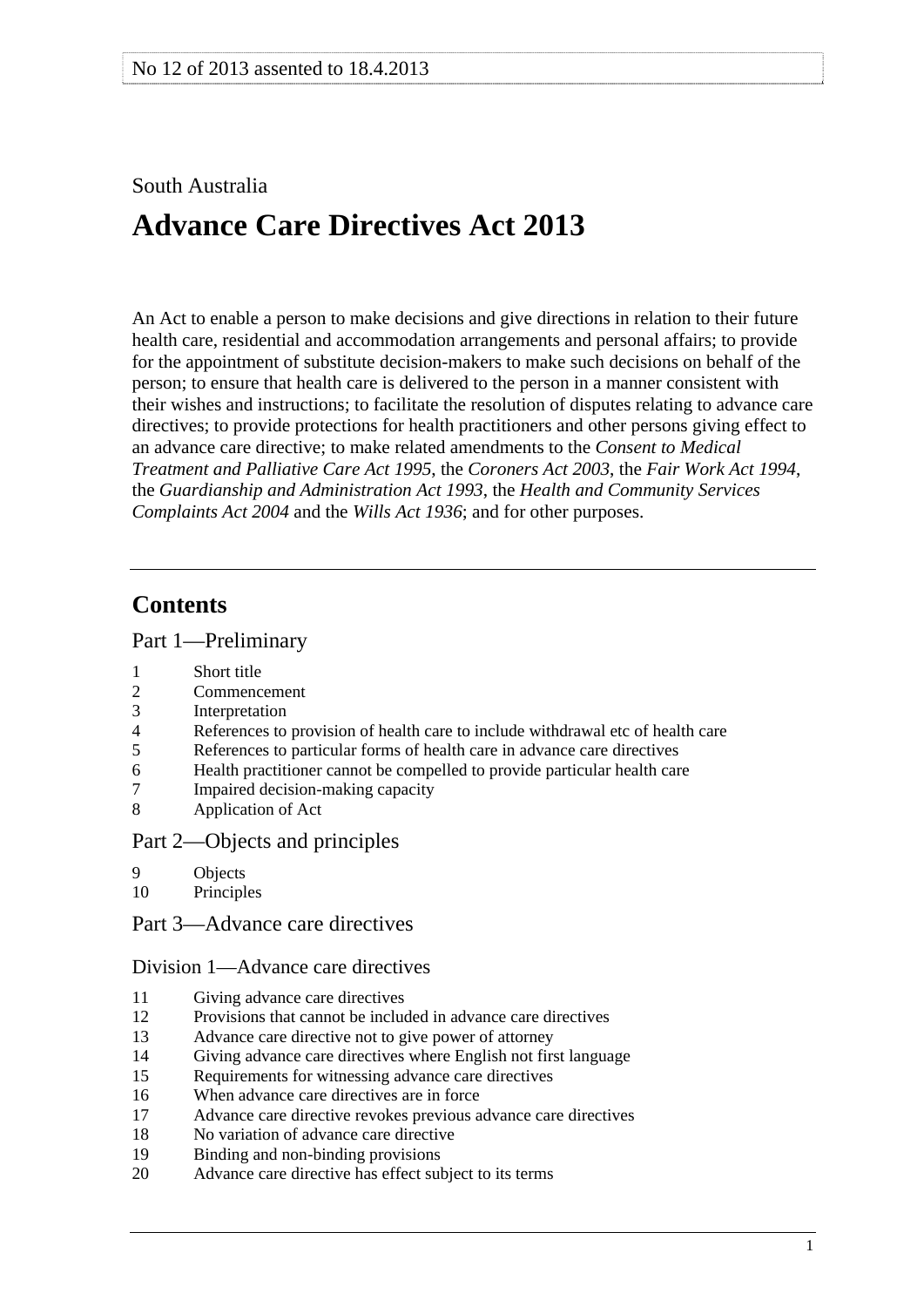No 12 of 2013 assented to 18.4.2013

South Australia

# Advance Care Directives Act 2013

An Act to enable a person to make decisions and give directions in relation to their future health care, residential and accommodation arrangements and personal affairs; to provide for the appointment of substitute decision-makers to make such decisions on behalf of the person; to ensure that health care is delivered to the person in a manner consistent with their wishes and instructions; to facilitate the resolution of disputes relating to advance care directives; to provide protections for health practitioners and other persons giving effect to an advance care directive; to make related amendments to the *Consent to Medical Treatment and Palliative Care Act 1995*, the *Coroners Act 2003*, the *Fair Work Act 1994*, the *Guardianship and Administration Act 1993*, the *Health and Community Services Complaints Act 2004* and the *Wills Act 1936*; and for other purposes.

## Contents

### Part 1—Preliminary

1 Short title
2 Commencement
3 Interpretation
4 References to provision of health care to include withdrawal etc of health care
5 References to particular forms of health care in advance care directives
6 Health practitioner cannot be compelled to provide particular health care
7 Impaired decision-making capacity
8 Application of Act

### Part 2—Objects and principles

9 Objects
10 Principles

### Part 3—Advance care directives

#### Division 1—Advance care directives

11 Giving advance care directives
12 Provisions that cannot be included in advance care directives
13 Advance care directive not to give power of attorney
14 Giving advance care directives where English not first language
15 Requirements for witnessing advance care directives
16 When advance care directives are in force
17 Advance care directive revokes previous advance care directives
18 No variation of advance care directive
19 Binding and non-binding provisions
20 Advance care directive has effect subject to its terms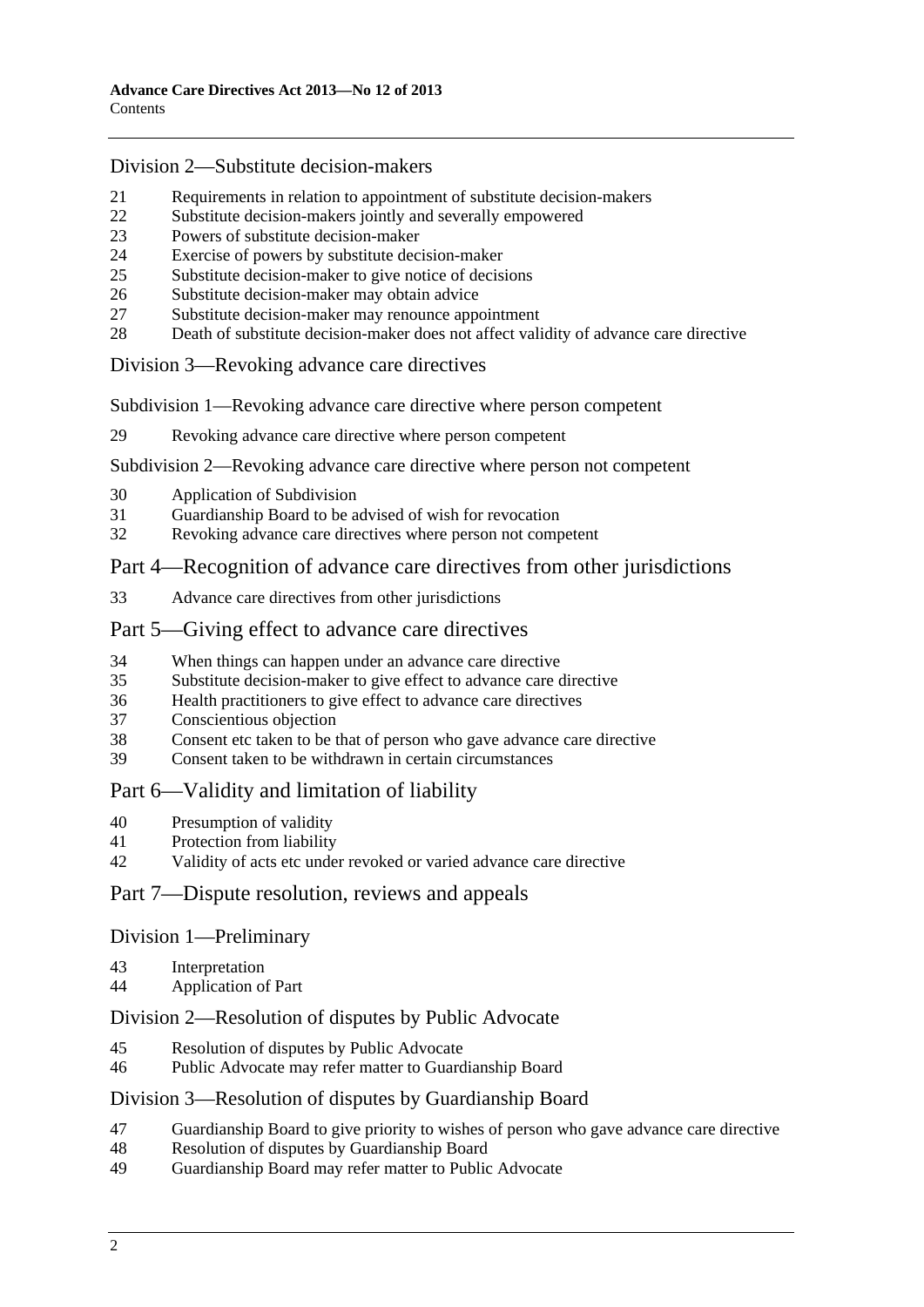## Division 2—Substitute decision-makers

21 Requirements in relation to appointment of substitute decision-makers
22 Substitute decision-makers jointly and severally empowered
23 Powers of substitute decision-maker
24 Exercise of powers by substitute decision-maker
25 Substitute decision-maker to give notice of decisions
26 Substitute decision-maker may obtain advice
27 Substitute decision-maker may renounce appointment
28 Death of substitute decision-maker does not affect validity of advance care directive

## Division 3—Revoking advance care directives

### Subdivision 1—Revoking advance care directive where person competent

29 Revoking advance care directive where person competent

### Subdivision 2—Revoking advance care directive where person not competent

30 Application of Subdivision
31 Guardianship Board to be advised of wish for revocation
32 Revoking advance care directives where person not competent

# Part 4—Recognition of advance care directives from other jurisdictions

33 Advance care directives from other jurisdictions

# Part 5—Giving effect to advance care directives

34 When things can happen under an advance care directive
35 Substitute decision-maker to give effect to advance care directive
36 Health practitioners to give effect to advance care directives
37 Conscientious objection
38 Consent etc taken to be that of person who gave advance care directive
39 Consent taken to be withdrawn in certain circumstances

# Part 6—Validity and limitation of liability

40 Presumption of validity
41 Protection from liability
42 Validity of acts etc under revoked or varied advance care directive

# Part 7—Dispute resolution, reviews and appeals

## Division 1—Preliminary

43 Interpretation
44 Application of Part

## Division 2—Resolution of disputes by Public Advocate

45 Resolution of disputes by Public Advocate
46 Public Advocate may refer matter to Guardianship Board

## Division 3—Resolution of disputes by Guardianship Board

47 Guardianship Board to give priority to wishes of person who gave advance care directive
48 Resolution of disputes by Guardianship Board
49 Guardianship Board may refer matter to Public Advocate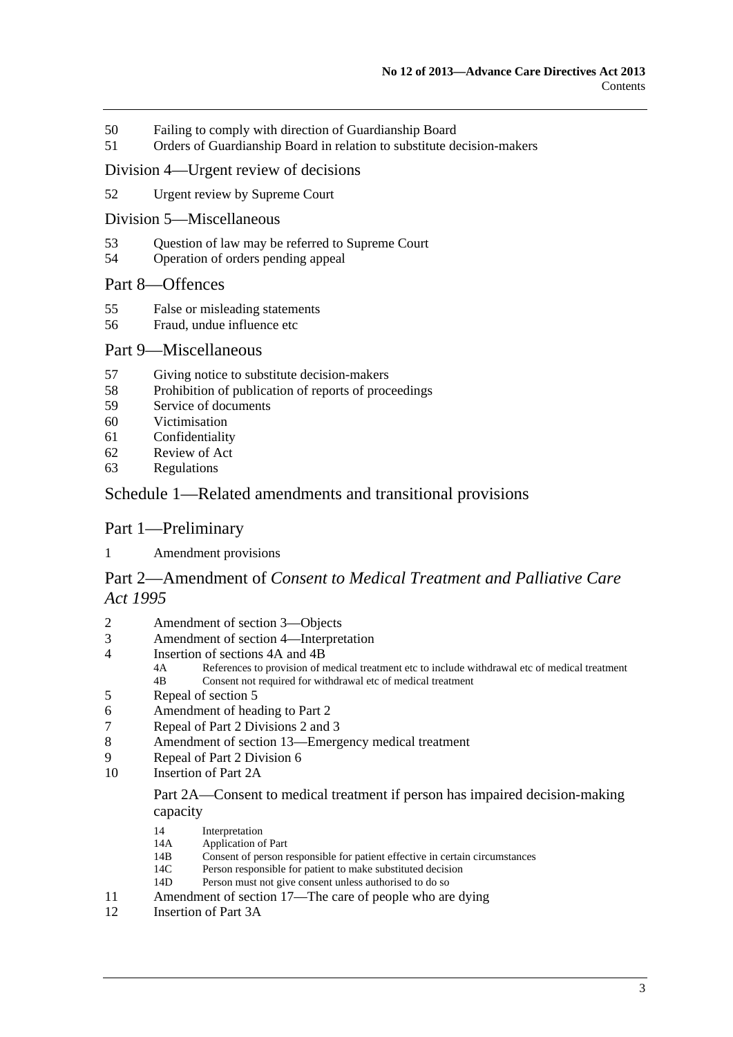50 Failing to comply with direction of Guardianship Board
51 Orders of Guardianship Board in relation to substitute decision-makers

## Division 4—Urgent review of decisions

52 Urgent review by Supreme Court

## Division 5—Miscellaneous

53 Question of law may be referred to Supreme Court
54 Operation of orders pending appeal

## Part 8—Offences

55 False or misleading statements
56 Fraud, undue influence etc

## Part 9—Miscellaneous

57 Giving notice to substitute decision-makers
58 Prohibition of publication of reports of proceedings
59 Service of documents
60 Victimisation
61 Confidentiality
62 Review of Act
63 Regulations

## Schedule 1—Related amendments and transitional provisions

## Part 1—Preliminary

1 Amendment provisions

## Part 2—Amendment of *Consent to Medical Treatment and Palliative Care Act 1995*

2 Amendment of section 3—Objects
3 Amendment of section 4—Interpretation
4 Insertion of sections 4A and 4B
- 4A References to provision of medical treatment etc to include withdrawal etc of medical treatment
- 4B Consent not required for withdrawal etc of medical treatment

5 Repeal of section 5
6 Amendment of heading to Part 2
7 Repeal of Part 2 Divisions 2 and 3
8 Amendment of section 13—Emergency medical treatment
9 Repeal of Part 2 Division 6
10 Insertion of Part 2A

### Part 2A—Consent to medical treatment if person has impaired decision-making capacity

- 14 Interpretation
- 14A Application of Part
- 14B Consent of person responsible for patient effective in certain circumstances
- 14C Person responsible for patient to make substituted decision
- 14D Person must not give consent unless authorised to do so

11 Amendment of section 17—The care of people who are dying
12 Insertion of Part 3A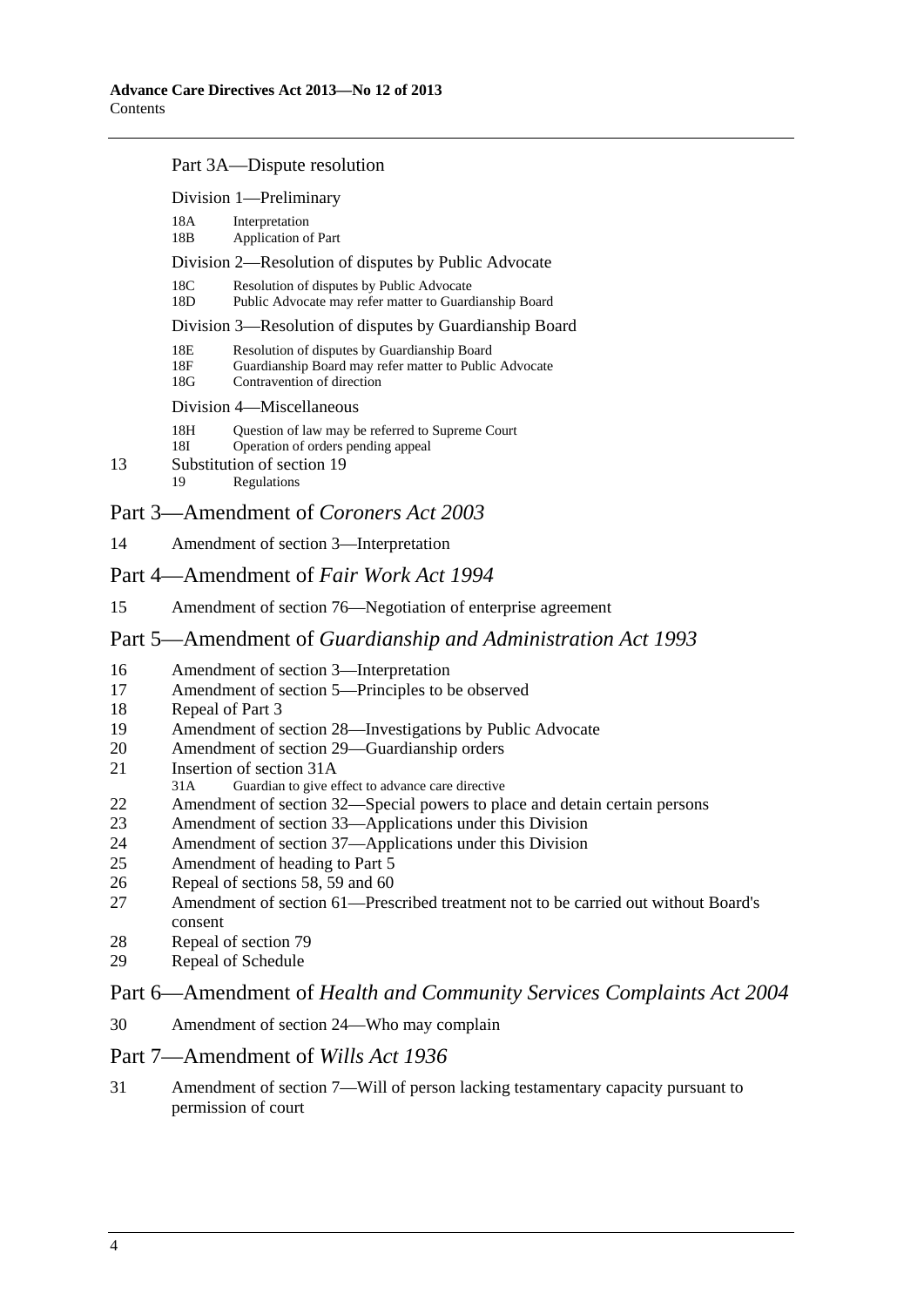Part 3A—Dispute resolution

Division 1—Preliminary

18A Interpretation
18B Application of Part

Division 2—Resolution of disputes by Public Advocate

18C Resolution of disputes by Public Advocate
18D Public Advocate may refer matter to Guardianship Board

Division 3—Resolution of disputes by Guardianship Board

18E Resolution of disputes by Guardianship Board
18F Guardianship Board may refer matter to Public Advocate
18G Contravention of direction

Division 4—Miscellaneous

18H Question of law may be referred to Supreme Court
18I Operation of orders pending appeal

13 Substitution of section 19
19 Regulations

## Part 3—Amendment of *Coroners Act 2003*

14 Amendment of section 3—Interpretation

## Part 4—Amendment of *Fair Work Act 1994*

15 Amendment of section 76—Negotiation of enterprise agreement

## Part 5—Amendment of *Guardianship and Administration Act 1993*

16 Amendment of section 3—Interpretation
17 Amendment of section 5—Principles to be observed
18 Repeal of Part 3
19 Amendment of section 28—Investigations by Public Advocate
20 Amendment of section 29—Guardianship orders
21 Insertion of section 31A
31A Guardian to give effect to advance care directive
22 Amendment of section 32—Special powers to place and detain certain persons
23 Amendment of section 33—Applications under this Division
24 Amendment of section 37—Applications under this Division
25 Amendment of heading to Part 5
26 Repeal of sections 58, 59 and 60
27 Amendment of section 61—Prescribed treatment not to be carried out without Board's consent
28 Repeal of section 79
29 Repeal of Schedule

## Part 6—Amendment of *Health and Community Services Complaints Act 2004*

30 Amendment of section 24—Who may complain

## Part 7—Amendment of *Wills Act 1936*

31 Amendment of section 7—Will of person lacking testamentary capacity pursuant to permission of court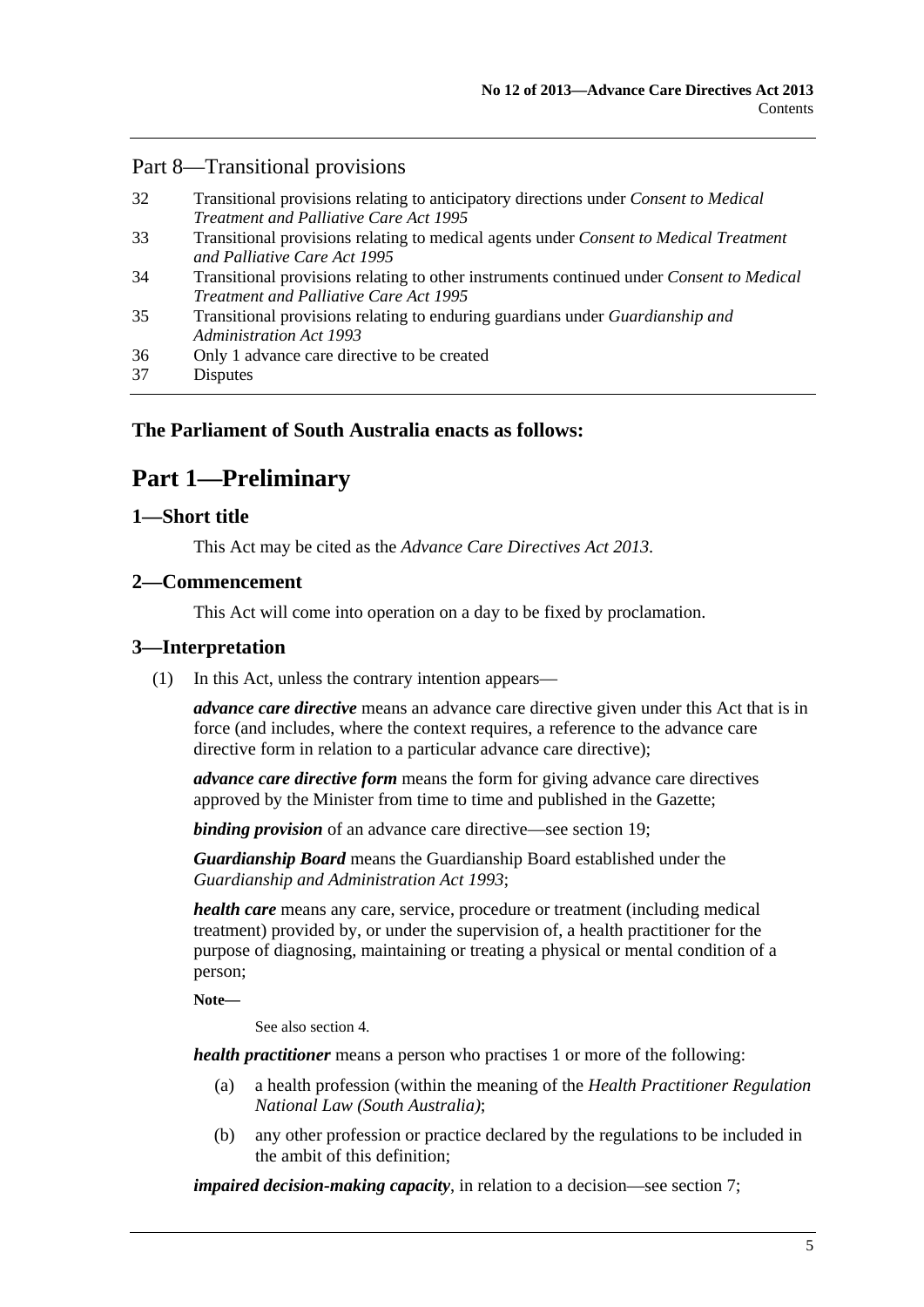## Part 8—Transitional provisions

32 Transitional provisions relating to anticipatory directions under *Consent to Medical Treatment and Palliative Care Act 1995*

33 Transitional provisions relating to medical agents under *Consent to Medical Treatment and Palliative Care Act 1995*

34 Transitional provisions relating to other instruments continued under *Consent to Medical Treatment and Palliative Care Act 1995*

35 Transitional provisions relating to enduring guardians under *Guardianship and Administration Act 1993*

36 Only 1 advance care directive to be created

37 Disputes

**The Parliament of South Australia enacts as follows:**

# Part 1—Preliminary

### 1—Short title

This Act may be cited as the *Advance Care Directives Act 2013*.

### 2—Commencement

This Act will come into operation on a day to be fixed by proclamation.

### 3—Interpretation

(1) In this Act, unless the contrary intention appears—

***advance care directive*** means an advance care directive given under this Act that is in force (and includes, where the context requires, a reference to the advance care directive form in relation to a particular advance care directive);

***advance care directive form*** means the form for giving advance care directives approved by the Minister from time to time and published in the Gazette;

***binding provision*** of an advance care directive—see section 19;

***Guardianship Board*** means the Guardianship Board established under the *Guardianship and Administration Act 1993*;

***health care*** means any care, service, procedure or treatment (including medical treatment) provided by, or under the supervision of, a health practitioner for the purpose of diagnosing, maintaining or treating a physical or mental condition of a person;

**Note—**

See also section 4.

***health practitioner*** means a person who practises 1 or more of the following:

(a) a health profession (within the meaning of the *Health Practitioner Regulation National Law (South Australia)*;

(b) any other profession or practice declared by the regulations to be included in the ambit of this definition;

***impaired decision-making capacity***, in relation to a decision—see section 7;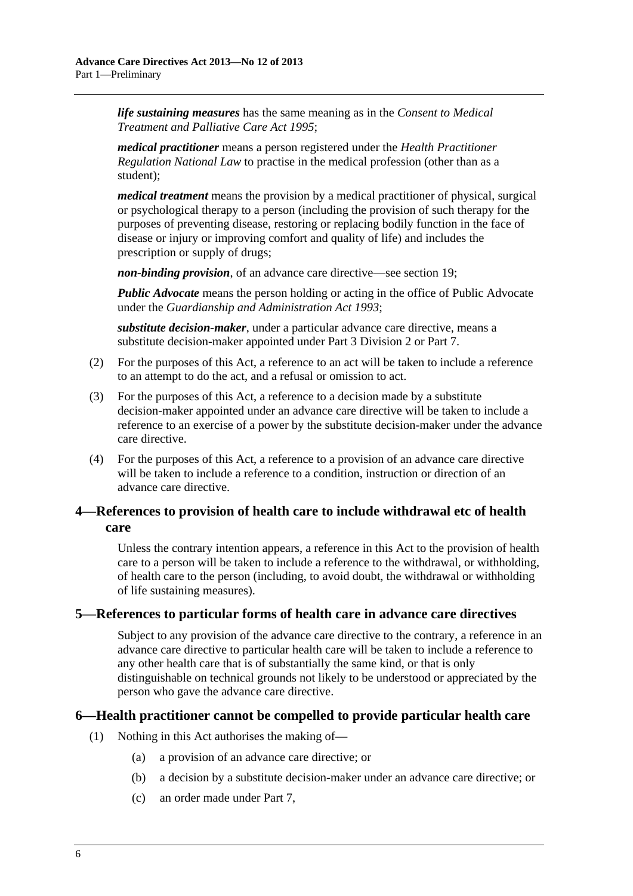***life sustaining measures*** has the same meaning as in the *Consent to Medical Treatment and Palliative Care Act 1995*;

***medical practitioner*** means a person registered under the *Health Practitioner Regulation National Law* to practise in the medical profession (other than as a student);

***medical treatment*** means the provision by a medical practitioner of physical, surgical or psychological therapy to a person (including the provision of such therapy for the purposes of preventing disease, restoring or replacing bodily function in the face of disease or injury or improving comfort and quality of life) and includes the prescription or supply of drugs;

***non-binding provision***, of an advance care directive—see section 19;

***Public Advocate*** means the person holding or acting in the office of Public Advocate under the *Guardianship and Administration Act 1993*;

***substitute decision-maker***, under a particular advance care directive, means a substitute decision-maker appointed under Part 3 Division 2 or Part 7.

(2) For the purposes of this Act, a reference to an act will be taken to include a reference to an attempt to do the act, and a refusal or omission to act.

(3) For the purposes of this Act, a reference to a decision made by a substitute decision-maker appointed under an advance care directive will be taken to include a reference to an exercise of a power by the substitute decision-maker under the advance care directive.

(4) For the purposes of this Act, a reference to a provision of an advance care directive will be taken to include a reference to a condition, instruction or direction of an advance care directive.

## 4—References to provision of health care to include withdrawal etc of health care

Unless the contrary intention appears, a reference in this Act to the provision of health care to a person will be taken to include a reference to the withdrawal, or withholding, of health care to the person (including, to avoid doubt, the withdrawal or withholding of life sustaining measures).

## 5—References to particular forms of health care in advance care directives

Subject to any provision of the advance care directive to the contrary, a reference in an advance care directive to particular health care will be taken to include a reference to any other health care that is of substantially the same kind, or that is only distinguishable on technical grounds not likely to be understood or appreciated by the person who gave the advance care directive.

## 6—Health practitioner cannot be compelled to provide particular health care

(1) Nothing in this Act authorises the making of—

(a) a provision of an advance care directive; or

(b) a decision by a substitute decision-maker under an advance care directive; or

(c) an order made under Part 7,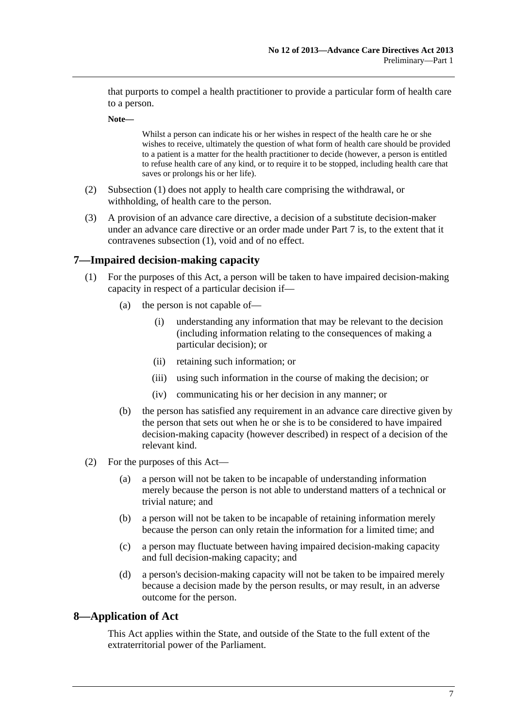that purports to compel a health practitioner to provide a particular form of health care to a person.

**Note—**

Whilst a person can indicate his or her wishes in respect of the health care he or she wishes to receive, ultimately the question of what form of health care should be provided to a patient is a matter for the health practitioner to decide (however, a person is entitled to refuse health care of any kind, or to require it to be stopped, including health care that saves or prolongs his or her life).

(2) Subsection (1) does not apply to health care comprising the withdrawal, or withholding, of health care to the person.

(3) A provision of an advance care directive, a decision of a substitute decision-maker under an advance care directive or an order made under Part 7 is, to the extent that it contravenes subsection (1), void and of no effect.

## 7—Impaired decision-making capacity

(1) For the purposes of this Act, a person will be taken to have impaired decision-making capacity in respect of a particular decision if—

  (a) the person is not capable of—

    (i) understanding any information that may be relevant to the decision (including information relating to the consequences of making a particular decision); or

    (ii) retaining such information; or

    (iii) using such information in the course of making the decision; or

    (iv) communicating his or her decision in any manner; or

  (b) the person has satisfied any requirement in an advance care directive given by the person that sets out when he or she is to be considered to have impaired decision-making capacity (however described) in respect of a decision of the relevant kind.

(2) For the purposes of this Act—

  (a) a person will not be taken to be incapable of understanding information merely because the person is not able to understand matters of a technical or trivial nature; and

  (b) a person will not be taken to be incapable of retaining information merely because the person can only retain the information for a limited time; and

  (c) a person may fluctuate between having impaired decision-making capacity and full decision-making capacity; and

  (d) a person's decision-making capacity will not be taken to be impaired merely because a decision made by the person results, or may result, in an adverse outcome for the person.

## 8—Application of Act

This Act applies within the State, and outside of the State to the full extent of the extraterritorial power of the Parliament.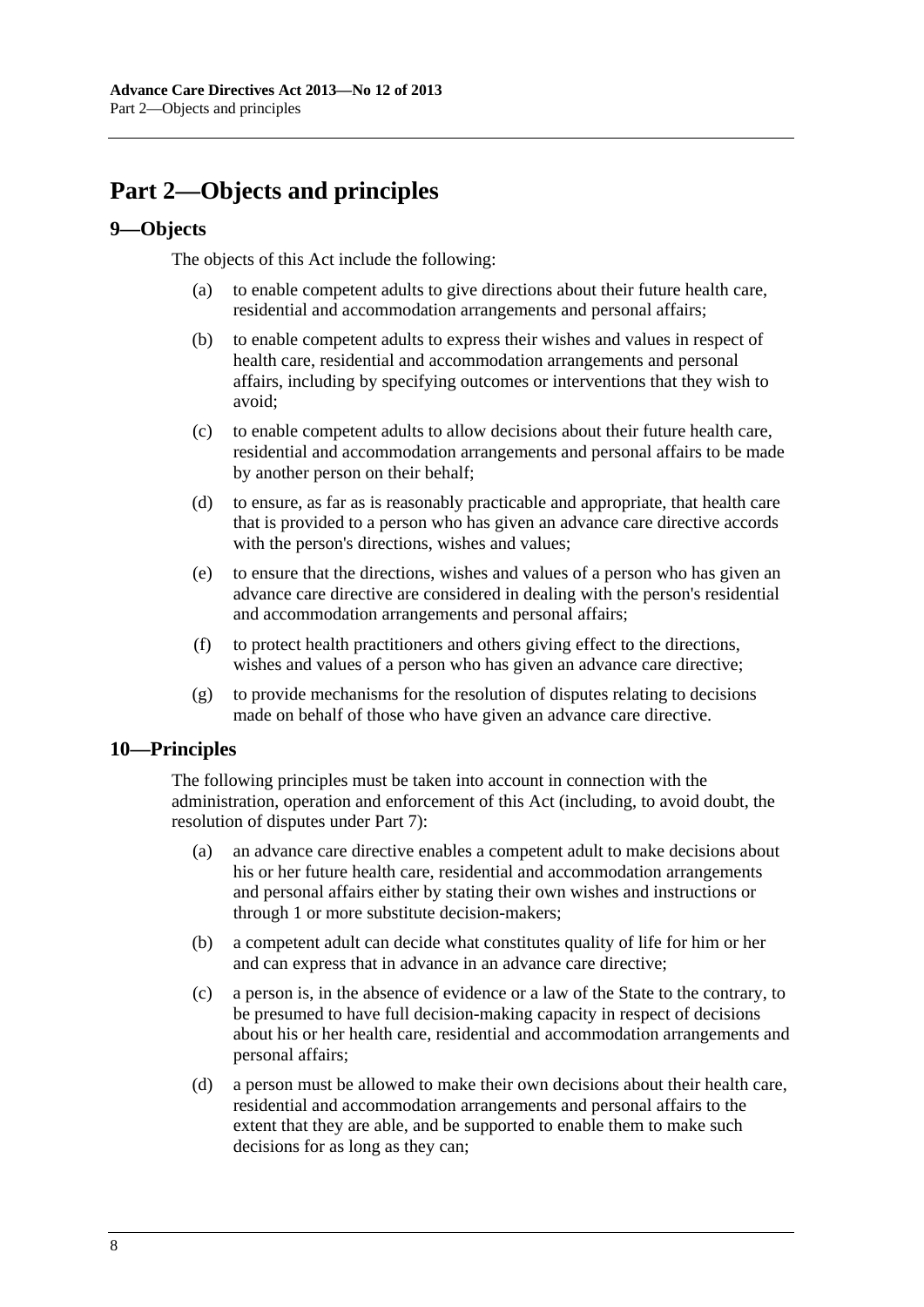## Part 2—Objects and principles

### 9—Objects

The objects of this Act include the following:

(a) to enable competent adults to give directions about their future health care, residential and accommodation arrangements and personal affairs;

(b) to enable competent adults to express their wishes and values in respect of health care, residential and accommodation arrangements and personal affairs, including by specifying outcomes or interventions that they wish to avoid;

(c) to enable competent adults to allow decisions about their future health care, residential and accommodation arrangements and personal affairs to be made by another person on their behalf;

(d) to ensure, as far as is reasonably practicable and appropriate, that health care that is provided to a person who has given an advance care directive accords with the person's directions, wishes and values;

(e) to ensure that the directions, wishes and values of a person who has given an advance care directive are considered in dealing with the person's residential and accommodation arrangements and personal affairs;

(f) to protect health practitioners and others giving effect to the directions, wishes and values of a person who has given an advance care directive;

(g) to provide mechanisms for the resolution of disputes relating to decisions made on behalf of those who have given an advance care directive.

### 10—Principles

The following principles must be taken into account in connection with the administration, operation and enforcement of this Act (including, to avoid doubt, the resolution of disputes under Part 7):

(a) an advance care directive enables a competent adult to make decisions about his or her future health care, residential and accommodation arrangements and personal affairs either by stating their own wishes and instructions or through 1 or more substitute decision-makers;

(b) a competent adult can decide what constitutes quality of life for him or her and can express that in advance in an advance care directive;

(c) a person is, in the absence of evidence or a law of the State to the contrary, to be presumed to have full decision-making capacity in respect of decisions about his or her health care, residential and accommodation arrangements and personal affairs;

(d) a person must be allowed to make their own decisions about their health care, residential and accommodation arrangements and personal affairs to the extent that they are able, and be supported to enable them to make such decisions for as long as they can;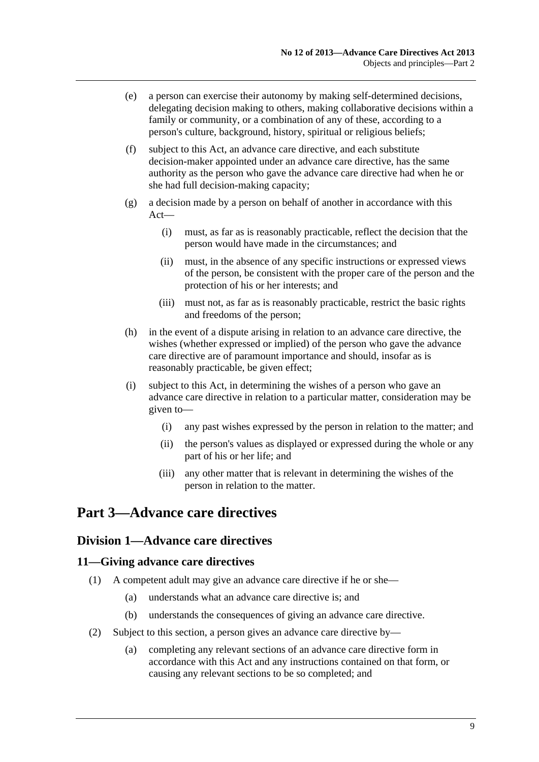(e) a person can exercise their autonomy by making self-determined decisions, delegating decision making to others, making collaborative decisions within a family or community, or a combination of any of these, according to a person's culture, background, history, spiritual or religious beliefs;

(f) subject to this Act, an advance care directive, and each substitute decision-maker appointed under an advance care directive, has the same authority as the person who gave the advance care directive had when he or she had full decision-making capacity;

(g) a decision made by a person on behalf of another in accordance with this Act—

  (i) must, as far as is reasonably practicable, reflect the decision that the person would have made in the circumstances; and

  (ii) must, in the absence of any specific instructions or expressed views of the person, be consistent with the proper care of the person and the protection of his or her interests; and

  (iii) must not, as far as is reasonably practicable, restrict the basic rights and freedoms of the person;

(h) in the event of a dispute arising in relation to an advance care directive, the wishes (whether expressed or implied) of the person who gave the advance care directive are of paramount importance and should, insofar as is reasonably practicable, be given effect;

(i) subject to this Act, in determining the wishes of a person who gave an advance care directive in relation to a particular matter, consideration may be given to—

  (i) any past wishes expressed by the person in relation to the matter; and

  (ii) the person's values as displayed or expressed during the whole or any part of his or her life; and

  (iii) any other matter that is relevant in determining the wishes of the person in relation to the matter.

# Part 3—Advance care directives

## Division 1—Advance care directives

### 11—Giving advance care directives

(1) A competent adult may give an advance care directive if he or she—

  (a) understands what an advance care directive is; and

  (b) understands the consequences of giving an advance care directive.

(2) Subject to this section, a person gives an advance care directive by—

  (a) completing any relevant sections of an advance care directive form in accordance with this Act and any instructions contained on that form, or causing any relevant sections to be so completed; and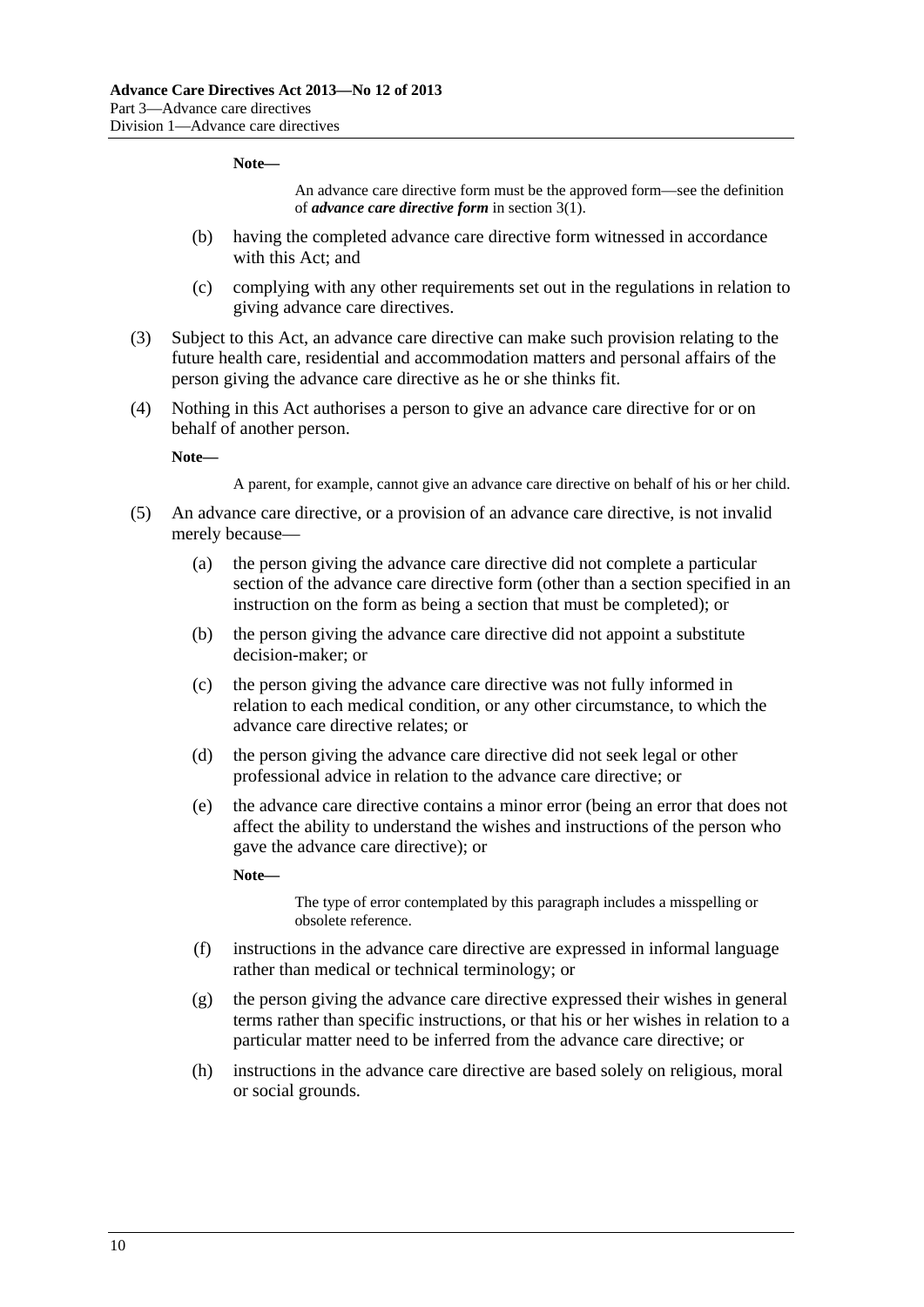**Note—**

An advance care directive form must be the approved form—see the definition of ***advance care directive form*** in section 3(1).

(b) having the completed advance care directive form witnessed in accordance with this Act; and

(c) complying with any other requirements set out in the regulations in relation to giving advance care directives.

(3) Subject to this Act, an advance care directive can make such provision relating to the future health care, residential and accommodation matters and personal affairs of the person giving the advance care directive as he or she thinks fit.

(4) Nothing in this Act authorises a person to give an advance care directive for or on behalf of another person.

**Note—**

A parent, for example, cannot give an advance care directive on behalf of his or her child.

(5) An advance care directive, or a provision of an advance care directive, is not invalid merely because—

(a) the person giving the advance care directive did not complete a particular section of the advance care directive form (other than a section specified in an instruction on the form as being a section that must be completed); or

(b) the person giving the advance care directive did not appoint a substitute decision-maker; or

(c) the person giving the advance care directive was not fully informed in relation to each medical condition, or any other circumstance, to which the advance care directive relates; or

(d) the person giving the advance care directive did not seek legal or other professional advice in relation to the advance care directive; or

(e) the advance care directive contains a minor error (being an error that does not affect the ability to understand the wishes and instructions of the person who gave the advance care directive); or

**Note—**

The type of error contemplated by this paragraph includes a misspelling or obsolete reference.

(f) instructions in the advance care directive are expressed in informal language rather than medical or technical terminology; or

(g) the person giving the advance care directive expressed their wishes in general terms rather than specific instructions, or that his or her wishes in relation to a particular matter need to be inferred from the advance care directive; or

(h) instructions in the advance care directive are based solely on religious, moral or social grounds.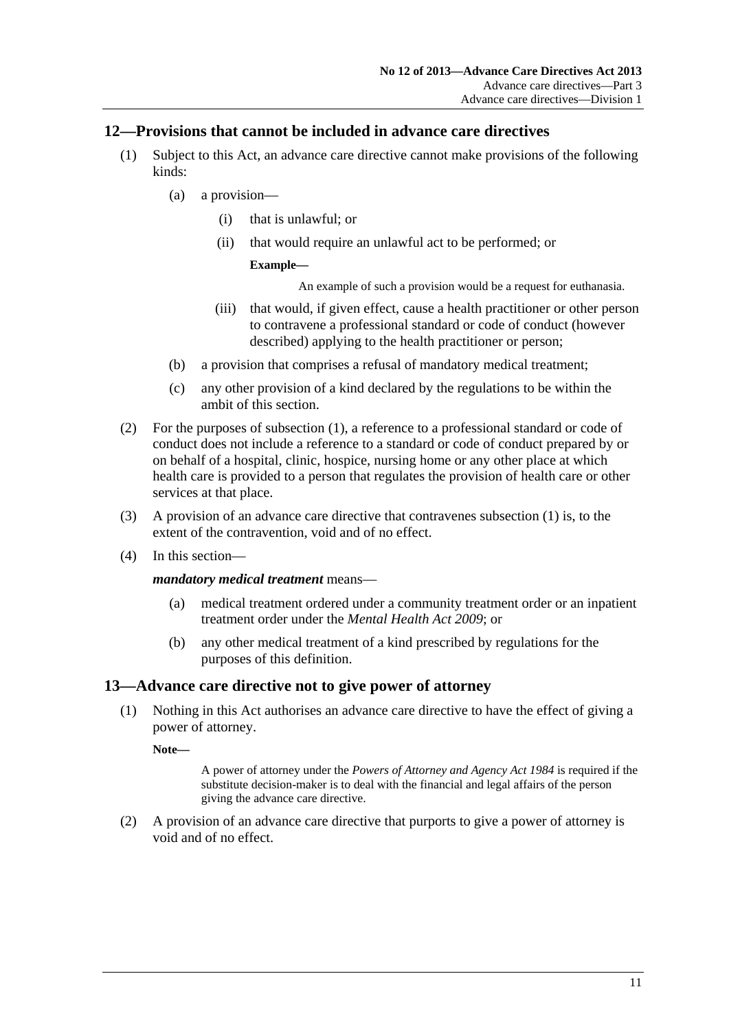## 12—Provisions that cannot be included in advance care directives

(1) Subject to this Act, an advance care directive cannot make provisions of the following kinds:

  (a) a provision—

    (i) that is unlawful; or

    (ii) that would require an unlawful act to be performed; or

    **Example—**

    An example of such a provision would be a request for euthanasia.

    (iii) that would, if given effect, cause a health practitioner or other person to contravene a professional standard or code of conduct (however described) applying to the health practitioner or person;

  (b) a provision that comprises a refusal of mandatory medical treatment;

  (c) any other provision of a kind declared by the regulations to be within the ambit of this section.

(2) For the purposes of subsection (1), a reference to a professional standard or code of conduct does not include a reference to a standard or code of conduct prepared by or on behalf of a hospital, clinic, hospice, nursing home or any other place at which health care is provided to a person that regulates the provision of health care or other services at that place.

(3) A provision of an advance care directive that contravenes subsection (1) is, to the extent of the contravention, void and of no effect.

(4) In this section—

***mandatory medical treatment*** means—

  (a) medical treatment ordered under a community treatment order or an inpatient treatment order under the *Mental Health Act 2009*; or

  (b) any other medical treatment of a kind prescribed by regulations for the purposes of this definition.

## 13—Advance care directive not to give power of attorney

(1) Nothing in this Act authorises an advance care directive to have the effect of giving a power of attorney.

**Note—**

A power of attorney under the *Powers of Attorney and Agency Act 1984* is required if the substitute decision-maker is to deal with the financial and legal affairs of the person giving the advance care directive.

(2) A provision of an advance care directive that purports to give a power of attorney is void and of no effect.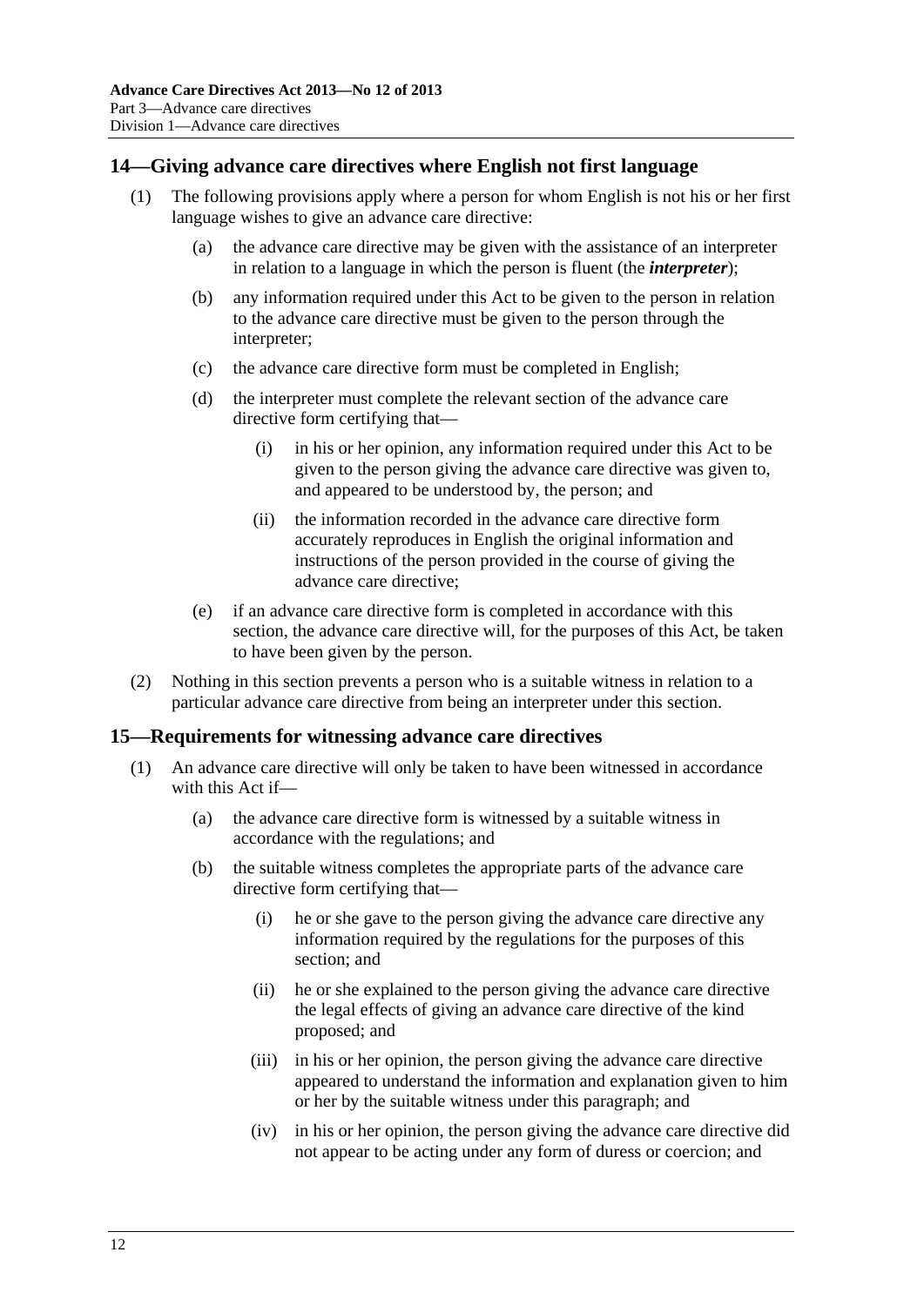## 14—Giving advance care directives where English not first language

(1) The following provisions apply where a person for whom English is not his or her first language wishes to give an advance care directive:

  (a) the advance care directive may be given with the assistance of an interpreter in relation to a language in which the person is fluent (the ***interpreter***);

  (b) any information required under this Act to be given to the person in relation to the advance care directive must be given to the person through the interpreter;

  (c) the advance care directive form must be completed in English;

  (d) the interpreter must complete the relevant section of the advance care directive form certifying that—

    (i) in his or her opinion, any information required under this Act to be given to the person giving the advance care directive was given to, and appeared to be understood by, the person; and

    (ii) the information recorded in the advance care directive form accurately reproduces in English the original information and instructions of the person provided in the course of giving the advance care directive;

  (e) if an advance care directive form is completed in accordance with this section, the advance care directive will, for the purposes of this Act, be taken to have been given by the person.

(2) Nothing in this section prevents a person who is a suitable witness in relation to a particular advance care directive from being an interpreter under this section.

## 15—Requirements for witnessing advance care directives

(1) An advance care directive will only be taken to have been witnessed in accordance with this Act if—

  (a) the advance care directive form is witnessed by a suitable witness in accordance with the regulations; and

  (b) the suitable witness completes the appropriate parts of the advance care directive form certifying that—

    (i) he or she gave to the person giving the advance care directive any information required by the regulations for the purposes of this section; and

    (ii) he or she explained to the person giving the advance care directive the legal effects of giving an advance care directive of the kind proposed; and

    (iii) in his or her opinion, the person giving the advance care directive appeared to understand the information and explanation given to him or her by the suitable witness under this paragraph; and

    (iv) in his or her opinion, the person giving the advance care directive did not appear to be acting under any form of duress or coercion; and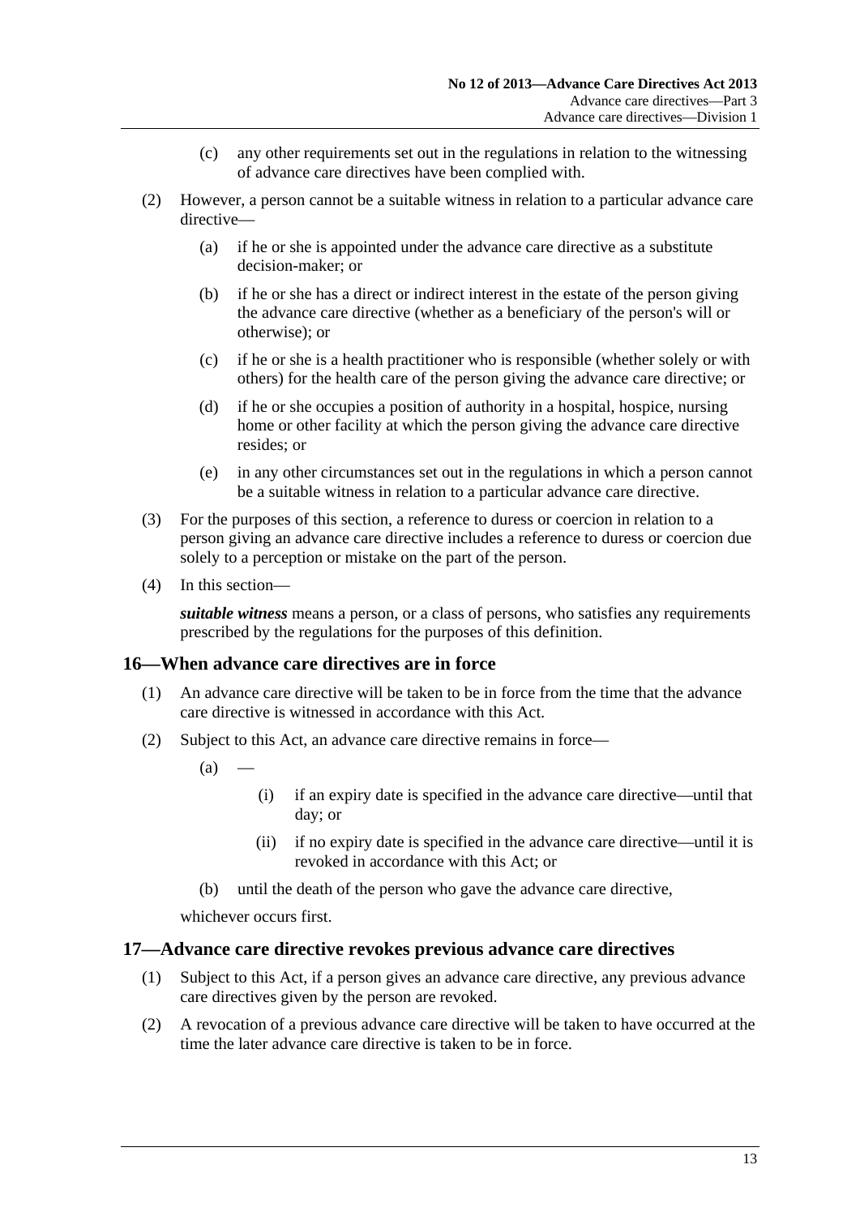(c) any other requirements set out in the regulations in relation to the witnessing of advance care directives have been complied with.

(2) However, a person cannot be a suitable witness in relation to a particular advance care directive—

(a) if he or she is appointed under the advance care directive as a substitute decision-maker; or

(b) if he or she has a direct or indirect interest in the estate of the person giving the advance care directive (whether as a beneficiary of the person's will or otherwise); or

(c) if he or she is a health practitioner who is responsible (whether solely or with others) for the health care of the person giving the advance care directive; or

(d) if he or she occupies a position of authority in a hospital, hospice, nursing home or other facility at which the person giving the advance care directive resides; or

(e) in any other circumstances set out in the regulations in which a person cannot be a suitable witness in relation to a particular advance care directive.

(3) For the purposes of this section, a reference to duress or coercion in relation to a person giving an advance care directive includes a reference to duress or coercion due solely to a perception or mistake on the part of the person.

(4) In this section—

***suitable witness*** means a person, or a class of persons, who satisfies any requirements prescribed by the regulations for the purposes of this definition.

## 16—When advance care directives are in force

(1) An advance care directive will be taken to be in force from the time that the advance care directive is witnessed in accordance with this Act.

(2) Subject to this Act, an advance care directive remains in force—

(a) —

(i) if an expiry date is specified in the advance care directive—until that day; or

(ii) if no expiry date is specified in the advance care directive—until it is revoked in accordance with this Act; or

(b) until the death of the person who gave the advance care directive,

whichever occurs first.

## 17—Advance care directive revokes previous advance care directives

(1) Subject to this Act, if a person gives an advance care directive, any previous advance care directives given by the person are revoked.

(2) A revocation of a previous advance care directive will be taken to have occurred at the time the later advance care directive is taken to be in force.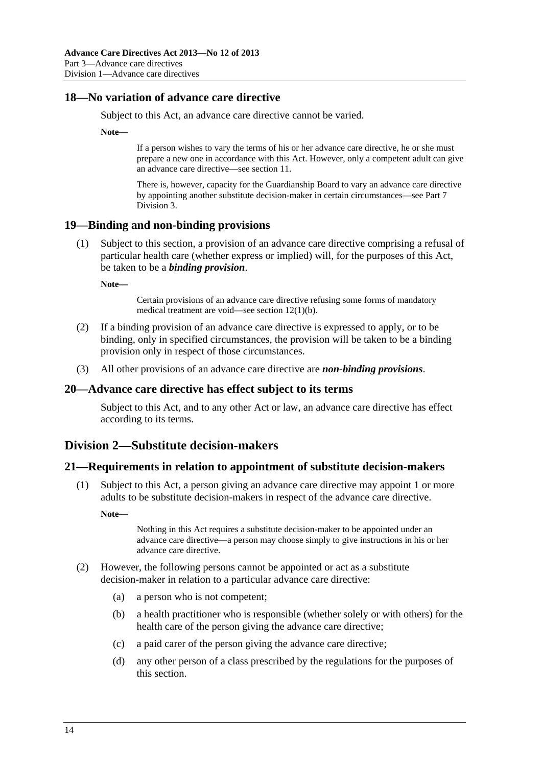## 18—No variation of advance care directive

Subject to this Act, an advance care directive cannot be varied.

**Note—**

If a person wishes to vary the terms of his or her advance care directive, he or she must prepare a new one in accordance with this Act. However, only a competent adult can give an advance care directive—see section 11.

There is, however, capacity for the Guardianship Board to vary an advance care directive by appointing another substitute decision-maker in certain circumstances—see Part 7 Division 3.

## 19—Binding and non-binding provisions

(1) Subject to this section, a provision of an advance care directive comprising a refusal of particular health care (whether express or implied) will, for the purposes of this Act, be taken to be a ***binding provision***.

**Note—**

Certain provisions of an advance care directive refusing some forms of mandatory medical treatment are void—see section 12(1)(b).

(2) If a binding provision of an advance care directive is expressed to apply, or to be binding, only in specified circumstances, the provision will be taken to be a binding provision only in respect of those circumstances.

(3) All other provisions of an advance care directive are ***non-binding provisions***.

## 20—Advance care directive has effect subject to its terms

Subject to this Act, and to any other Act or law, an advance care directive has effect according to its terms.

# Division 2—Substitute decision-makers

## 21—Requirements in relation to appointment of substitute decision-makers

(1) Subject to this Act, a person giving an advance care directive may appoint 1 or more adults to be substitute decision-makers in respect of the advance care directive.

**Note—**

Nothing in this Act requires a substitute decision-maker to be appointed under an advance care directive—a person may choose simply to give instructions in his or her advance care directive.

(2) However, the following persons cannot be appointed or act as a substitute decision-maker in relation to a particular advance care directive:

- (a) a person who is not competent;
- (b) a health practitioner who is responsible (whether solely or with others) for the health care of the person giving the advance care directive;
- (c) a paid carer of the person giving the advance care directive;
- (d) any other person of a class prescribed by the regulations for the purposes of this section.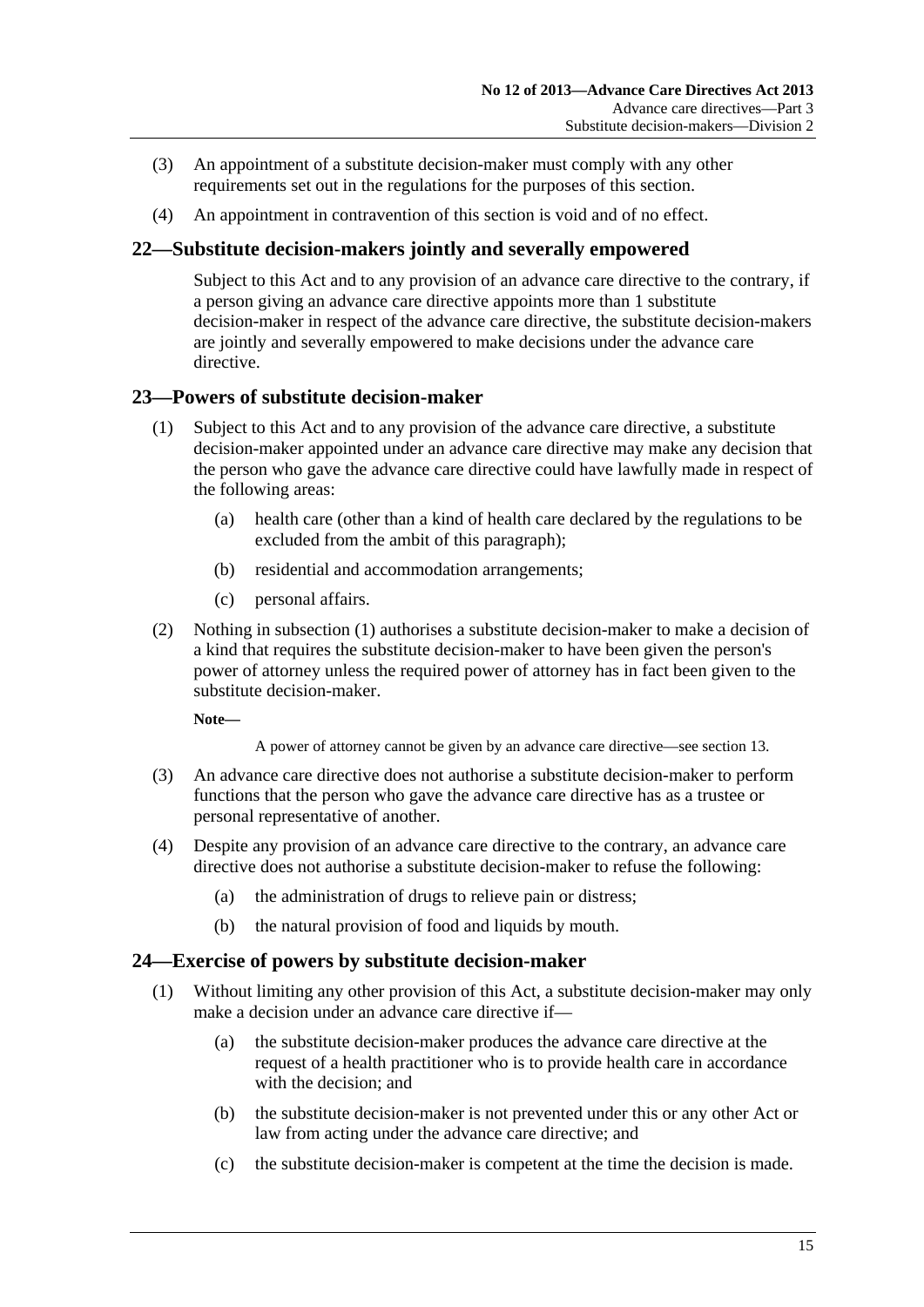(3) An appointment of a substitute decision-maker must comply with any other requirements set out in the regulations for the purposes of this section.

(4) An appointment in contravention of this section is void and of no effect.

## 22—Substitute decision-makers jointly and severally empowered

Subject to this Act and to any provision of an advance care directive to the contrary, if a person giving an advance care directive appoints more than 1 substitute decision-maker in respect of the advance care directive, the substitute decision-makers are jointly and severally empowered to make decisions under the advance care directive.

## 23—Powers of substitute decision-maker

(1) Subject to this Act and to any provision of the advance care directive, a substitute decision-maker appointed under an advance care directive may make any decision that the person who gave the advance care directive could have lawfully made in respect of the following areas:

- (a) health care (other than a kind of health care declared by the regulations to be excluded from the ambit of this paragraph);
- (b) residential and accommodation arrangements;
- (c) personal affairs.

(2) Nothing in subsection (1) authorises a substitute decision-maker to make a decision of a kind that requires the substitute decision-maker to have been given the person's power of attorney unless the required power of attorney has in fact been given to the substitute decision-maker.

**Note—**

A power of attorney cannot be given by an advance care directive—see section 13.

(3) An advance care directive does not authorise a substitute decision-maker to perform functions that the person who gave the advance care directive has as a trustee or personal representative of another.

(4) Despite any provision of an advance care directive to the contrary, an advance care directive does not authorise a substitute decision-maker to refuse the following:

- (a) the administration of drugs to relieve pain or distress;
- (b) the natural provision of food and liquids by mouth.

## 24—Exercise of powers by substitute decision-maker

(1) Without limiting any other provision of this Act, a substitute decision-maker may only make a decision under an advance care directive if—

- (a) the substitute decision-maker produces the advance care directive at the request of a health practitioner who is to provide health care in accordance with the decision; and
- (b) the substitute decision-maker is not prevented under this or any other Act or law from acting under the advance care directive; and
- (c) the substitute decision-maker is competent at the time the decision is made.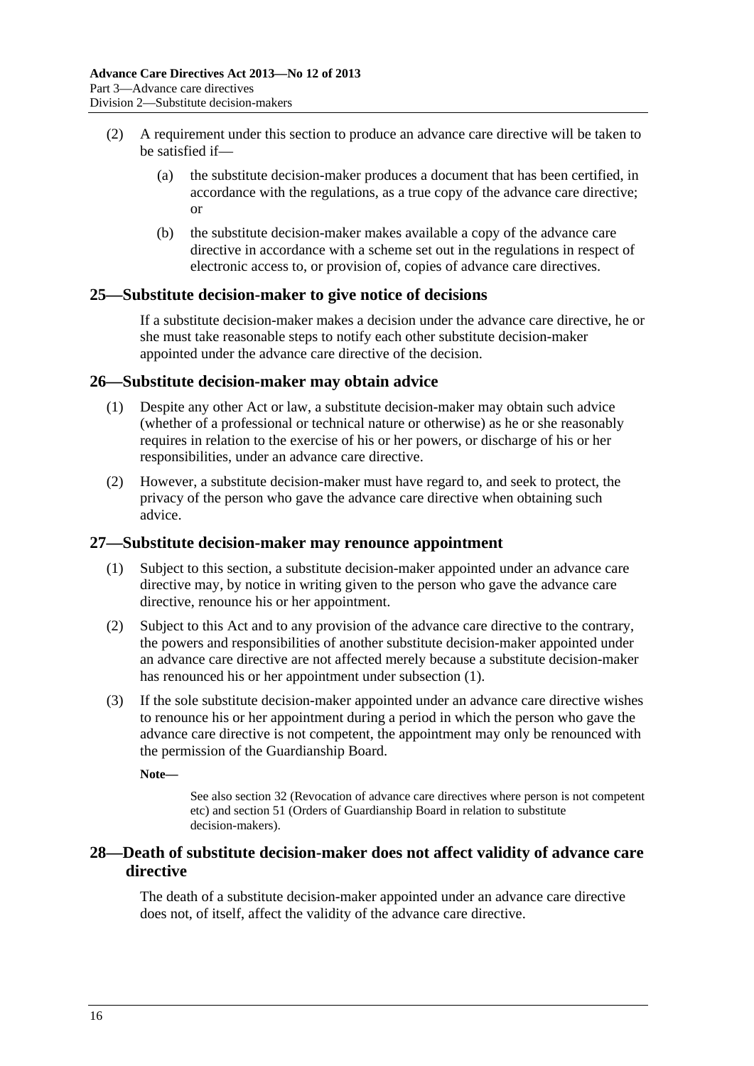(2) A requirement under this section to produce an advance care directive will be taken to be satisfied if—

(a) the substitute decision-maker produces a document that has been certified, in accordance with the regulations, as a true copy of the advance care directive; or

(b) the substitute decision-maker makes available a copy of the advance care directive in accordance with a scheme set out in the regulations in respect of electronic access to, or provision of, copies of advance care directives.

## 25—Substitute decision-maker to give notice of decisions

If a substitute decision-maker makes a decision under the advance care directive, he or she must take reasonable steps to notify each other substitute decision-maker appointed under the advance care directive of the decision.

## 26—Substitute decision-maker may obtain advice

(1) Despite any other Act or law, a substitute decision-maker may obtain such advice (whether of a professional or technical nature or otherwise) as he or she reasonably requires in relation to the exercise of his or her powers, or discharge of his or her responsibilities, under an advance care directive.

(2) However, a substitute decision-maker must have regard to, and seek to protect, the privacy of the person who gave the advance care directive when obtaining such advice.

## 27—Substitute decision-maker may renounce appointment

(1) Subject to this section, a substitute decision-maker appointed under an advance care directive may, by notice in writing given to the person who gave the advance care directive, renounce his or her appointment.

(2) Subject to this Act and to any provision of the advance care directive to the contrary, the powers and responsibilities of another substitute decision-maker appointed under an advance care directive are not affected merely because a substitute decision-maker has renounced his or her appointment under subsection (1).

(3) If the sole substitute decision-maker appointed under an advance care directive wishes to renounce his or her appointment during a period in which the person who gave the advance care directive is not competent, the appointment may only be renounced with the permission of the Guardianship Board.

**Note—**

See also section 32 (Revocation of advance care directives where person is not competent etc) and section 51 (Orders of Guardianship Board in relation to substitute decision-makers).

## 28—Death of substitute decision-maker does not affect validity of advance care directive

The death of a substitute decision-maker appointed under an advance care directive does not, of itself, affect the validity of the advance care directive.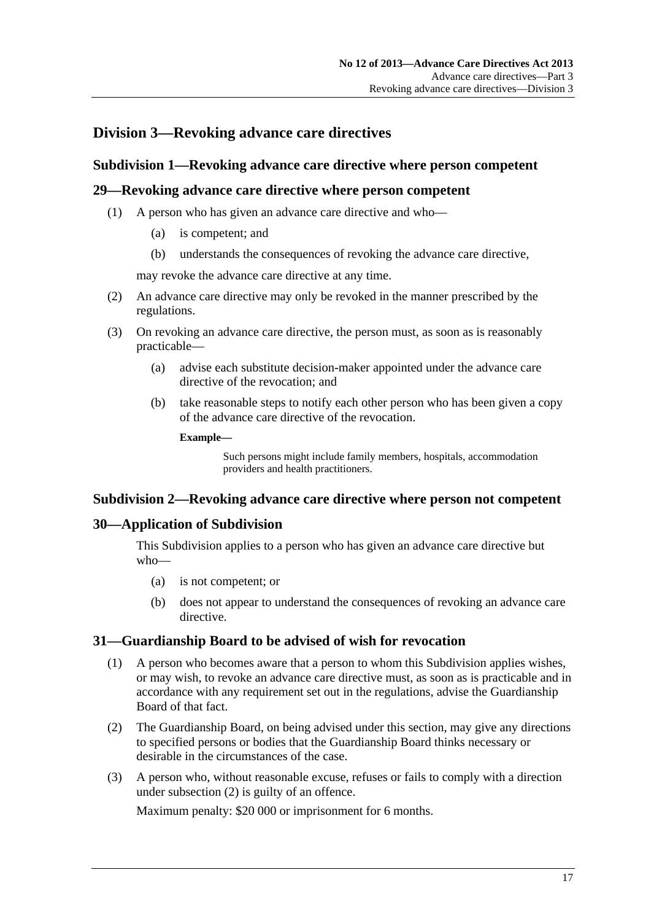## Division 3—Revoking advance care directives

### Subdivision 1—Revoking advance care directive where person competent

### 29—Revoking advance care directive where person competent

(1) A person who has given an advance care directive and who—

  (a) is competent; and

  (b) understands the consequences of revoking the advance care directive,

may revoke the advance care directive at any time.

(2) An advance care directive may only be revoked in the manner prescribed by the regulations.

(3) On revoking an advance care directive, the person must, as soon as is reasonably practicable—

  (a) advise each substitute decision-maker appointed under the advance care directive of the revocation; and

  (b) take reasonable steps to notify each other person who has been given a copy of the advance care directive of the revocation.

**Example—**

Such persons might include family members, hospitals, accommodation providers and health practitioners.

### Subdivision 2—Revoking advance care directive where person not competent

### 30—Application of Subdivision

This Subdivision applies to a person who has given an advance care directive but who—

  (a) is not competent; or

  (b) does not appear to understand the consequences of revoking an advance care directive.

### 31—Guardianship Board to be advised of wish for revocation

(1) A person who becomes aware that a person to whom this Subdivision applies wishes, or may wish, to revoke an advance care directive must, as soon as is practicable and in accordance with any requirement set out in the regulations, advise the Guardianship Board of that fact.

(2) The Guardianship Board, on being advised under this section, may give any directions to specified persons or bodies that the Guardianship Board thinks necessary or desirable in the circumstances of the case.

(3) A person who, without reasonable excuse, refuses or fails to comply with a direction under subsection (2) is guilty of an offence.

Maximum penalty: $20 000 or imprisonment for 6 months.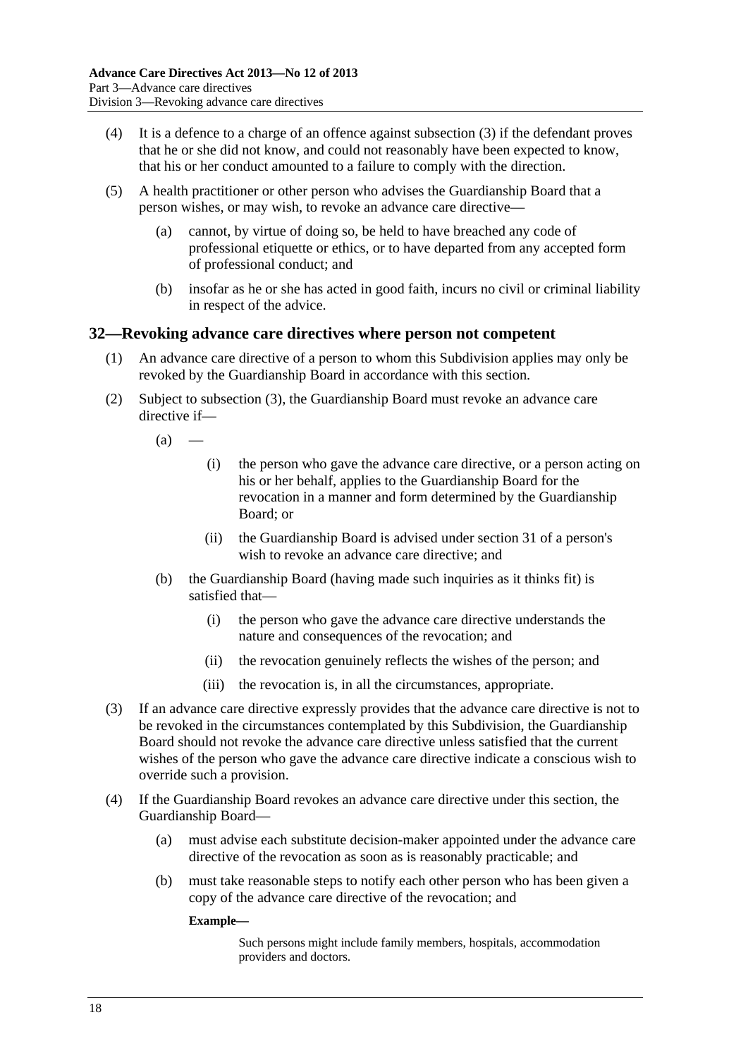(4) It is a defence to a charge of an offence against subsection (3) if the defendant proves that he or she did not know, and could not reasonably have been expected to know, that his or her conduct amounted to a failure to comply with the direction.

(5) A health practitioner or other person who advises the Guardianship Board that a person wishes, or may wish, to revoke an advance care directive—

(a) cannot, by virtue of doing so, be held to have breached any code of professional etiquette or ethics, or to have departed from any accepted form of professional conduct; and

(b) insofar as he or she has acted in good faith, incurs no civil or criminal liability in respect of the advice.

## 32—Revoking advance care directives where person not competent

(1) An advance care directive of a person to whom this Subdivision applies may only be revoked by the Guardianship Board in accordance with this section.

(2) Subject to subsection (3), the Guardianship Board must revoke an advance care directive if—

(a) —

(i) the person who gave the advance care directive, or a person acting on his or her behalf, applies to the Guardianship Board for the revocation in a manner and form determined by the Guardianship Board; or

(ii) the Guardianship Board is advised under section 31 of a person's wish to revoke an advance care directive; and

(b) the Guardianship Board (having made such inquiries as it thinks fit) is satisfied that—

(i) the person who gave the advance care directive understands the nature and consequences of the revocation; and

(ii) the revocation genuinely reflects the wishes of the person; and

(iii) the revocation is, in all the circumstances, appropriate.

(3) If an advance care directive expressly provides that the advance care directive is not to be revoked in the circumstances contemplated by this Subdivision, the Guardianship Board should not revoke the advance care directive unless satisfied that the current wishes of the person who gave the advance care directive indicate a conscious wish to override such a provision.

(4) If the Guardianship Board revokes an advance care directive under this section, the Guardianship Board—

(a) must advise each substitute decision-maker appointed under the advance care directive of the revocation as soon as is reasonably practicable; and

(b) must take reasonable steps to notify each other person who has been given a copy of the advance care directive of the revocation; and

**Example—**

Such persons might include family members, hospitals, accommodation providers and doctors.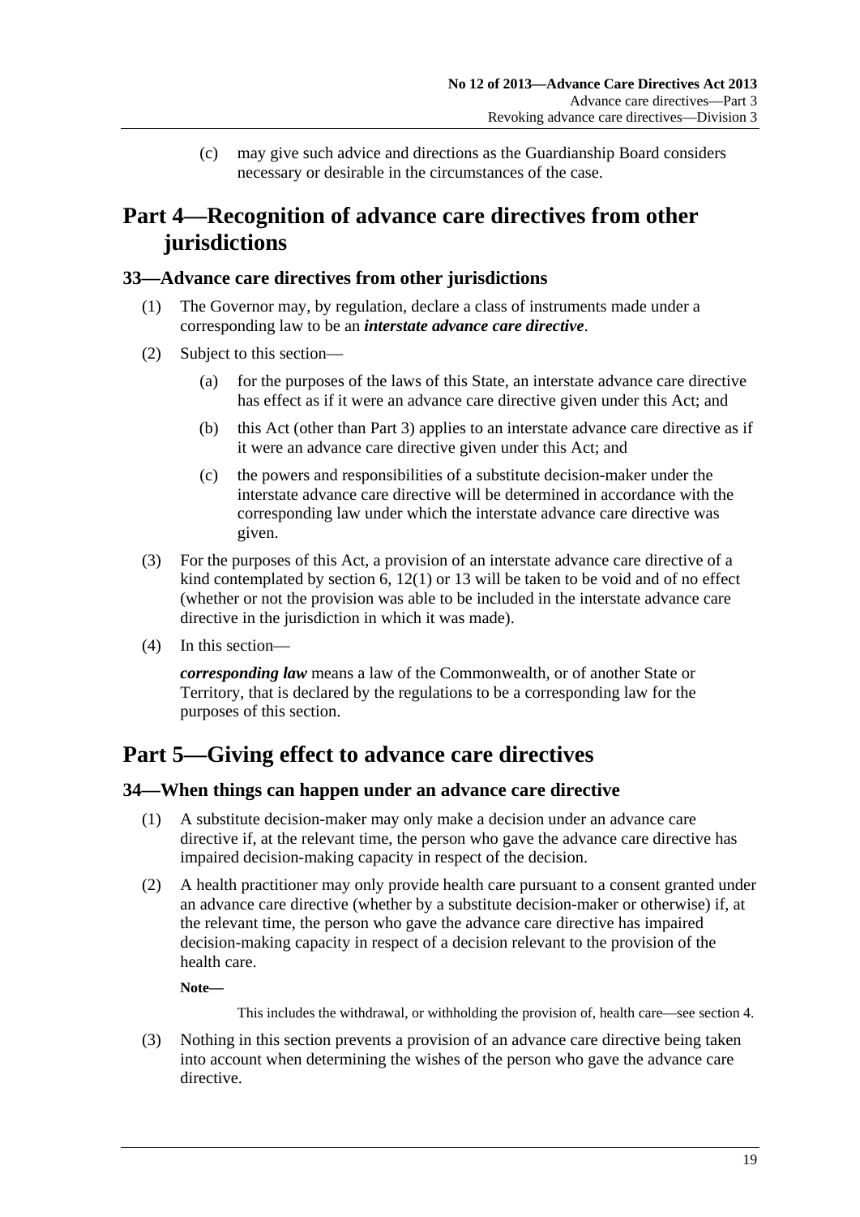(c) may give such advice and directions as the Guardianship Board considers necessary or desirable in the circumstances of the case.

# Part 4—Recognition of advance care directives from other jurisdictions

## 33—Advance care directives from other jurisdictions

(1) The Governor may, by regulation, declare a class of instruments made under a corresponding law to be an ***interstate advance care directive***.

(2) Subject to this section—

(a) for the purposes of the laws of this State, an interstate advance care directive has effect as if it were an advance care directive given under this Act; and

(b) this Act (other than Part 3) applies to an interstate advance care directive as if it were an advance care directive given under this Act; and

(c) the powers and responsibilities of a substitute decision-maker under the interstate advance care directive will be determined in accordance with the corresponding law under which the interstate advance care directive was given.

(3) For the purposes of this Act, a provision of an interstate advance care directive of a kind contemplated by section 6, 12(1) or 13 will be taken to be void and of no effect (whether or not the provision was able to be included in the interstate advance care directive in the jurisdiction in which it was made).

(4) In this section—

***corresponding law*** means a law of the Commonwealth, or of another State or Territory, that is declared by the regulations to be a corresponding law for the purposes of this section.

# Part 5—Giving effect to advance care directives

## 34—When things can happen under an advance care directive

(1) A substitute decision-maker may only make a decision under an advance care directive if, at the relevant time, the person who gave the advance care directive has impaired decision-making capacity in respect of the decision.

(2) A health practitioner may only provide health care pursuant to a consent granted under an advance care directive (whether by a substitute decision-maker or otherwise) if, at the relevant time, the person who gave the advance care directive has impaired decision-making capacity in respect of a decision relevant to the provision of the health care.

**Note—**

This includes the withdrawal, or withholding the provision of, health care—see section 4.

(3) Nothing in this section prevents a provision of an advance care directive being taken into account when determining the wishes of the person who gave the advance care directive.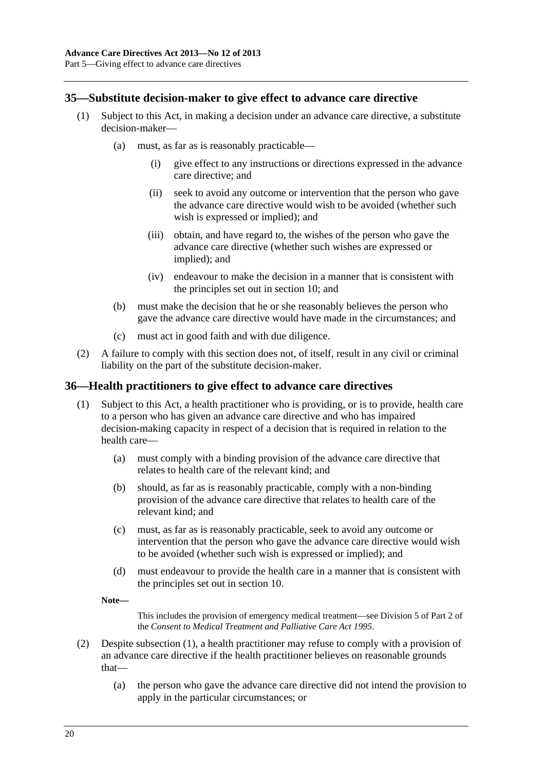## 35—Substitute decision-maker to give effect to advance care directive

(1) Subject to this Act, in making a decision under an advance care directive, a substitute decision-maker—

(a) must, as far as is reasonably practicable—

(i) give effect to any instructions or directions expressed in the advance care directive; and

(ii) seek to avoid any outcome or intervention that the person who gave the advance care directive would wish to be avoided (whether such wish is expressed or implied); and

(iii) obtain, and have regard to, the wishes of the person who gave the advance care directive (whether such wishes are expressed or implied); and

(iv) endeavour to make the decision in a manner that is consistent with the principles set out in section 10; and

(b) must make the decision that he or she reasonably believes the person who gave the advance care directive would have made in the circumstances; and

(c) must act in good faith and with due diligence.

(2) A failure to comply with this section does not, of itself, result in any civil or criminal liability on the part of the substitute decision-maker.

## 36—Health practitioners to give effect to advance care directives

(1) Subject to this Act, a health practitioner who is providing, or is to provide, health care to a person who has given an advance care directive and who has impaired decision-making capacity in respect of a decision that is required in relation to the health care—

(a) must comply with a binding provision of the advance care directive that relates to health care of the relevant kind; and

(b) should, as far as is reasonably practicable, comply with a non-binding provision of the advance care directive that relates to health care of the relevant kind; and

(c) must, as far as is reasonably practicable, seek to avoid any outcome or intervention that the person who gave the advance care directive would wish to be avoided (whether such wish is expressed or implied); and

(d) must endeavour to provide the health care in a manner that is consistent with the principles set out in section 10.

**Note—**

This includes the provision of emergency medical treatment—see Division 5 of Part 2 of the *Consent to Medical Treatment and Palliative Care Act 1995*.

(2) Despite subsection (1), a health practitioner may refuse to comply with a provision of an advance care directive if the health practitioner believes on reasonable grounds that—

(a) the person who gave the advance care directive did not intend the provision to apply in the particular circumstances; or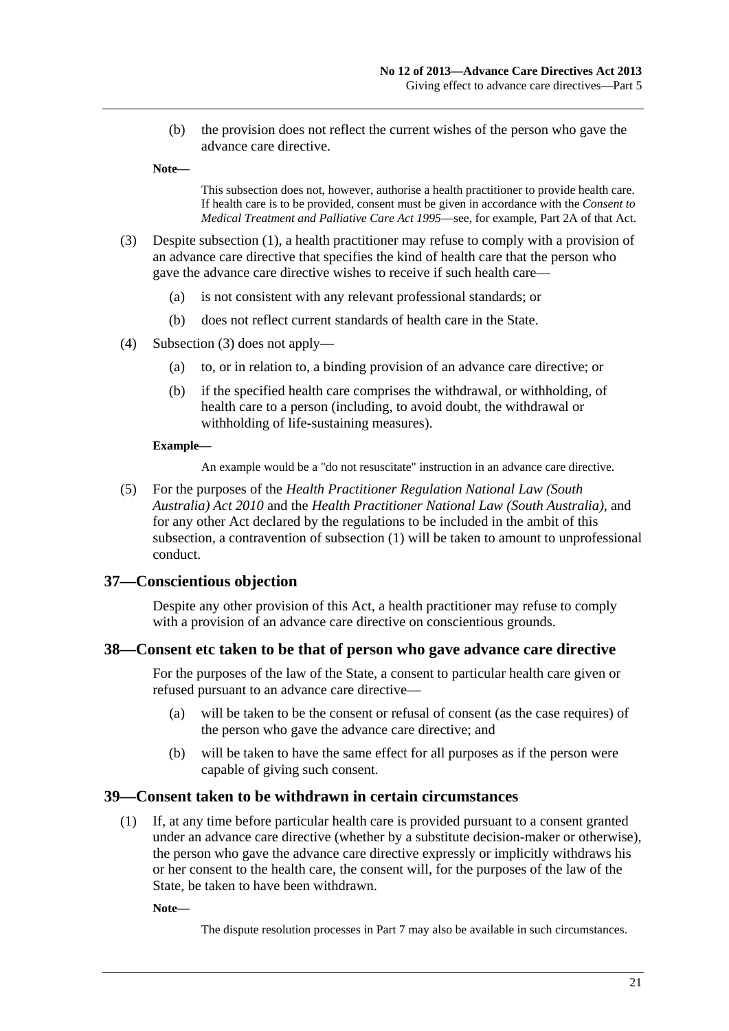(b) the provision does not reflect the current wishes of the person who gave the advance care directive.

**Note—**

This subsection does not, however, authorise a health practitioner to provide health care. If health care is to be provided, consent must be given in accordance with the *Consent to Medical Treatment and Palliative Care Act 1995*—see, for example, Part 2A of that Act.

(3) Despite subsection (1), a health practitioner may refuse to comply with a provision of an advance care directive that specifies the kind of health care that the person who gave the advance care directive wishes to receive if such health care—

(a) is not consistent with any relevant professional standards; or

(b) does not reflect current standards of health care in the State.

(4) Subsection (3) does not apply—

(a) to, or in relation to, a binding provision of an advance care directive; or

(b) if the specified health care comprises the withdrawal, or withholding, of health care to a person (including, to avoid doubt, the withdrawal or withholding of life-sustaining measures).

**Example—**

An example would be a "do not resuscitate" instruction in an advance care directive.

(5) For the purposes of the *Health Practitioner Regulation National Law (South Australia) Act 2010* and the *Health Practitioner National Law (South Australia)*, and for any other Act declared by the regulations to be included in the ambit of this subsection, a contravention of subsection (1) will be taken to amount to unprofessional conduct.

## 37—Conscientious objection

Despite any other provision of this Act, a health practitioner may refuse to comply with a provision of an advance care directive on conscientious grounds.

## 38—Consent etc taken to be that of person who gave advance care directive

For the purposes of the law of the State, a consent to particular health care given or refused pursuant to an advance care directive—

(a) will be taken to be the consent or refusal of consent (as the case requires) of the person who gave the advance care directive; and

(b) will be taken to have the same effect for all purposes as if the person were capable of giving such consent.

## 39—Consent taken to be withdrawn in certain circumstances

(1) If, at any time before particular health care is provided pursuant to a consent granted under an advance care directive (whether by a substitute decision-maker or otherwise), the person who gave the advance care directive expressly or implicitly withdraws his or her consent to the health care, the consent will, for the purposes of the law of the State, be taken to have been withdrawn.

**Note—**

The dispute resolution processes in Part 7 may also be available in such circumstances.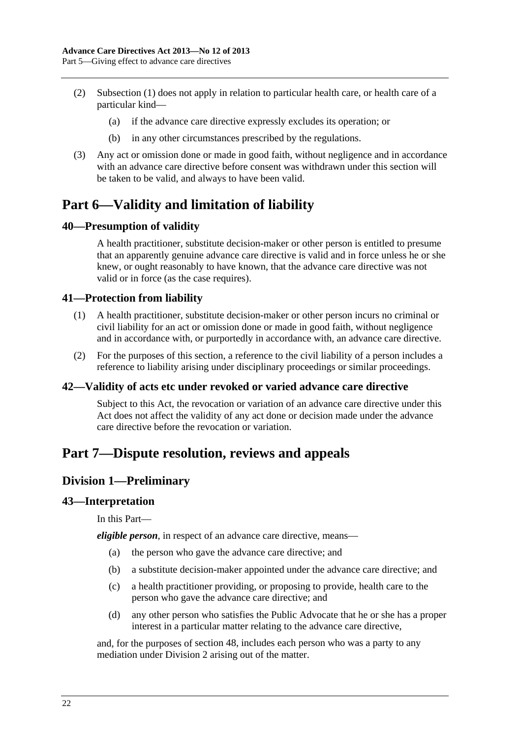(2) Subsection (1) does not apply in relation to particular health care, or health care of a particular kind—

(a) if the advance care directive expressly excludes its operation; or

(b) in any other circumstances prescribed by the regulations.

(3) Any act or omission done or made in good faith, without negligence and in accordance with an advance care directive before consent was withdrawn under this section will be taken to be valid, and always to have been valid.

# Part 6—Validity and limitation of liability

## 40—Presumption of validity

A health practitioner, substitute decision-maker or other person is entitled to presume that an apparently genuine advance care directive is valid and in force unless he or she knew, or ought reasonably to have known, that the advance care directive was not valid or in force (as the case requires).

## 41—Protection from liability

(1) A health practitioner, substitute decision-maker or other person incurs no criminal or civil liability for an act or omission done or made in good faith, without negligence and in accordance with, or purportedly in accordance with, an advance care directive.

(2) For the purposes of this section, a reference to the civil liability of a person includes a reference to liability arising under disciplinary proceedings or similar proceedings.

## 42—Validity of acts etc under revoked or varied advance care directive

Subject to this Act, the revocation or variation of an advance care directive under this Act does not affect the validity of any act done or decision made under the advance care directive before the revocation or variation.

# Part 7—Dispute resolution, reviews and appeals

## Division 1—Preliminary

## 43—Interpretation

In this Part—

***eligible person***, in respect of an advance care directive, means—

(a) the person who gave the advance care directive; and

(b) a substitute decision-maker appointed under the advance care directive; and

(c) a health practitioner providing, or proposing to provide, health care to the person who gave the advance care directive; and

(d) any other person who satisfies the Public Advocate that he or she has a proper interest in a particular matter relating to the advance care directive,

and, for the purposes of section 48, includes each person who was a party to any mediation under Division 2 arising out of the matter.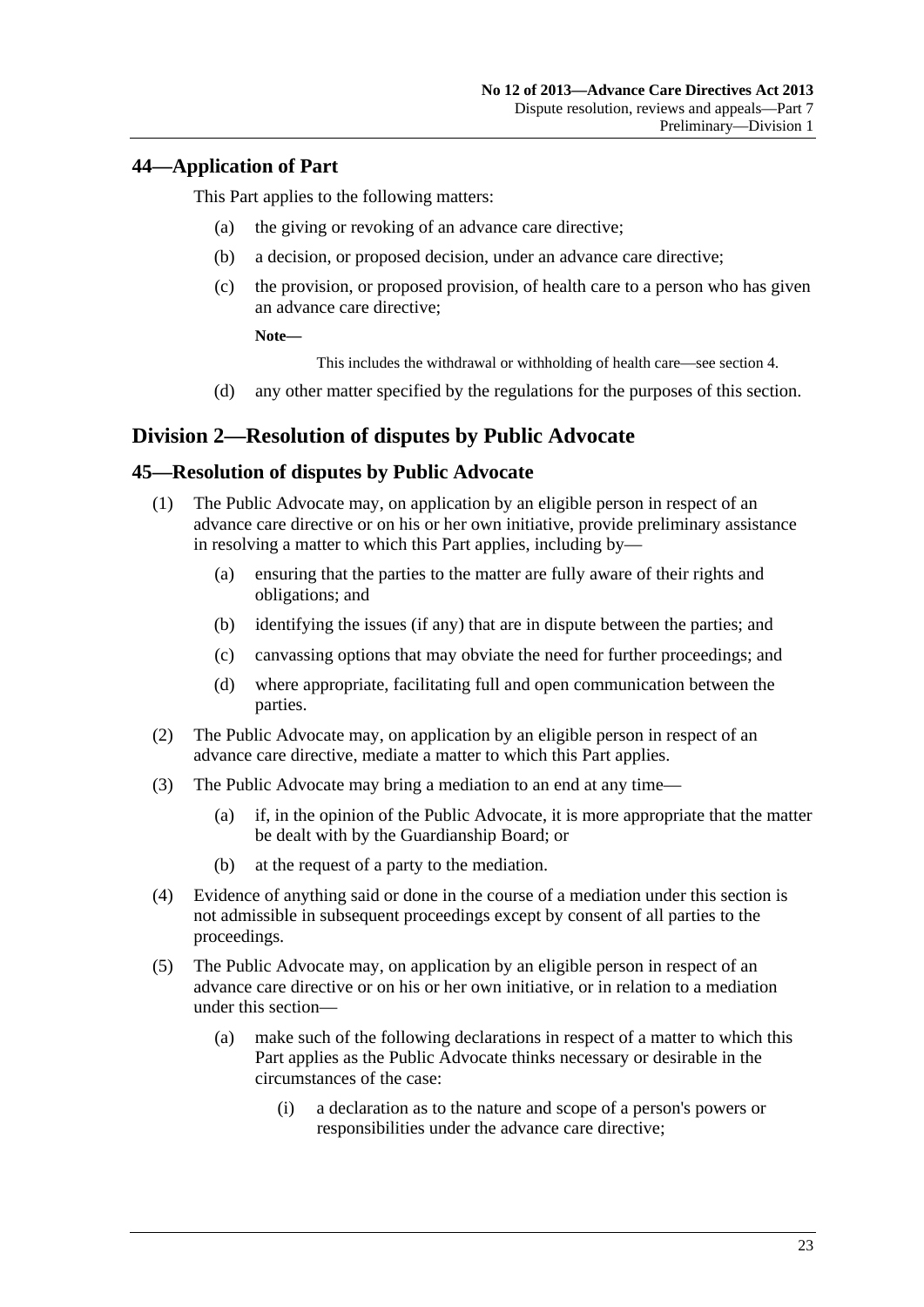## 44—Application of Part

This Part applies to the following matters:

(a) the giving or revoking of an advance care directive;

(b) a decision, or proposed decision, under an advance care directive;

(c) the provision, or proposed provision, of health care to a person who has given an advance care directive;

**Note—**

This includes the withdrawal or withholding of health care—see section 4.

(d) any other matter specified by the regulations for the purposes of this section.

# Division 2—Resolution of disputes by Public Advocate

## 45—Resolution of disputes by Public Advocate

(1) The Public Advocate may, on application by an eligible person in respect of an advance care directive or on his or her own initiative, provide preliminary assistance in resolving a matter to which this Part applies, including by—

(a) ensuring that the parties to the matter are fully aware of their rights and obligations; and

(b) identifying the issues (if any) that are in dispute between the parties; and

(c) canvassing options that may obviate the need for further proceedings; and

(d) where appropriate, facilitating full and open communication between the parties.

(2) The Public Advocate may, on application by an eligible person in respect of an advance care directive, mediate a matter to which this Part applies.

(3) The Public Advocate may bring a mediation to an end at any time—

(a) if, in the opinion of the Public Advocate, it is more appropriate that the matter be dealt with by the Guardianship Board; or

(b) at the request of a party to the mediation.

(4) Evidence of anything said or done in the course of a mediation under this section is not admissible in subsequent proceedings except by consent of all parties to the proceedings.

(5) The Public Advocate may, on application by an eligible person in respect of an advance care directive or on his or her own initiative, or in relation to a mediation under this section—

(a) make such of the following declarations in respect of a matter to which this Part applies as the Public Advocate thinks necessary or desirable in the circumstances of the case:

(i) a declaration as to the nature and scope of a person's powers or responsibilities under the advance care directive;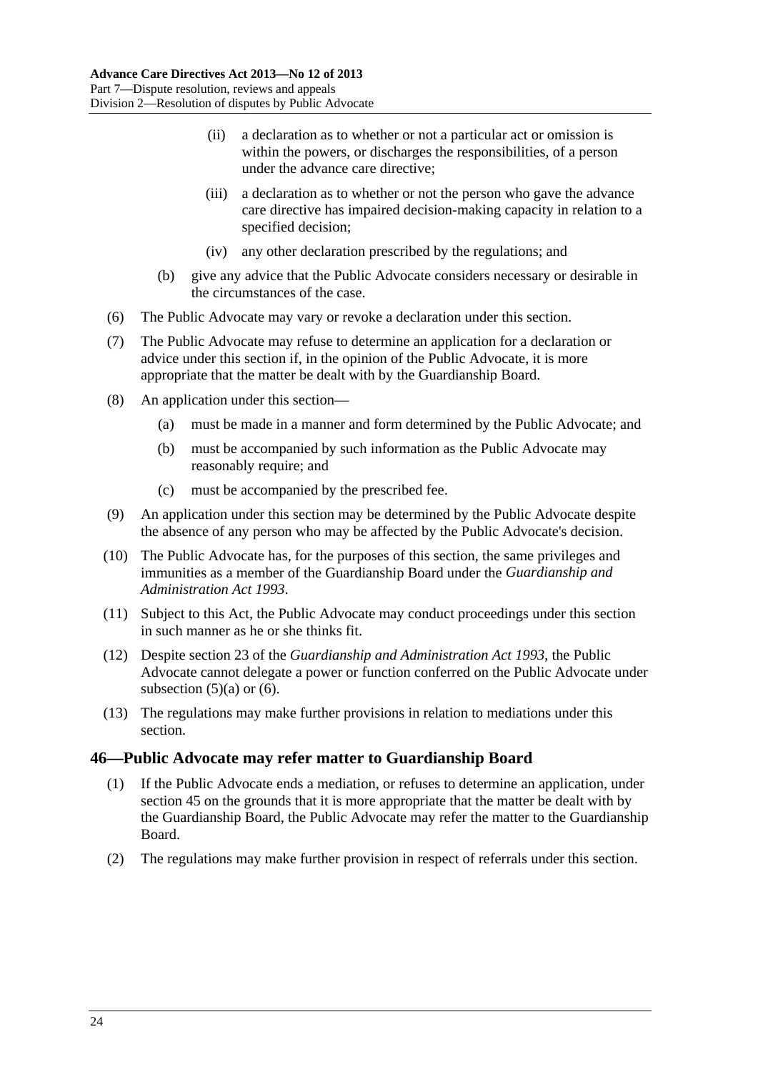(ii) a declaration as to whether or not a particular act or omission is within the powers, or discharges the responsibilities, of a person under the advance care directive;

(iii) a declaration as to whether or not the person who gave the advance care directive has impaired decision-making capacity in relation to a specified decision;

(iv) any other declaration prescribed by the regulations; and

(b) give any advice that the Public Advocate considers necessary or desirable in the circumstances of the case.

(6) The Public Advocate may vary or revoke a declaration under this section.

(7) The Public Advocate may refuse to determine an application for a declaration or advice under this section if, in the opinion of the Public Advocate, it is more appropriate that the matter be dealt with by the Guardianship Board.

(8) An application under this section—

(a) must be made in a manner and form determined by the Public Advocate; and

(b) must be accompanied by such information as the Public Advocate may reasonably require; and

(c) must be accompanied by the prescribed fee.

(9) An application under this section may be determined by the Public Advocate despite the absence of any person who may be affected by the Public Advocate's decision.

(10) The Public Advocate has, for the purposes of this section, the same privileges and immunities as a member of the Guardianship Board under the *Guardianship and Administration Act 1993*.

(11) Subject to this Act, the Public Advocate may conduct proceedings under this section in such manner as he or she thinks fit.

(12) Despite section 23 of the *Guardianship and Administration Act 1993*, the Public Advocate cannot delegate a power or function conferred on the Public Advocate under subsection (5)(a) or (6).

(13) The regulations may make further provisions in relation to mediations under this section.

## 46—Public Advocate may refer matter to Guardianship Board

(1) If the Public Advocate ends a mediation, or refuses to determine an application, under section 45 on the grounds that it is more appropriate that the matter be dealt with by the Guardianship Board, the Public Advocate may refer the matter to the Guardianship Board.

(2) The regulations may make further provision in respect of referrals under this section.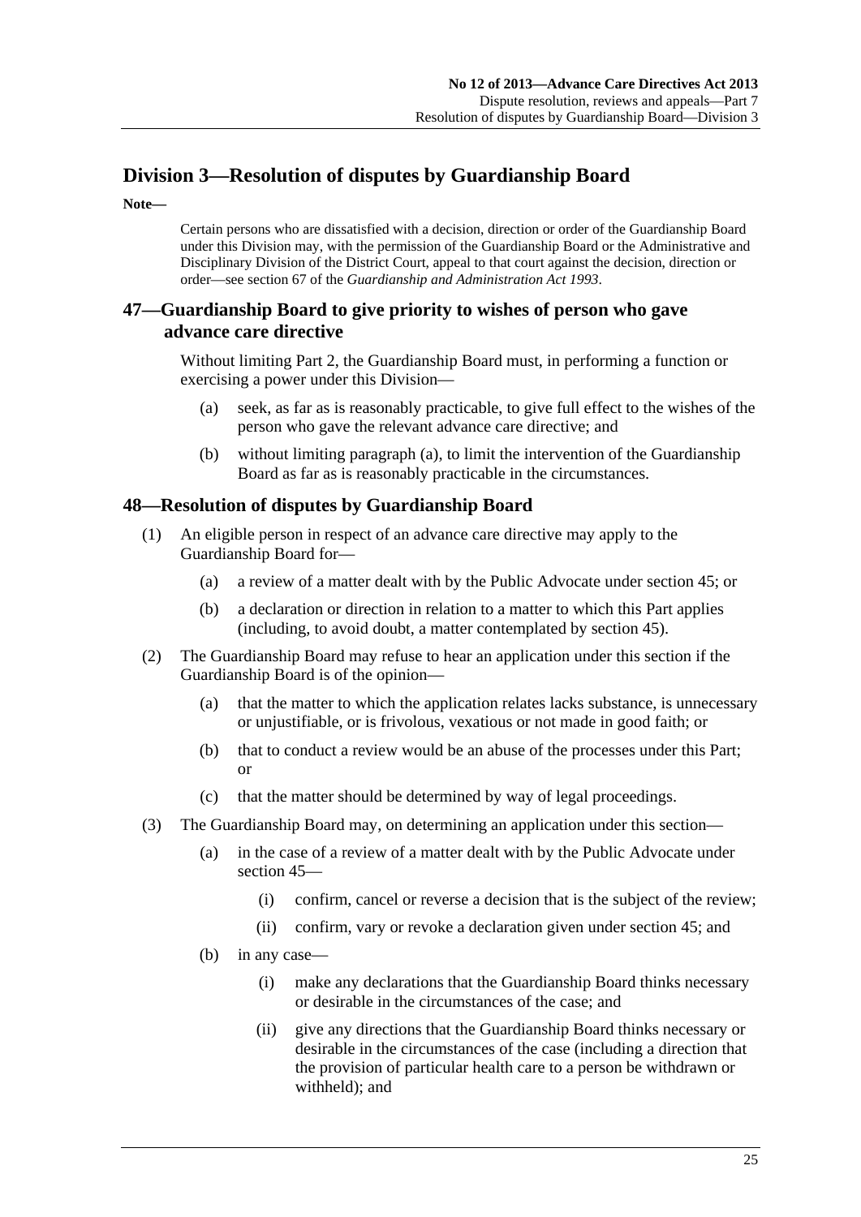## Division 3—Resolution of disputes by Guardianship Board

**Note—**

Certain persons who are dissatisfied with a decision, direction or order of the Guardianship Board under this Division may, with the permission of the Guardianship Board or the Administrative and Disciplinary Division of the District Court, appeal to that court against the decision, direction or order—see section 67 of the *Guardianship and Administration Act 1993*.

### 47—Guardianship Board to give priority to wishes of person who gave advance care directive

Without limiting Part 2, the Guardianship Board must, in performing a function or exercising a power under this Division—

- (a) seek, as far as is reasonably practicable, to give full effect to the wishes of the person who gave the relevant advance care directive; and
- (b) without limiting paragraph (a), to limit the intervention of the Guardianship Board as far as is reasonably practicable in the circumstances.

### 48—Resolution of disputes by Guardianship Board

(1) An eligible person in respect of an advance care directive may apply to the Guardianship Board for—

- (a) a review of a matter dealt with by the Public Advocate under section 45; or
- (b) a declaration or direction in relation to a matter to which this Part applies (including, to avoid doubt, a matter contemplated by section 45).

(2) The Guardianship Board may refuse to hear an application under this section if the Guardianship Board is of the opinion—

- (a) that the matter to which the application relates lacks substance, is unnecessary or unjustifiable, or is frivolous, vexatious or not made in good faith; or
- (b) that to conduct a review would be an abuse of the processes under this Part; or
- (c) that the matter should be determined by way of legal proceedings.

(3) The Guardianship Board may, on determining an application under this section—

- (a) in the case of a review of a matter dealt with by the Public Advocate under section 45—
  - (i) confirm, cancel or reverse a decision that is the subject of the review;
  - (ii) confirm, vary or revoke a declaration given under section 45; and
- (b) in any case—
  - (i) make any declarations that the Guardianship Board thinks necessary or desirable in the circumstances of the case; and
  - (ii) give any directions that the Guardianship Board thinks necessary or desirable in the circumstances of the case (including a direction that the provision of particular health care to a person be withdrawn or withheld); and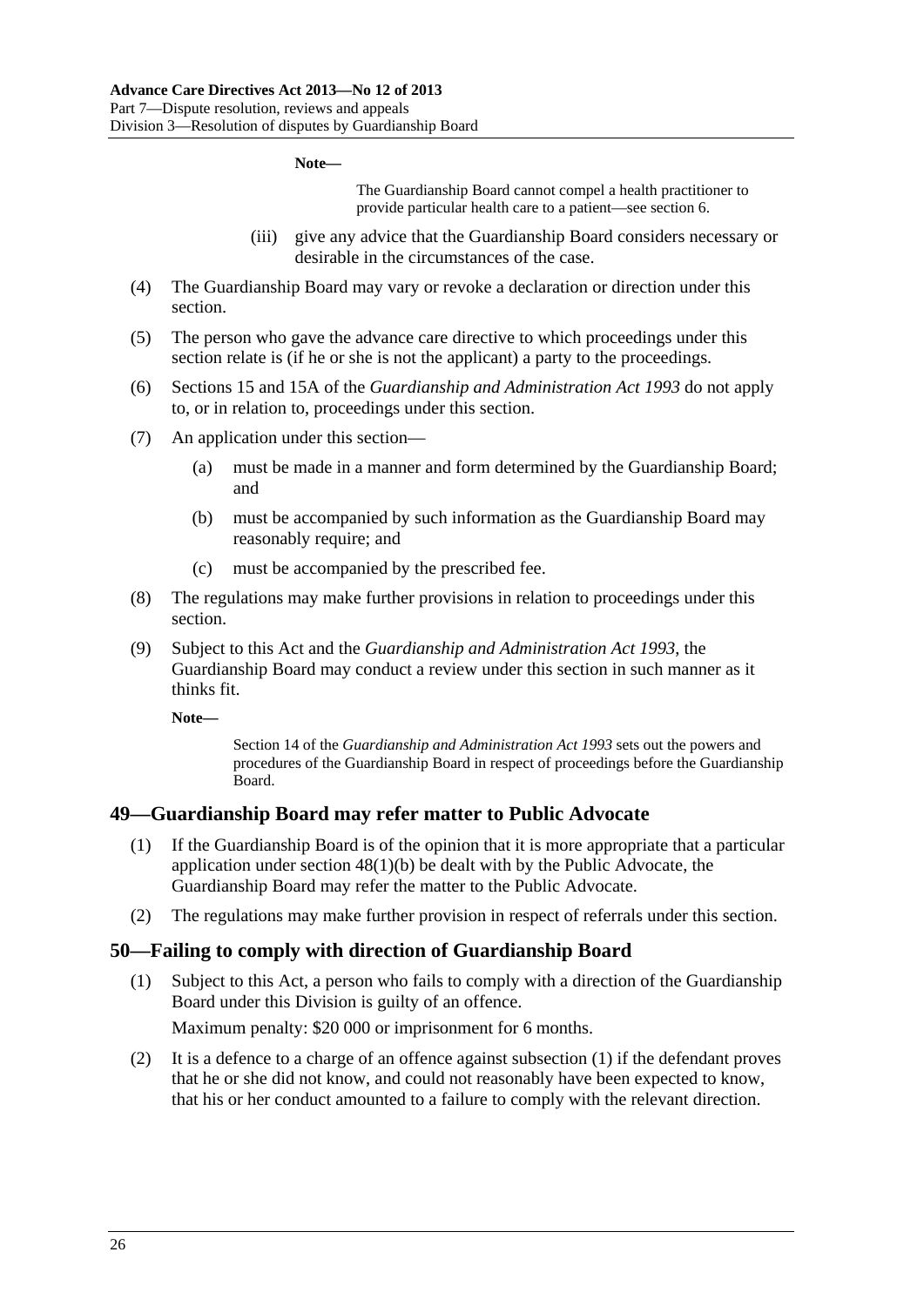**Note—**

The Guardianship Board cannot compel a health practitioner to provide particular health care to a patient—see section 6.

(iii) give any advice that the Guardianship Board considers necessary or desirable in the circumstances of the case.

(4) The Guardianship Board may vary or revoke a declaration or direction under this section.

(5) The person who gave the advance care directive to which proceedings under this section relate is (if he or she is not the applicant) a party to the proceedings.

(6) Sections 15 and 15A of the *Guardianship and Administration Act 1993* do not apply to, or in relation to, proceedings under this section.

(7) An application under this section—

(a) must be made in a manner and form determined by the Guardianship Board; and

(b) must be accompanied by such information as the Guardianship Board may reasonably require; and

(c) must be accompanied by the prescribed fee.

(8) The regulations may make further provisions in relation to proceedings under this section.

(9) Subject to this Act and the *Guardianship and Administration Act 1993*, the Guardianship Board may conduct a review under this section in such manner as it thinks fit.

**Note—**

Section 14 of the *Guardianship and Administration Act 1993* sets out the powers and procedures of the Guardianship Board in respect of proceedings before the Guardianship Board.

## 49—Guardianship Board may refer matter to Public Advocate

(1) If the Guardianship Board is of the opinion that it is more appropriate that a particular application under section 48(1)(b) be dealt with by the Public Advocate, the Guardianship Board may refer the matter to the Public Advocate.

(2) The regulations may make further provision in respect of referrals under this section.

## 50—Failing to comply with direction of Guardianship Board

(1) Subject to this Act, a person who fails to comply with a direction of the Guardianship Board under this Division is guilty of an offence.

Maximum penalty: $20 000 or imprisonment for 6 months.

(2) It is a defence to a charge of an offence against subsection (1) if the defendant proves that he or she did not know, and could not reasonably have been expected to know, that his or her conduct amounted to a failure to comply with the relevant direction.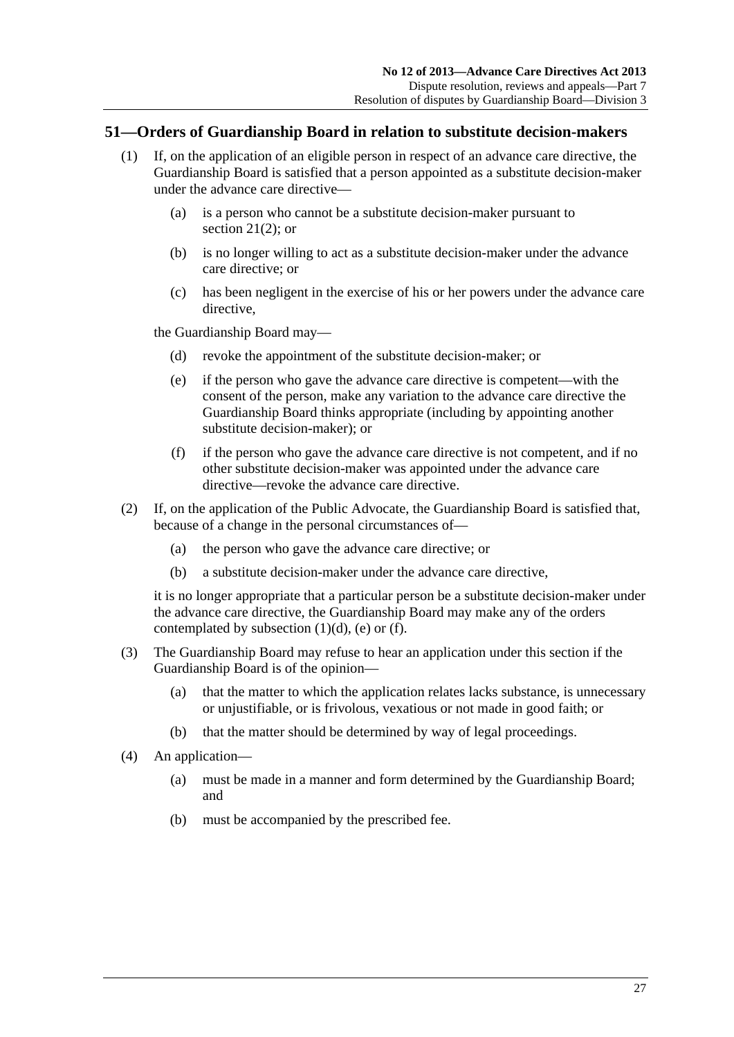## 51—Orders of Guardianship Board in relation to substitute decision-makers

(1) If, on the application of an eligible person in respect of an advance care directive, the Guardianship Board is satisfied that a person appointed as a substitute decision-maker under the advance care directive—

(a) is a person who cannot be a substitute decision-maker pursuant to section 21(2); or

(b) is no longer willing to act as a substitute decision-maker under the advance care directive; or

(c) has been negligent in the exercise of his or her powers under the advance care directive,

the Guardianship Board may—

(d) revoke the appointment of the substitute decision-maker; or

(e) if the person who gave the advance care directive is competent—with the consent of the person, make any variation to the advance care directive the Guardianship Board thinks appropriate (including by appointing another substitute decision-maker); or

(f) if the person who gave the advance care directive is not competent, and if no other substitute decision-maker was appointed under the advance care directive—revoke the advance care directive.

(2) If, on the application of the Public Advocate, the Guardianship Board is satisfied that, because of a change in the personal circumstances of—

(a) the person who gave the advance care directive; or

(b) a substitute decision-maker under the advance care directive,

it is no longer appropriate that a particular person be a substitute decision-maker under the advance care directive, the Guardianship Board may make any of the orders contemplated by subsection (1)(d), (e) or (f).

(3) The Guardianship Board may refuse to hear an application under this section if the Guardianship Board is of the opinion—

(a) that the matter to which the application relates lacks substance, is unnecessary or unjustifiable, or is frivolous, vexatious or not made in good faith; or

(b) that the matter should be determined by way of legal proceedings.

(4) An application—

(a) must be made in a manner and form determined by the Guardianship Board; and

(b) must be accompanied by the prescribed fee.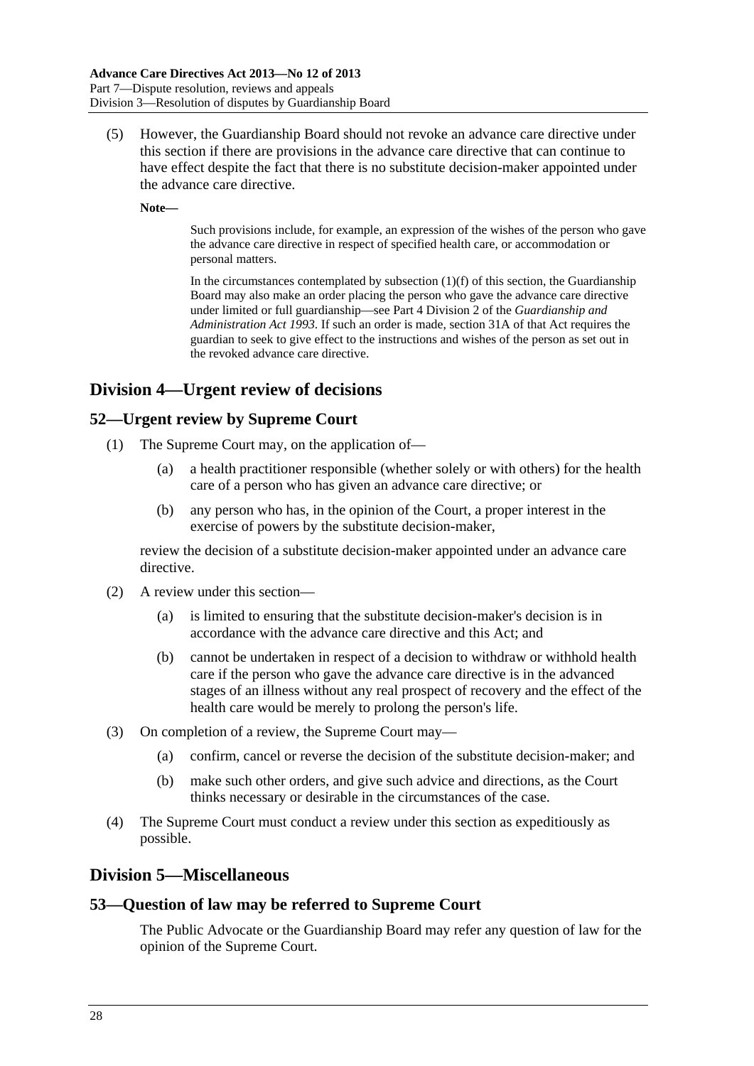(5) However, the Guardianship Board should not revoke an advance care directive under this section if there are provisions in the advance care directive that can continue to have effect despite the fact that there is no substitute decision-maker appointed under the advance care directive.

**Note—**

Such provisions include, for example, an expression of the wishes of the person who gave the advance care directive in respect of specified health care, or accommodation or personal matters.

In the circumstances contemplated by subsection (1)(f) of this section, the Guardianship Board may also make an order placing the person who gave the advance care directive under limited or full guardianship—see Part 4 Division 2 of the *Guardianship and Administration Act 1993*. If such an order is made, section 31A of that Act requires the guardian to seek to give effect to the instructions and wishes of the person as set out in the revoked advance care directive.

## Division 4—Urgent review of decisions

### 52—Urgent review by Supreme Court

(1) The Supreme Court may, on the application of—

(a) a health practitioner responsible (whether solely or with others) for the health care of a person who has given an advance care directive; or

(b) any person who has, in the opinion of the Court, a proper interest in the exercise of powers by the substitute decision-maker,

review the decision of a substitute decision-maker appointed under an advance care directive.

(2) A review under this section—

(a) is limited to ensuring that the substitute decision-maker's decision is in accordance with the advance care directive and this Act; and

(b) cannot be undertaken in respect of a decision to withdraw or withhold health care if the person who gave the advance care directive is in the advanced stages of an illness without any real prospect of recovery and the effect of the health care would be merely to prolong the person's life.

(3) On completion of a review, the Supreme Court may—

(a) confirm, cancel or reverse the decision of the substitute decision-maker; and

(b) make such other orders, and give such advice and directions, as the Court thinks necessary or desirable in the circumstances of the case.

(4) The Supreme Court must conduct a review under this section as expeditiously as possible.

## Division 5—Miscellaneous

### 53—Question of law may be referred to Supreme Court

The Public Advocate or the Guardianship Board may refer any question of law for the opinion of the Supreme Court.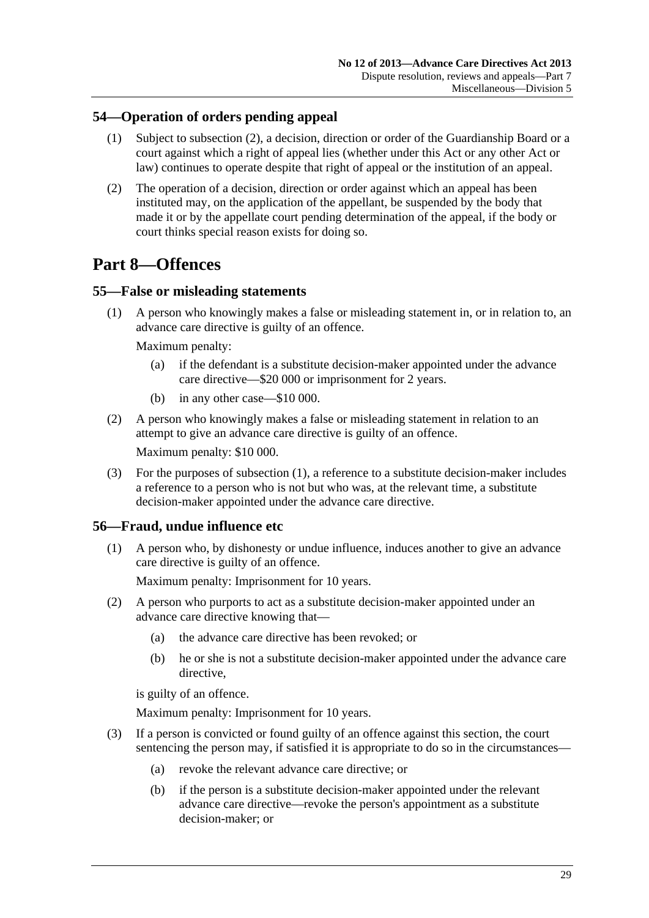### 54—Operation of orders pending appeal

(1) Subject to subsection (2), a decision, direction or order of the Guardianship Board or a court against which a right of appeal lies (whether under this Act or any other Act or law) continues to operate despite that right of appeal or the institution of an appeal.

(2) The operation of a decision, direction or order against which an appeal has been instituted may, on the application of the appellant, be suspended by the body that made it or by the appellate court pending determination of the appeal, if the body or court thinks special reason exists for doing so.

## Part 8—Offences

### 55—False or misleading statements

(1) A person who knowingly makes a false or misleading statement in, or in relation to, an advance care directive is guilty of an offence.

Maximum penalty:

(a) if the defendant is a substitute decision-maker appointed under the advance care directive—$20 000 or imprisonment for 2 years.

(b) in any other case—$10 000.

(2) A person who knowingly makes a false or misleading statement in relation to an attempt to give an advance care directive is guilty of an offence.

Maximum penalty: $10 000.

(3) For the purposes of subsection (1), a reference to a substitute decision-maker includes a reference to a person who is not but who was, at the relevant time, a substitute decision-maker appointed under the advance care directive.

### 56—Fraud, undue influence etc

(1) A person who, by dishonesty or undue influence, induces another to give an advance care directive is guilty of an offence.

Maximum penalty: Imprisonment for 10 years.

(2) A person who purports to act as a substitute decision-maker appointed under an advance care directive knowing that—

(a) the advance care directive has been revoked; or

(b) he or she is not a substitute decision-maker appointed under the advance care directive,

is guilty of an offence.

Maximum penalty: Imprisonment for 10 years.

(3) If a person is convicted or found guilty of an offence against this section, the court sentencing the person may, if satisfied it is appropriate to do so in the circumstances—

(a) revoke the relevant advance care directive; or

(b) if the person is a substitute decision-maker appointed under the relevant advance care directive—revoke the person's appointment as a substitute decision-maker; or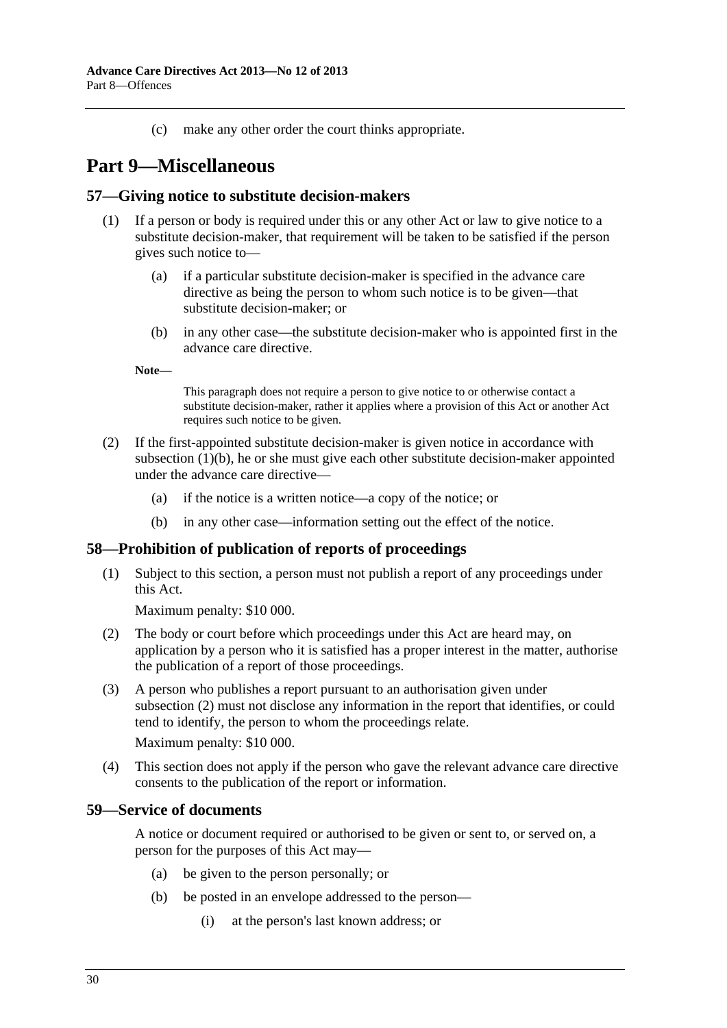(c) make any other order the court thinks appropriate.

# Part 9—Miscellaneous

## 57—Giving notice to substitute decision-makers

(1) If a person or body is required under this or any other Act or law to give notice to a substitute decision-maker, that requirement will be taken to be satisfied if the person gives such notice to—

(a) if a particular substitute decision-maker is specified in the advance care directive as being the person to whom such notice is to be given—that substitute decision-maker; or

(b) in any other case—the substitute decision-maker who is appointed first in the advance care directive.

**Note—**

This paragraph does not require a person to give notice to or otherwise contact a substitute decision-maker, rather it applies where a provision of this Act or another Act requires such notice to be given.

(2) If the first-appointed substitute decision-maker is given notice in accordance with subsection (1)(b), he or she must give each other substitute decision-maker appointed under the advance care directive—

(a) if the notice is a written notice—a copy of the notice; or

(b) in any other case—information setting out the effect of the notice.

## 58—Prohibition of publication of reports of proceedings

(1) Subject to this section, a person must not publish a report of any proceedings under this Act.

Maximum penalty: $10 000.

(2) The body or court before which proceedings under this Act are heard may, on application by a person who it is satisfied has a proper interest in the matter, authorise the publication of a report of those proceedings.

(3) A person who publishes a report pursuant to an authorisation given under subsection (2) must not disclose any information in the report that identifies, or could tend to identify, the person to whom the proceedings relate.

Maximum penalty: $10 000.

(4) This section does not apply if the person who gave the relevant advance care directive consents to the publication of the report or information.

## 59—Service of documents

A notice or document required or authorised to be given or sent to, or served on, a person for the purposes of this Act may—

(a) be given to the person personally; or

(b) be posted in an envelope addressed to the person—

(i) at the person's last known address; or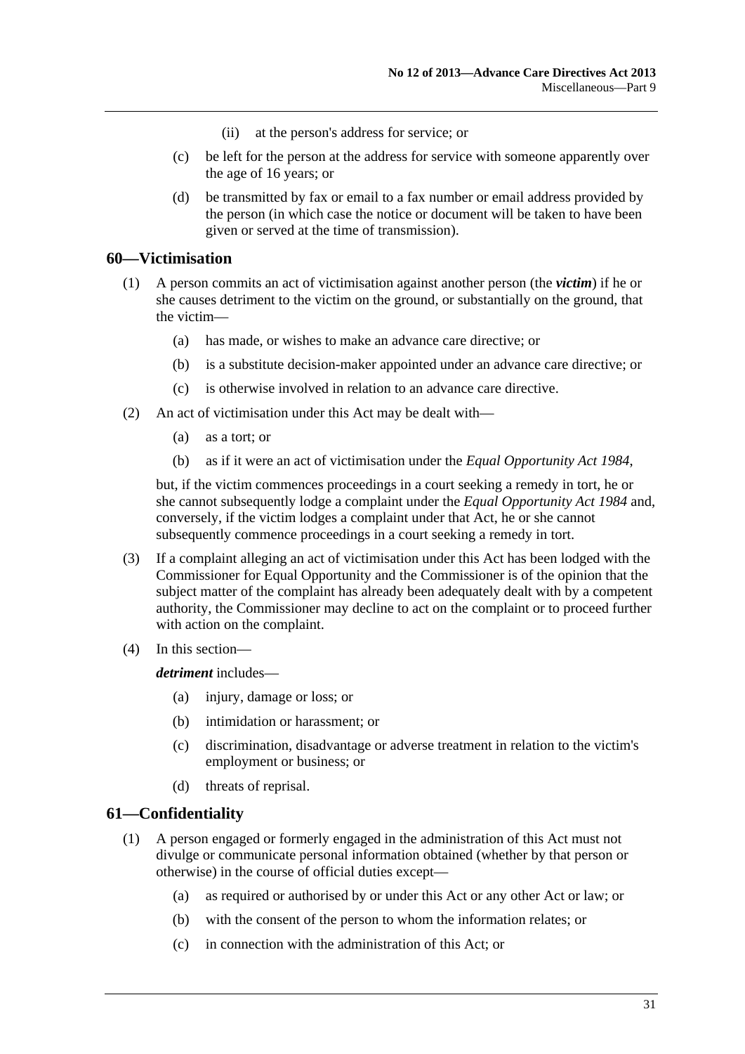(ii) at the person's address for service; or

(c) be left for the person at the address for service with someone apparently over the age of 16 years; or

(d) be transmitted by fax or email to a fax number or email address provided by the person (in which case the notice or document will be taken to have been given or served at the time of transmission).

## 60—Victimisation

(1) A person commits an act of victimisation against another person (the ***victim***) if he or she causes detriment to the victim on the ground, or substantially on the ground, that the victim—

(a) has made, or wishes to make an advance care directive; or

(b) is a substitute decision-maker appointed under an advance care directive; or

(c) is otherwise involved in relation to an advance care directive.

(2) An act of victimisation under this Act may be dealt with—

(a) as a tort; or

(b) as if it were an act of victimisation under the *Equal Opportunity Act 1984*,

but, if the victim commences proceedings in a court seeking a remedy in tort, he or she cannot subsequently lodge a complaint under the *Equal Opportunity Act 1984* and, conversely, if the victim lodges a complaint under that Act, he or she cannot subsequently commence proceedings in a court seeking a remedy in tort.

(3) If a complaint alleging an act of victimisation under this Act has been lodged with the Commissioner for Equal Opportunity and the Commissioner is of the opinion that the subject matter of the complaint has already been adequately dealt with by a competent authority, the Commissioner may decline to act on the complaint or to proceed further with action on the complaint.

(4) In this section—

***detriment*** includes—

(a) injury, damage or loss; or

(b) intimidation or harassment; or

(c) discrimination, disadvantage or adverse treatment in relation to the victim's employment or business; or

(d) threats of reprisal.

## 61—Confidentiality

(1) A person engaged or formerly engaged in the administration of this Act must not divulge or communicate personal information obtained (whether by that person or otherwise) in the course of official duties except—

(a) as required or authorised by or under this Act or any other Act or law; or

(b) with the consent of the person to whom the information relates; or

(c) in connection with the administration of this Act; or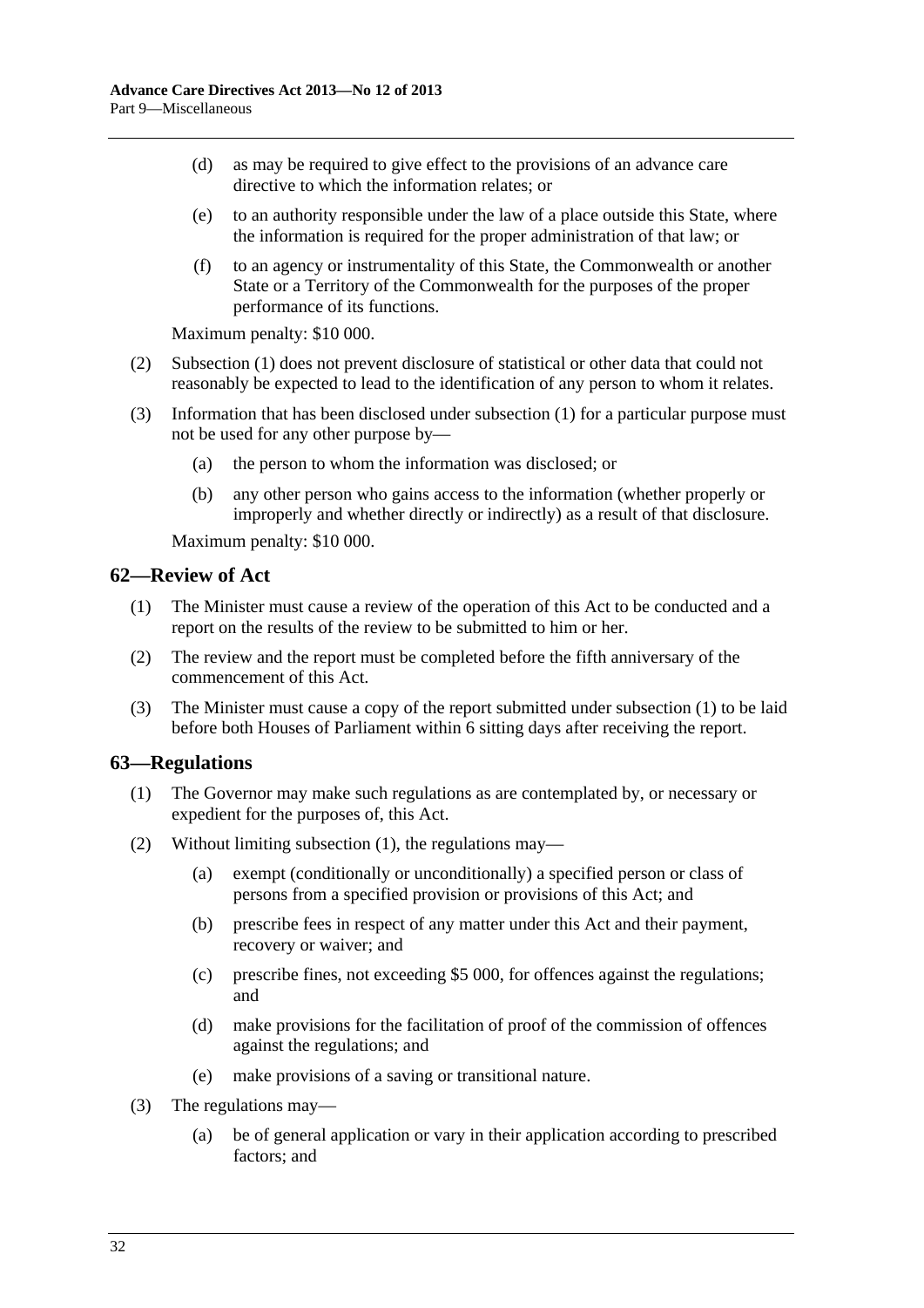(d) as may be required to give effect to the provisions of an advance care directive to which the information relates; or

(e) to an authority responsible under the law of a place outside this State, where the information is required for the proper administration of that law; or

(f) to an agency or instrumentality of this State, the Commonwealth or another State or a Territory of the Commonwealth for the purposes of the proper performance of its functions.

Maximum penalty: $10 000.

(2) Subsection (1) does not prevent disclosure of statistical or other data that could not reasonably be expected to lead to the identification of any person to whom it relates.

(3) Information that has been disclosed under subsection (1) for a particular purpose must not be used for any other purpose by—

(a) the person to whom the information was disclosed; or

(b) any other person who gains access to the information (whether properly or improperly and whether directly or indirectly) as a result of that disclosure.

Maximum penalty: $10 000.

## 62—Review of Act

(1) The Minister must cause a review of the operation of this Act to be conducted and a report on the results of the review to be submitted to him or her.

(2) The review and the report must be completed before the fifth anniversary of the commencement of this Act.

(3) The Minister must cause a copy of the report submitted under subsection (1) to be laid before both Houses of Parliament within 6 sitting days after receiving the report.

## 63—Regulations

(1) The Governor may make such regulations as are contemplated by, or necessary or expedient for the purposes of, this Act.

(2) Without limiting subsection (1), the regulations may—

(a) exempt (conditionally or unconditionally) a specified person or class of persons from a specified provision or provisions of this Act; and

(b) prescribe fees in respect of any matter under this Act and their payment, recovery or waiver; and

(c) prescribe fines, not exceeding $5 000, for offences against the regulations; and

(d) make provisions for the facilitation of proof of the commission of offences against the regulations; and

(e) make provisions of a saving or transitional nature.

(3) The regulations may—

(a) be of general application or vary in their application according to prescribed factors; and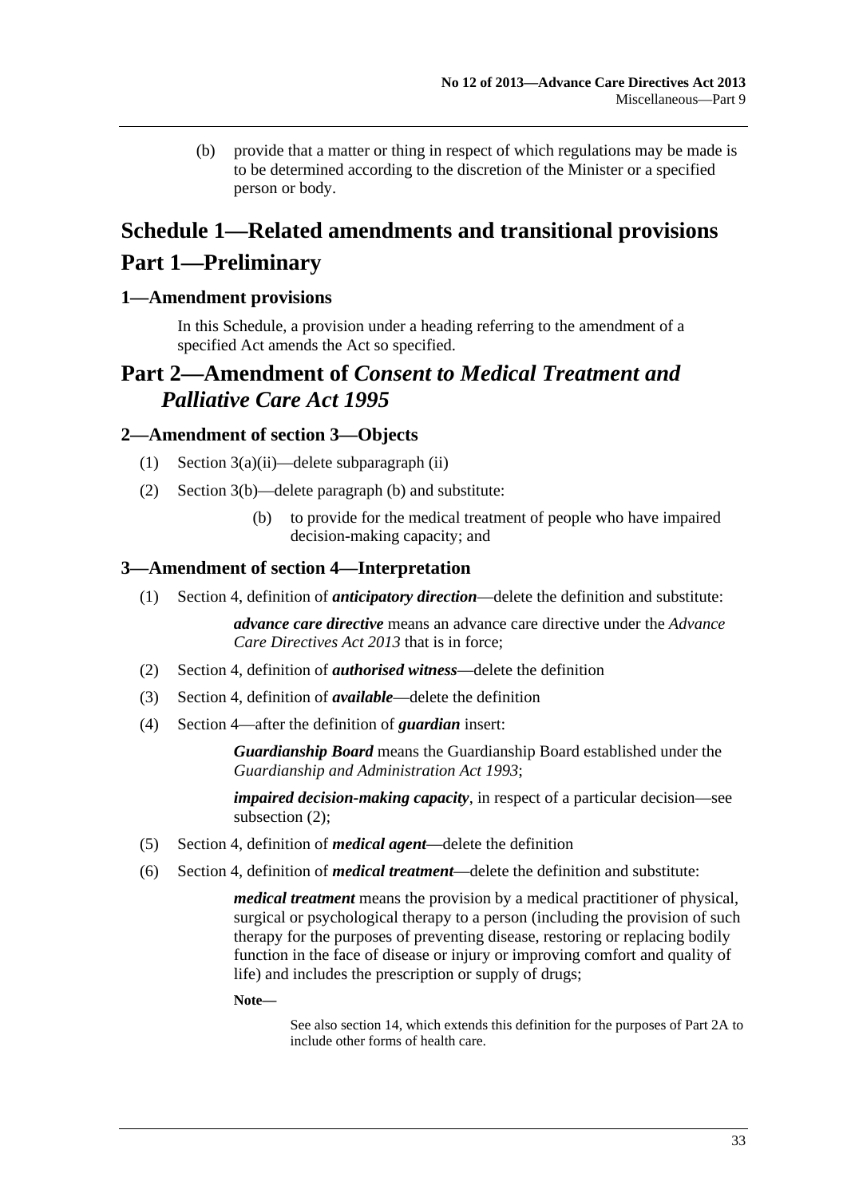(b) provide that a matter or thing in respect of which regulations may be made is to be determined according to the discretion of the Minister or a specified person or body.

# Schedule 1—Related amendments and transitional provisions

# Part 1—Preliminary

### 1—Amendment provisions

In this Schedule, a provision under a heading referring to the amendment of a specified Act amends the Act so specified.

# Part 2—Amendment of *Consent to Medical Treatment and Palliative Care Act 1995*

### 2—Amendment of section 3—Objects

(1) Section 3(a)(ii)—delete subparagraph (ii)

(2) Section 3(b)—delete paragraph (b) and substitute:

(b) to provide for the medical treatment of people who have impaired decision-making capacity; and

### 3—Amendment of section 4—Interpretation

(1) Section 4, definition of ***anticipatory direction***—delete the definition and substitute:

***advance care directive*** means an advance care directive under the *Advance Care Directives Act 2013* that is in force;

(2) Section 4, definition of ***authorised witness***—delete the definition

(3) Section 4, definition of ***available***—delete the definition

(4) Section 4—after the definition of ***guardian*** insert:

***Guardianship Board*** means the Guardianship Board established under the *Guardianship and Administration Act 1993*;

***impaired decision-making capacity***, in respect of a particular decision—see subsection (2);

(5) Section 4, definition of ***medical agent***—delete the definition

(6) Section 4, definition of ***medical treatment***—delete the definition and substitute:

***medical treatment*** means the provision by a medical practitioner of physical, surgical or psychological therapy to a person (including the provision of such therapy for the purposes of preventing disease, restoring or replacing bodily function in the face of disease or injury or improving comfort and quality of life) and includes the prescription or supply of drugs;

**Note—**

See also section 14, which extends this definition for the purposes of Part 2A to include other forms of health care.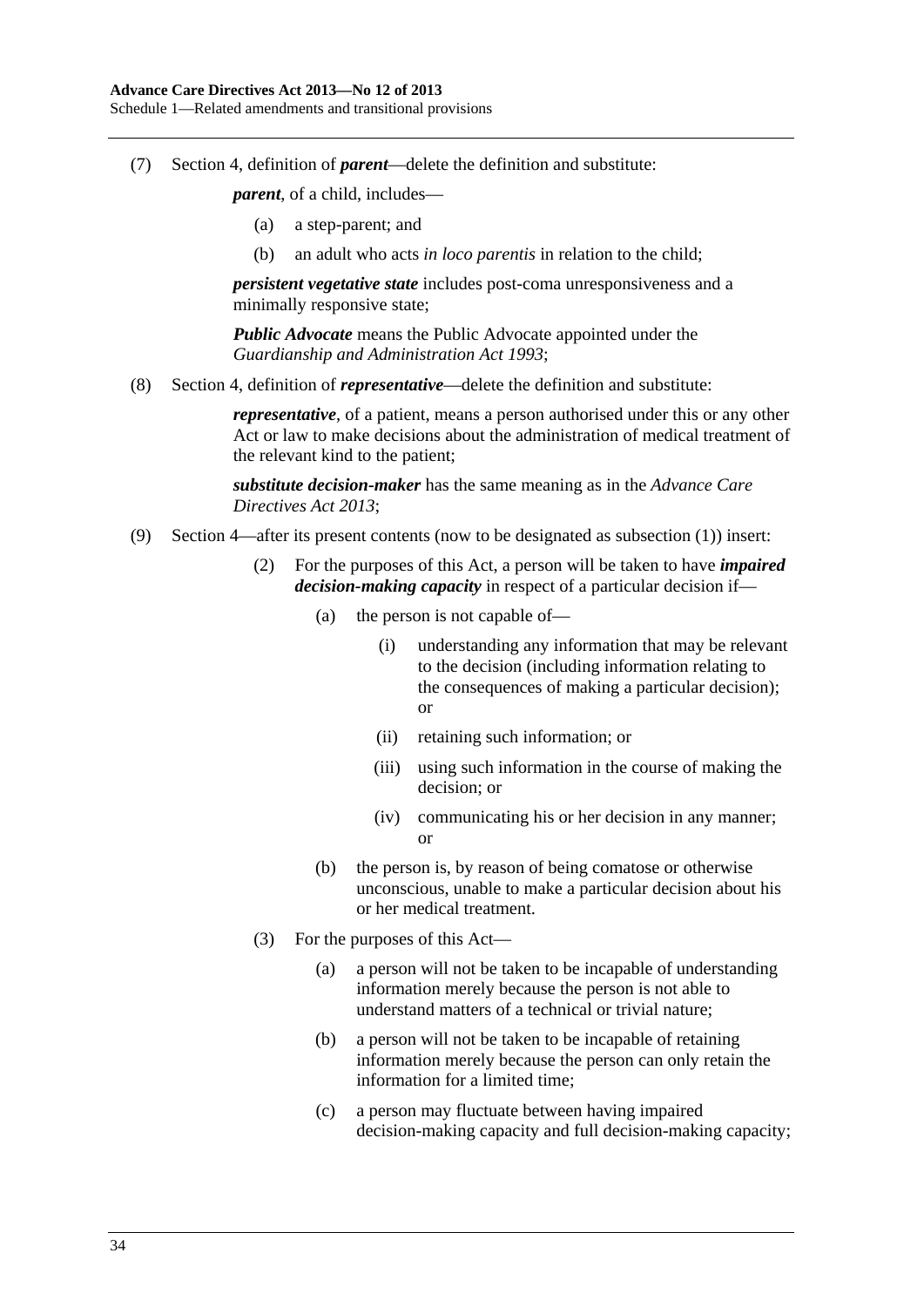(7) Section 4, definition of ***parent***—delete the definition and substitute:

> ***parent***, of a child, includes—
>
> (a) a step-parent; and
>
> (b) an adult who acts *in loco parentis* in relation to the child;
>
> ***persistent vegetative state*** includes post-coma unresponsiveness and a minimally responsive state;
>
> ***Public Advocate*** means the Public Advocate appointed under the *Guardianship and Administration Act 1993*;

(8) Section 4, definition of ***representative***—delete the definition and substitute:

> ***representative***, of a patient, means a person authorised under this or any other Act or law to make decisions about the administration of medical treatment of the relevant kind to the patient;
>
> ***substitute decision-maker*** has the same meaning as in the *Advance Care Directives Act 2013*;

(9) Section 4—after its present contents (now to be designated as subsection (1)) insert:

> (2) For the purposes of this Act, a person will be taken to have ***impaired decision-making capacity*** in respect of a particular decision if—
>
> (a) the person is not capable of—
>
> (i) understanding any information that may be relevant to the decision (including information relating to the consequences of making a particular decision); or
>
> (ii) retaining such information; or
>
> (iii) using such information in the course of making the decision; or
>
> (iv) communicating his or her decision in any manner; or
>
> (b) the person is, by reason of being comatose or otherwise unconscious, unable to make a particular decision about his or her medical treatment.
>
> (3) For the purposes of this Act—
>
> (a) a person will not be taken to be incapable of understanding information merely because the person is not able to understand matters of a technical or trivial nature;
>
> (b) a person will not be taken to be incapable of retaining information merely because the person can only retain the information for a limited time;
>
> (c) a person may fluctuate between having impaired decision-making capacity and full decision-making capacity;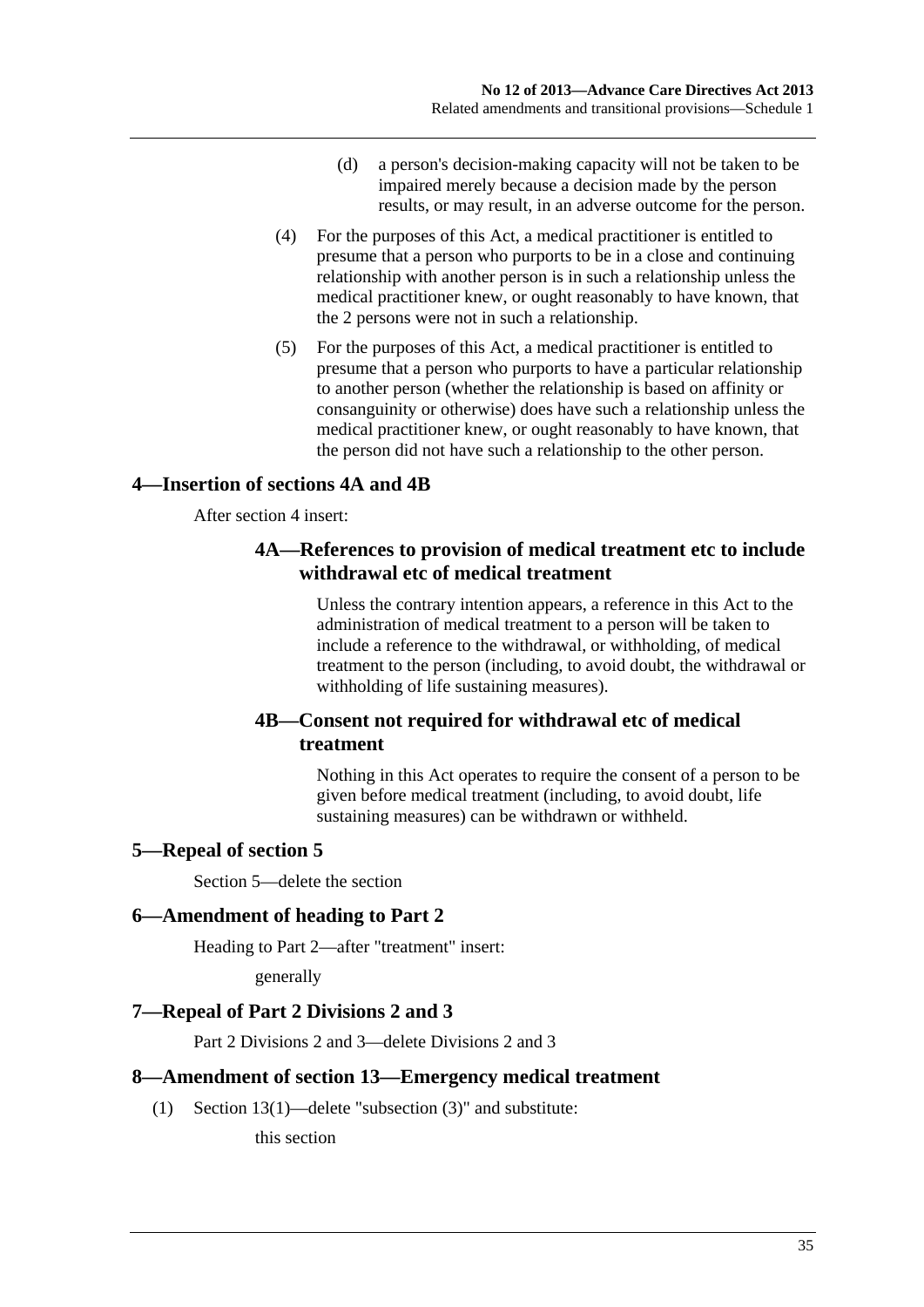(d) a person's decision-making capacity will not be taken to be impaired merely because a decision made by the person results, or may result, in an adverse outcome for the person.

(4) For the purposes of this Act, a medical practitioner is entitled to presume that a person who purports to be in a close and continuing relationship with another person is in such a relationship unless the medical practitioner knew, or ought reasonably to have known, that the 2 persons were not in such a relationship.

(5) For the purposes of this Act, a medical practitioner is entitled to presume that a person who purports to have a particular relationship to another person (whether the relationship is based on affinity or consanguinity or otherwise) does have such a relationship unless the medical practitioner knew, or ought reasonably to have known, that the person did not have such a relationship to the other person.

### 4—Insertion of sections 4A and 4B

After section 4 insert:

#### 4A—References to provision of medical treatment etc to include withdrawal etc of medical treatment

Unless the contrary intention appears, a reference in this Act to the administration of medical treatment to a person will be taken to include a reference to the withdrawal, or withholding, of medical treatment to the person (including, to avoid doubt, the withdrawal or withholding of life sustaining measures).

#### 4B—Consent not required for withdrawal etc of medical treatment

Nothing in this Act operates to require the consent of a person to be given before medical treatment (including, to avoid doubt, life sustaining measures) can be withdrawn or withheld.

### 5—Repeal of section 5

Section 5—delete the section

### 6—Amendment of heading to Part 2

Heading to Part 2—after "treatment" insert:

generally

### 7—Repeal of Part 2 Divisions 2 and 3

Part 2 Divisions 2 and 3—delete Divisions 2 and 3

### 8—Amendment of section 13—Emergency medical treatment

(1) Section 13(1)—delete "subsection (3)" and substitute:

this section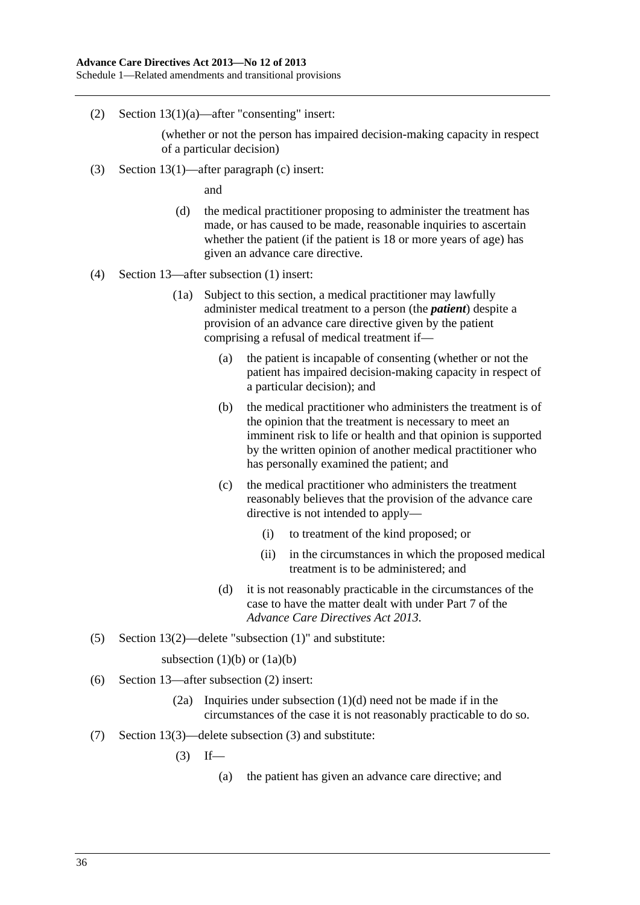(2) Section 13(1)(a)—after "consenting" insert:

(whether or not the person has impaired decision-making capacity in respect of a particular decision)

(3) Section 13(1)—after paragraph (c) insert:

and

(d) the medical practitioner proposing to administer the treatment has made, or has caused to be made, reasonable inquiries to ascertain whether the patient (if the patient is 18 or more years of age) has given an advance care directive.

(4) Section 13—after subsection (1) insert:

(1a) Subject to this section, a medical practitioner may lawfully administer medical treatment to a person (the ***patient***) despite a provision of an advance care directive given by the patient comprising a refusal of medical treatment if—

(a) the patient is incapable of consenting (whether or not the patient has impaired decision-making capacity in respect of a particular decision); and

(b) the medical practitioner who administers the treatment is of the opinion that the treatment is necessary to meet an imminent risk to life or health and that opinion is supported by the written opinion of another medical practitioner who has personally examined the patient; and

(c) the medical practitioner who administers the treatment reasonably believes that the provision of the advance care directive is not intended to apply—

(i) to treatment of the kind proposed; or

(ii) in the circumstances in which the proposed medical treatment is to be administered; and

(d) it is not reasonably practicable in the circumstances of the case to have the matter dealt with under Part 7 of the *Advance Care Directives Act 2013*.

(5) Section 13(2)—delete "subsection (1)" and substitute:

subsection (1)(b) or (1a)(b)

(6) Section 13—after subsection (2) insert:

(2a) Inquiries under subsection (1)(d) need not be made if in the circumstances of the case it is not reasonably practicable to do so.

(7) Section 13(3)—delete subsection (3) and substitute:

(3) If—

(a) the patient has given an advance care directive; and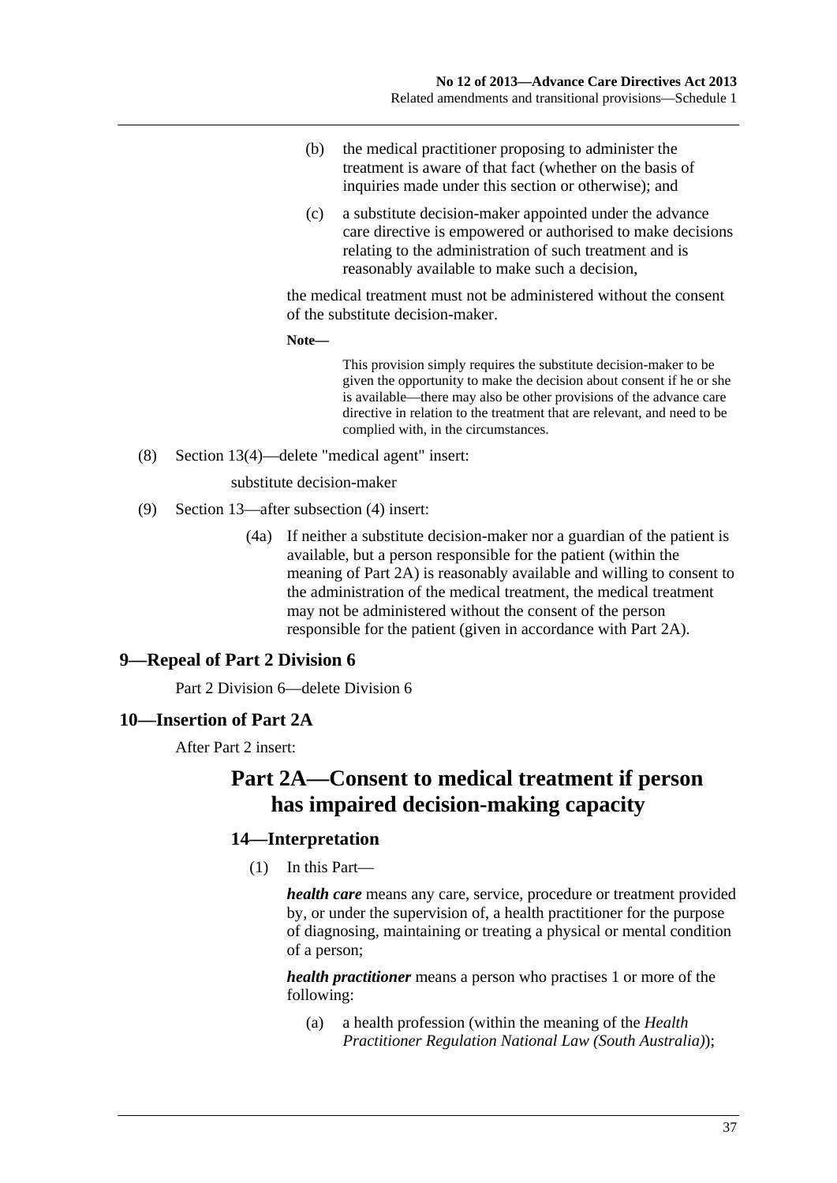(b) the medical practitioner proposing to administer the treatment is aware of that fact (whether on the basis of inquiries made under this section or otherwise); and

(c) a substitute decision-maker appointed under the advance care directive is empowered or authorised to make decisions relating to the administration of such treatment and is reasonably available to make such a decision,

the medical treatment must not be administered without the consent of the substitute decision-maker.

**Note—**

This provision simply requires the substitute decision-maker to be given the opportunity to make the decision about consent if he or she is available—there may also be other provisions of the advance care directive in relation to the treatment that are relevant, and need to be complied with, in the circumstances.

(8) Section 13(4)—delete "medical agent" insert:

substitute decision-maker

(9) Section 13—after subsection (4) insert:

(4a) If neither a substitute decision-maker nor a guardian of the patient is available, but a person responsible for the patient (within the meaning of Part 2A) is reasonably available and willing to consent to the administration of the medical treatment, the medical treatment may not be administered without the consent of the person responsible for the patient (given in accordance with Part 2A).

## 9—Repeal of Part 2 Division 6

Part 2 Division 6—delete Division 6

## 10—Insertion of Part 2A

After Part 2 insert:

# Part 2A—Consent to medical treatment if person has impaired decision-making capacity

## 14—Interpretation

(1) In this Part—

***health care*** means any care, service, procedure or treatment provided by, or under the supervision of, a health practitioner for the purpose of diagnosing, maintaining or treating a physical or mental condition of a person;

***health practitioner*** means a person who practises 1 or more of the following:

(a) a health profession (within the meaning of the *Health Practitioner Regulation National Law (South Australia)*);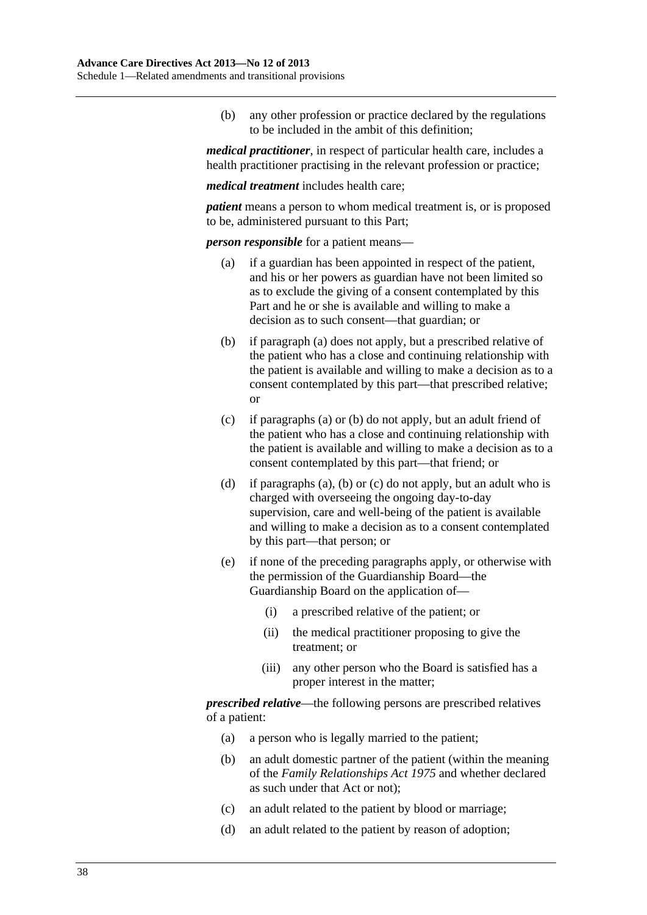(b) any other profession or practice declared by the regulations to be included in the ambit of this definition;

***medical practitioner***, in respect of particular health care, includes a health practitioner practising in the relevant profession or practice;

***medical treatment*** includes health care;

***patient*** means a person to whom medical treatment is, or is proposed to be, administered pursuant to this Part;

***person responsible*** for a patient means—

(a) if a guardian has been appointed in respect of the patient, and his or her powers as guardian have not been limited so as to exclude the giving of a consent contemplated by this Part and he or she is available and willing to make a decision as to such consent—that guardian; or

(b) if paragraph (a) does not apply, but a prescribed relative of the patient who has a close and continuing relationship with the patient is available and willing to make a decision as to a consent contemplated by this part—that prescribed relative; or

(c) if paragraphs (a) or (b) do not apply, but an adult friend of the patient who has a close and continuing relationship with the patient is available and willing to make a decision as to a consent contemplated by this part—that friend; or

(d) if paragraphs (a), (b) or (c) do not apply, but an adult who is charged with overseeing the ongoing day-to-day supervision, care and well-being of the patient is available and willing to make a decision as to a consent contemplated by this part—that person; or

(e) if none of the preceding paragraphs apply, or otherwise with the permission of the Guardianship Board—the Guardianship Board on the application of—

  (i) a prescribed relative of the patient; or

  (ii) the medical practitioner proposing to give the treatment; or

  (iii) any other person who the Board is satisfied has a proper interest in the matter;

***prescribed relative***—the following persons are prescribed relatives of a patient:

(a) a person who is legally married to the patient;

(b) an adult domestic partner of the patient (within the meaning of the *Family Relationships Act 1975* and whether declared as such under that Act or not);

(c) an adult related to the patient by blood or marriage;

(d) an adult related to the patient by reason of adoption;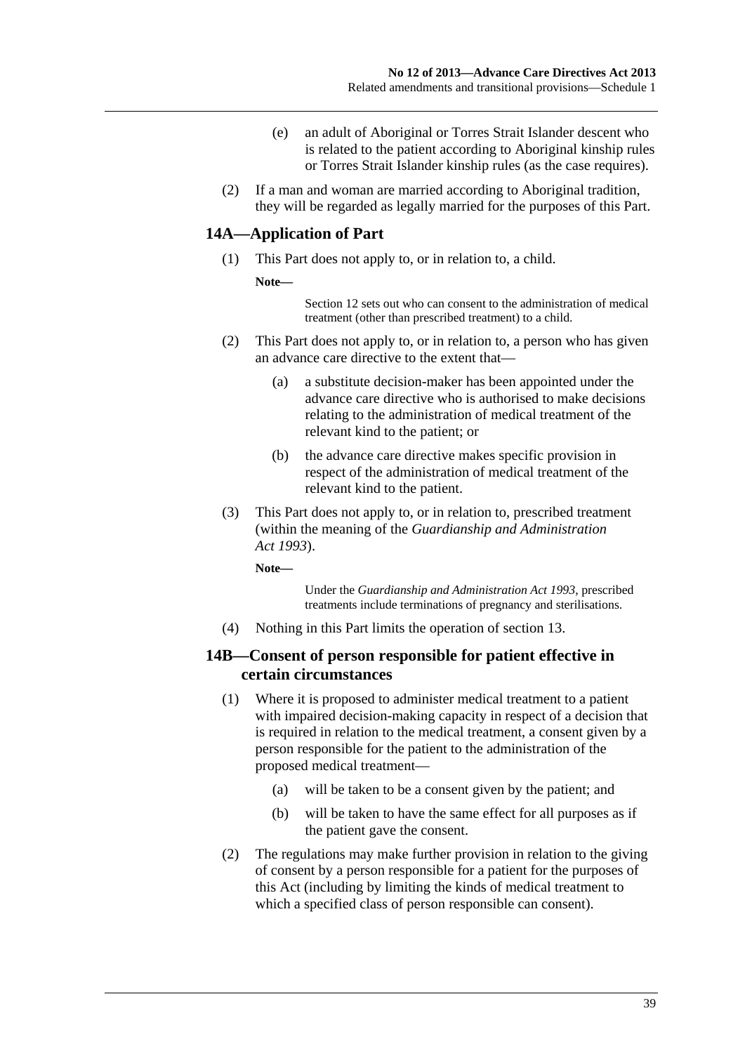(e) an adult of Aboriginal or Torres Strait Islander descent who is related to the patient according to Aboriginal kinship rules or Torres Strait Islander kinship rules (as the case requires).

(2) If a man and woman are married according to Aboriginal tradition, they will be regarded as legally married for the purposes of this Part.

## 14A—Application of Part

(1) This Part does not apply to, or in relation to, a child.

**Note—**

Section 12 sets out who can consent to the administration of medical treatment (other than prescribed treatment) to a child.

(2) This Part does not apply to, or in relation to, a person who has given an advance care directive to the extent that—

(a) a substitute decision-maker has been appointed under the advance care directive who is authorised to make decisions relating to the administration of medical treatment of the relevant kind to the patient; or

(b) the advance care directive makes specific provision in respect of the administration of medical treatment of the relevant kind to the patient.

(3) This Part does not apply to, or in relation to, prescribed treatment (within the meaning of the *Guardianship and Administration Act 1993*).

**Note—**

Under the *Guardianship and Administration Act 1993*, prescribed treatments include terminations of pregnancy and sterilisations.

(4) Nothing in this Part limits the operation of section 13.

## 14B—Consent of person responsible for patient effective in certain circumstances

(1) Where it is proposed to administer medical treatment to a patient with impaired decision-making capacity in respect of a decision that is required in relation to the medical treatment, a consent given by a person responsible for the patient to the administration of the proposed medical treatment—

(a) will be taken to be a consent given by the patient; and

(b) will be taken to have the same effect for all purposes as if the patient gave the consent.

(2) The regulations may make further provision in relation to the giving of consent by a person responsible for a patient for the purposes of this Act (including by limiting the kinds of medical treatment to which a specified class of person responsible can consent).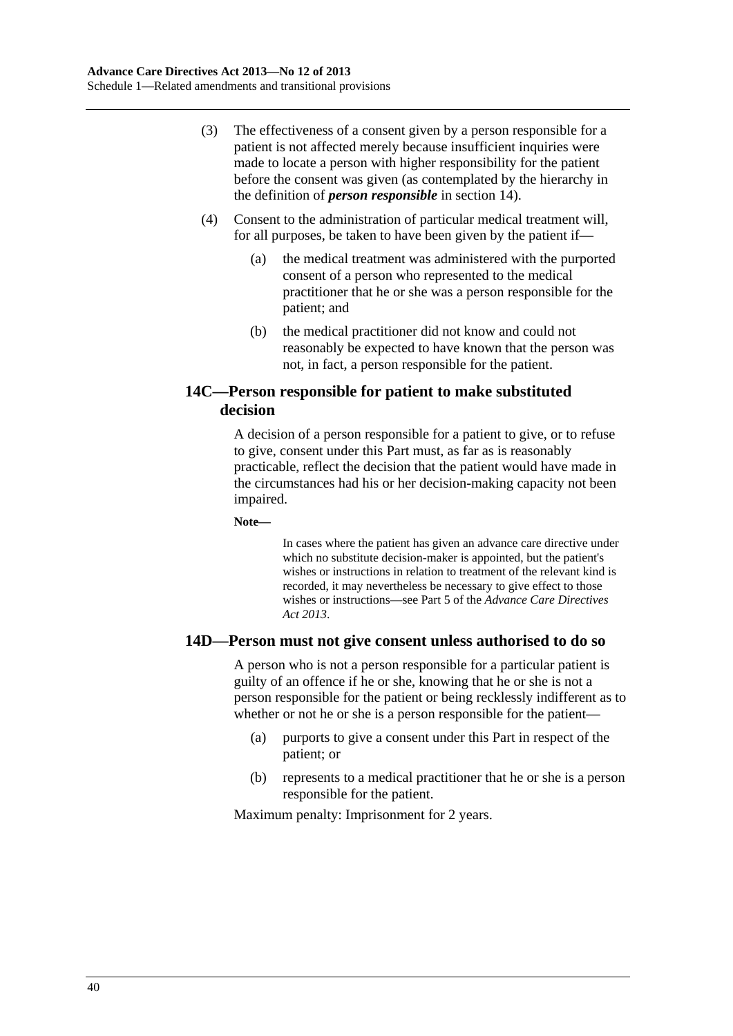(3) The effectiveness of a consent given by a person responsible for a patient is not affected merely because insufficient inquiries were made to locate a person with higher responsibility for the patient before the consent was given (as contemplated by the hierarchy in the definition of ***person responsible*** in section 14).

(4) Consent to the administration of particular medical treatment will, for all purposes, be taken to have been given by the patient if—

(a) the medical treatment was administered with the purported consent of a person who represented to the medical practitioner that he or she was a person responsible for the patient; and

(b) the medical practitioner did not know and could not reasonably be expected to have known that the person was not, in fact, a person responsible for the patient.

## 14C—Person responsible for patient to make substituted decision

A decision of a person responsible for a patient to give, or to refuse to give, consent under this Part must, as far as is reasonably practicable, reflect the decision that the patient would have made in the circumstances had his or her decision-making capacity not been impaired.

**Note—**

In cases where the patient has given an advance care directive under which no substitute decision-maker is appointed, but the patient's wishes or instructions in relation to treatment of the relevant kind is recorded, it may nevertheless be necessary to give effect to those wishes or instructions—see Part 5 of the *Advance Care Directives Act 2013*.

## 14D—Person must not give consent unless authorised to do so

A person who is not a person responsible for a particular patient is guilty of an offence if he or she, knowing that he or she is not a person responsible for the patient or being recklessly indifferent as to whether or not he or she is a person responsible for the patient—

(a) purports to give a consent under this Part in respect of the patient; or

(b) represents to a medical practitioner that he or she is a person responsible for the patient.

Maximum penalty: Imprisonment for 2 years.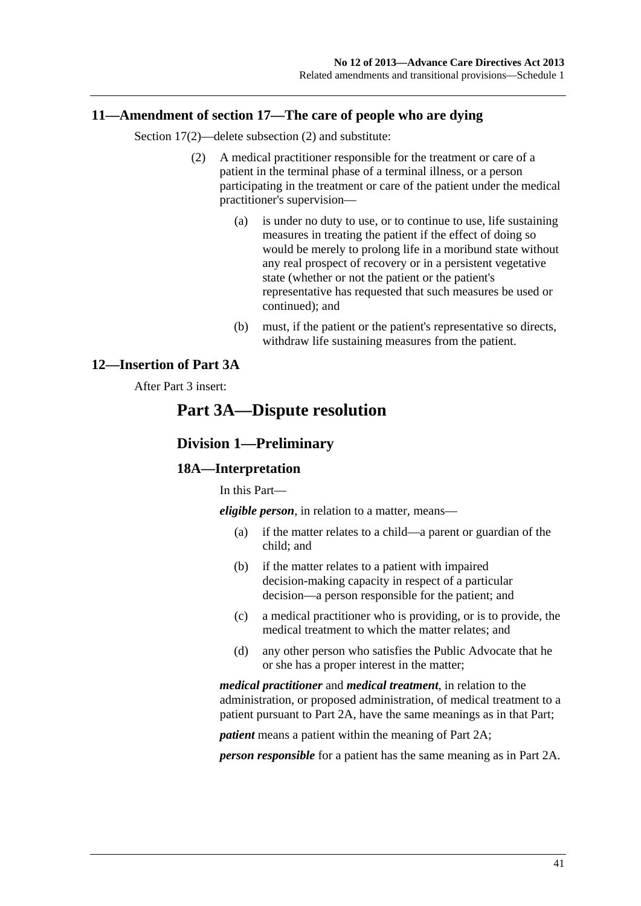### 11—Amendment of section 17—The care of people who are dying

Section 17(2)—delete subsection (2) and substitute:

(2) A medical practitioner responsible for the treatment or care of a patient in the terminal phase of a terminal illness, or a person participating in the treatment or care of the patient under the medical practitioner's supervision—

(a) is under no duty to use, or to continue to use, life sustaining measures in treating the patient if the effect of doing so would be merely to prolong life in a moribund state without any real prospect of recovery or in a persistent vegetative state (whether or not the patient or the patient's representative has requested that such measures be used or continued); and

(b) must, if the patient or the patient's representative so directs, withdraw life sustaining measures from the patient.

### 12—Insertion of Part 3A

After Part 3 insert:

## Part 3A—Dispute resolution

### Division 1—Preliminary

### 18A—Interpretation

In this Part—

***eligible person***, in relation to a matter, means—

(a) if the matter relates to a child—a parent or guardian of the child; and

(b) if the matter relates to a patient with impaired decision-making capacity in respect of a particular decision—a person responsible for the patient; and

(c) a medical practitioner who is providing, or is to provide, the medical treatment to which the matter relates; and

(d) any other person who satisfies the Public Advocate that he or she has a proper interest in the matter;

***medical practitioner*** and ***medical treatment***, in relation to the administration, or proposed administration, of medical treatment to a patient pursuant to Part 2A, have the same meanings as in that Part;

***patient*** means a patient within the meaning of Part 2A;

***person responsible*** for a patient has the same meaning as in Part 2A.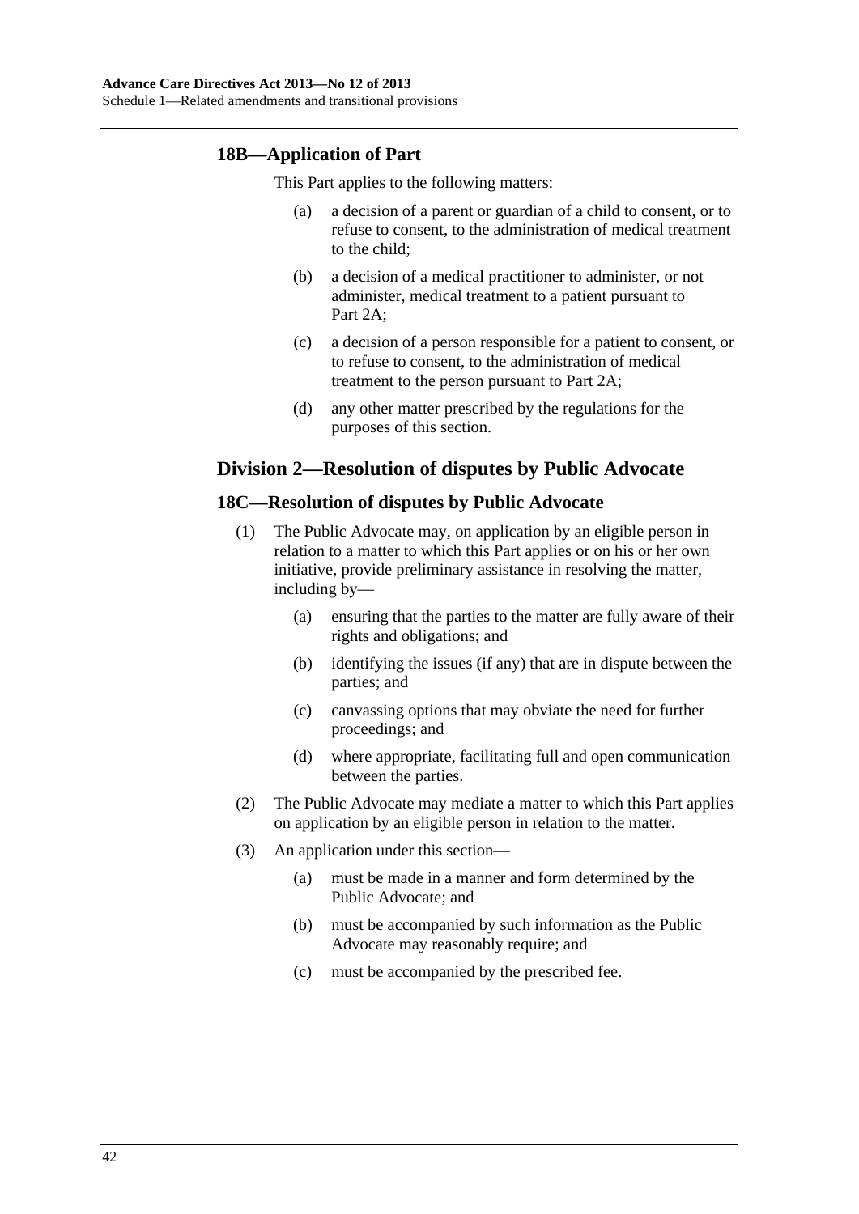### 18B—Application of Part

This Part applies to the following matters:

(a) a decision of a parent or guardian of a child to consent, or to refuse to consent, to the administration of medical treatment to the child;

(b) a decision of a medical practitioner to administer, or not administer, medical treatment to a patient pursuant to Part 2A;

(c) a decision of a person responsible for a patient to consent, or to refuse to consent, to the administration of medical treatment to the person pursuant to Part 2A;

(d) any other matter prescribed by the regulations for the purposes of this section.

## Division 2—Resolution of disputes by Public Advocate

### 18C—Resolution of disputes by Public Advocate

(1) The Public Advocate may, on application by an eligible person in relation to a matter to which this Part applies or on his or her own initiative, provide preliminary assistance in resolving the matter, including by—

(a) ensuring that the parties to the matter are fully aware of their rights and obligations; and

(b) identifying the issues (if any) that are in dispute between the parties; and

(c) canvassing options that may obviate the need for further proceedings; and

(d) where appropriate, facilitating full and open communication between the parties.

(2) The Public Advocate may mediate a matter to which this Part applies on application by an eligible person in relation to the matter.

(3) An application under this section—

(a) must be made in a manner and form determined by the Public Advocate; and

(b) must be accompanied by such information as the Public Advocate may reasonably require; and

(c) must be accompanied by the prescribed fee.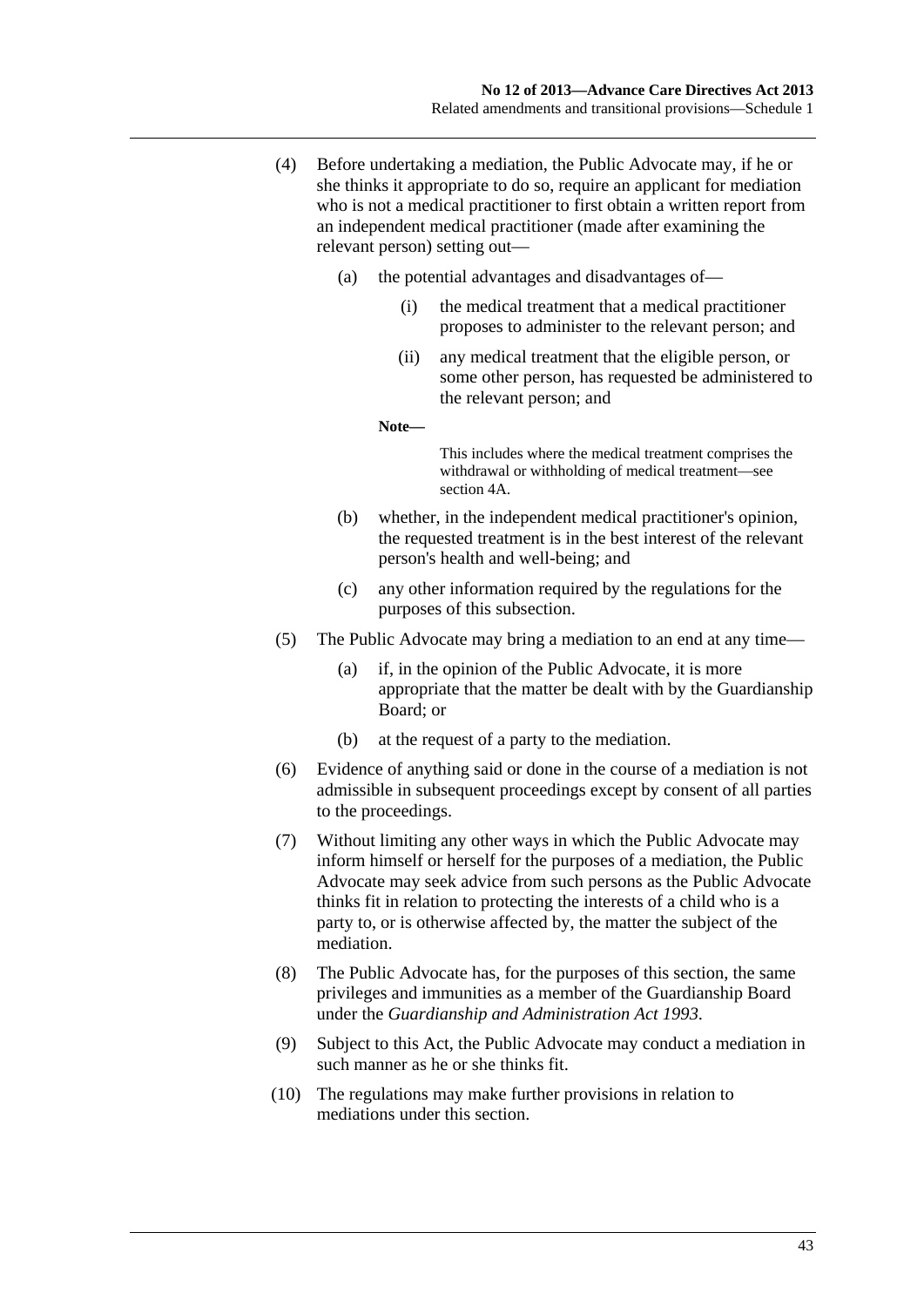(4) Before undertaking a mediation, the Public Advocate may, if he or she thinks it appropriate to do so, require an applicant for mediation who is not a medical practitioner to first obtain a written report from an independent medical practitioner (made after examining the relevant person) setting out—

   (a) the potential advantages and disadvantages of—

      (i) the medical treatment that a medical practitioner proposes to administer to the relevant person; and

      (ii) any medical treatment that the eligible person, or some other person, has requested be administered to the relevant person; and

   **Note—**

   This includes where the medical treatment comprises the withdrawal or withholding of medical treatment—see section 4A.

   (b) whether, in the independent medical practitioner's opinion, the requested treatment is in the best interest of the relevant person's health and well-being; and

   (c) any other information required by the regulations for the purposes of this subsection.

(5) The Public Advocate may bring a mediation to an end at any time—

   (a) if, in the opinion of the Public Advocate, it is more appropriate that the matter be dealt with by the Guardianship Board; or

   (b) at the request of a party to the mediation.

(6) Evidence of anything said or done in the course of a mediation is not admissible in subsequent proceedings except by consent of all parties to the proceedings.

(7) Without limiting any other ways in which the Public Advocate may inform himself or herself for the purposes of a mediation, the Public Advocate may seek advice from such persons as the Public Advocate thinks fit in relation to protecting the interests of a child who is a party to, or is otherwise affected by, the matter the subject of the mediation.

(8) The Public Advocate has, for the purposes of this section, the same privileges and immunities as a member of the Guardianship Board under the *Guardianship and Administration Act 1993*.

(9) Subject to this Act, the Public Advocate may conduct a mediation in such manner as he or she thinks fit.

(10) The regulations may make further provisions in relation to mediations under this section.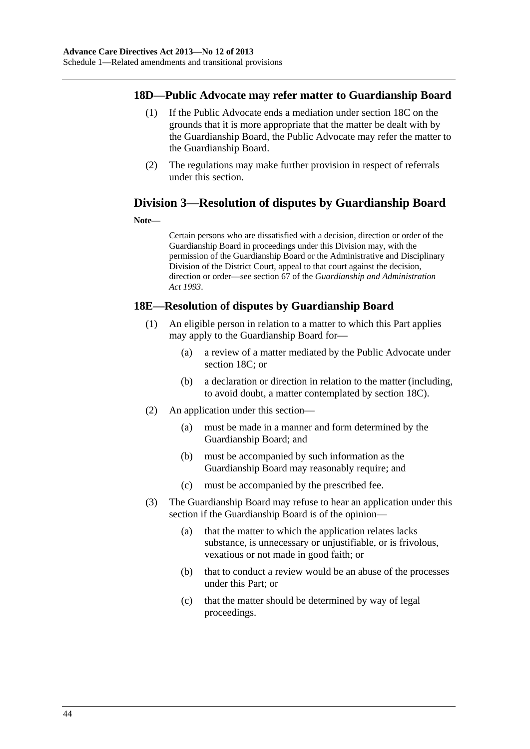### 18D—Public Advocate may refer matter to Guardianship Board

(1) If the Public Advocate ends a mediation under section 18C on the grounds that it is more appropriate that the matter be dealt with by the Guardianship Board, the Public Advocate may refer the matter to the Guardianship Board.

(2) The regulations may make further provision in respect of referrals under this section.

## Division 3—Resolution of disputes by Guardianship Board

**Note—**

> Certain persons who are dissatisfied with a decision, direction or order of the Guardianship Board in proceedings under this Division may, with the permission of the Guardianship Board or the Administrative and Disciplinary Division of the District Court, appeal to that court against the decision, direction or order—see section 67 of the *Guardianship and Administration Act 1993*.

### 18E—Resolution of disputes by Guardianship Board

(1) An eligible person in relation to a matter to which this Part applies may apply to the Guardianship Board for—

 (a) a review of a matter mediated by the Public Advocate under section 18C; or

 (b) a declaration or direction in relation to the matter (including, to avoid doubt, a matter contemplated by section 18C).

(2) An application under this section—

 (a) must be made in a manner and form determined by the Guardianship Board; and

 (b) must be accompanied by such information as the Guardianship Board may reasonably require; and

 (c) must be accompanied by the prescribed fee.

(3) The Guardianship Board may refuse to hear an application under this section if the Guardianship Board is of the opinion—

 (a) that the matter to which the application relates lacks substance, is unnecessary or unjustifiable, or is frivolous, vexatious or not made in good faith; or

 (b) that to conduct a review would be an abuse of the processes under this Part; or

 (c) that the matter should be determined by way of legal proceedings.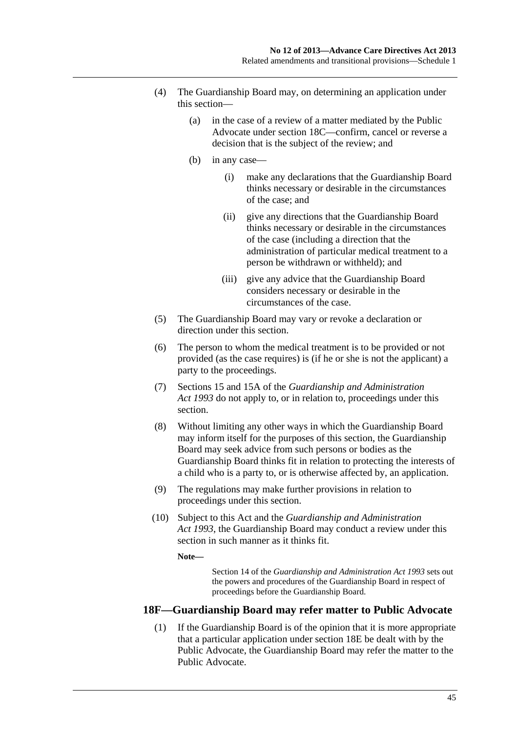(4) The Guardianship Board may, on determining an application under this section—

(a) in the case of a review of a matter mediated by the Public Advocate under section 18C—confirm, cancel or reverse a decision that is the subject of the review; and

(b) in any case—

(i) make any declarations that the Guardianship Board thinks necessary or desirable in the circumstances of the case; and

(ii) give any directions that the Guardianship Board thinks necessary or desirable in the circumstances of the case (including a direction that the administration of particular medical treatment to a person be withdrawn or withheld); and

(iii) give any advice that the Guardianship Board considers necessary or desirable in the circumstances of the case.

(5) The Guardianship Board may vary or revoke a declaration or direction under this section.

(6) The person to whom the medical treatment is to be provided or not provided (as the case requires) is (if he or she is not the applicant) a party to the proceedings.

(7) Sections 15 and 15A of the *Guardianship and Administration Act 1993* do not apply to, or in relation to, proceedings under this section.

(8) Without limiting any other ways in which the Guardianship Board may inform itself for the purposes of this section, the Guardianship Board may seek advice from such persons or bodies as the Guardianship Board thinks fit in relation to protecting the interests of a child who is a party to, or is otherwise affected by, an application.

(9) The regulations may make further provisions in relation to proceedings under this section.

(10) Subject to this Act and the *Guardianship and Administration Act 1993*, the Guardianship Board may conduct a review under this section in such manner as it thinks fit.

**Note—**

Section 14 of the *Guardianship and Administration Act 1993* sets out the powers and procedures of the Guardianship Board in respect of proceedings before the Guardianship Board.

## 18F—Guardianship Board may refer matter to Public Advocate

(1) If the Guardianship Board is of the opinion that it is more appropriate that a particular application under section 18E be dealt with by the Public Advocate, the Guardianship Board may refer the matter to the Public Advocate.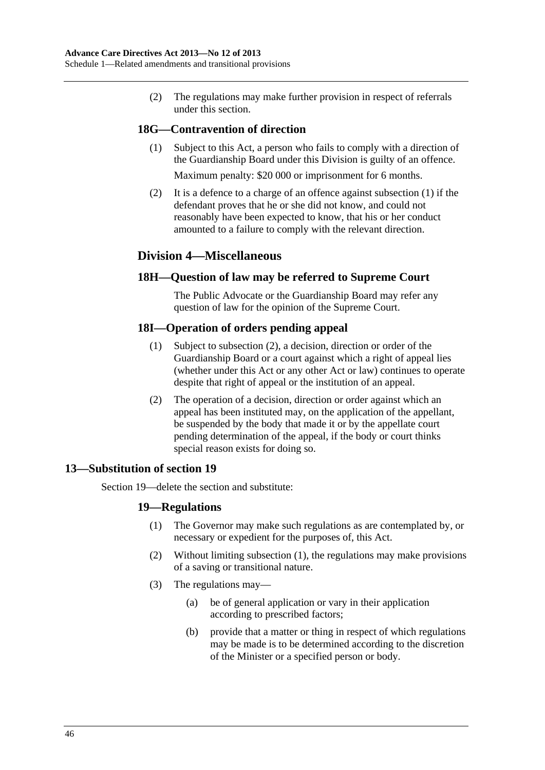(2) The regulations may make further provision in respect of referrals under this section.

### 18G—Contravention of direction

(1) Subject to this Act, a person who fails to comply with a direction of the Guardianship Board under this Division is guilty of an offence.

Maximum penalty: $20 000 or imprisonment for 6 months.

(2) It is a defence to a charge of an offence against subsection (1) if the defendant proves that he or she did not know, and could not reasonably have been expected to know, that his or her conduct amounted to a failure to comply with the relevant direction.

## Division 4—Miscellaneous

### 18H—Question of law may be referred to Supreme Court

The Public Advocate or the Guardianship Board may refer any question of law for the opinion of the Supreme Court.

### 18I—Operation of orders pending appeal

(1) Subject to subsection (2), a decision, direction or order of the Guardianship Board or a court against which a right of appeal lies (whether under this Act or any other Act or law) continues to operate despite that right of appeal or the institution of an appeal.

(2) The operation of a decision, direction or order against which an appeal has been instituted may, on the application of the appellant, be suspended by the body that made it or by the appellate court pending determination of the appeal, if the body or court thinks special reason exists for doing so.

## 13—Substitution of section 19

Section 19—delete the section and substitute:

### 19—Regulations

(1) The Governor may make such regulations as are contemplated by, or necessary or expedient for the purposes of, this Act.

(2) Without limiting subsection (1), the regulations may make provisions of a saving or transitional nature.

(3) The regulations may—

(a) be of general application or vary in their application according to prescribed factors;

(b) provide that a matter or thing in respect of which regulations may be made is to be determined according to the discretion of the Minister or a specified person or body.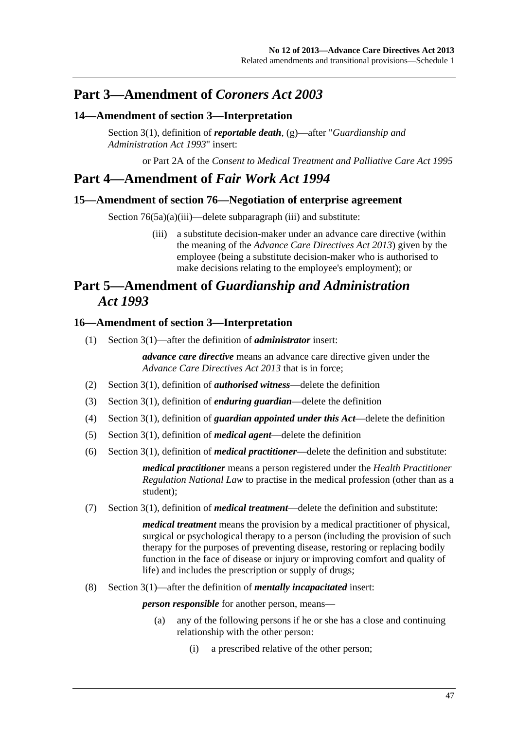## Part 3—Amendment of *Coroners Act 2003*

### 14—Amendment of section 3—Interpretation

Section 3(1), definition of ***reportable death***, (g)—after "*Guardianship and Administration Act 1993*" insert:

or Part 2A of the *Consent to Medical Treatment and Palliative Care Act 1995*

## Part 4—Amendment of *Fair Work Act 1994*

### 15—Amendment of section 76—Negotiation of enterprise agreement

Section 76(5a)(a)(iii)—delete subparagraph (iii) and substitute:

(iii) a substitute decision-maker under an advance care directive (within the meaning of the *Advance Care Directives Act 2013*) given by the employee (being a substitute decision-maker who is authorised to make decisions relating to the employee's employment); or

## Part 5—Amendment of *Guardianship and Administration Act 1993*

### 16—Amendment of section 3—Interpretation

(1) Section 3(1)—after the definition of ***administrator*** insert:

***advance care directive*** means an advance care directive given under the *Advance Care Directives Act 2013* that is in force;

(2) Section 3(1), definition of ***authorised witness***—delete the definition

(3) Section 3(1), definition of ***enduring guardian***—delete the definition

(4) Section 3(1), definition of ***guardian appointed under this Act***—delete the definition

(5) Section 3(1), definition of ***medical agent***—delete the definition

(6) Section 3(1), definition of ***medical practitioner***—delete the definition and substitute:

***medical practitioner*** means a person registered under the *Health Practitioner Regulation National Law* to practise in the medical profession (other than as a student);

(7) Section 3(1), definition of ***medical treatment***—delete the definition and substitute:

***medical treatment*** means the provision by a medical practitioner of physical, surgical or psychological therapy to a person (including the provision of such therapy for the purposes of preventing disease, restoring or replacing bodily function in the face of disease or injury or improving comfort and quality of life) and includes the prescription or supply of drugs;

(8) Section 3(1)—after the definition of ***mentally incapacitated*** insert:

***person responsible*** for another person, means—

(a) any of the following persons if he or she has a close and continuing relationship with the other person:

(i) a prescribed relative of the other person;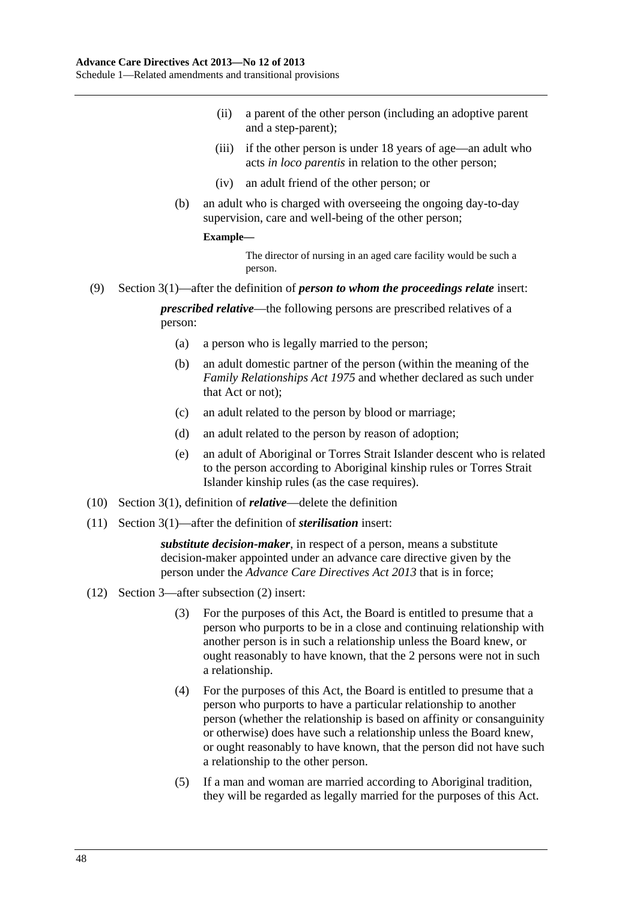(ii) a parent of the other person (including an adoptive parent and a step-parent);

(iii) if the other person is under 18 years of age—an adult who acts *in loco parentis* in relation to the other person;

(iv) an adult friend of the other person; or

(b) an adult who is charged with overseeing the ongoing day-to-day supervision, care and well-being of the other person;

**Example—**

The director of nursing in an aged care facility would be such a person.

(9) Section 3(1)—after the definition of ***person to whom the proceedings relate*** insert:

***prescribed relative***—the following persons are prescribed relatives of a person:

(a) a person who is legally married to the person;

(b) an adult domestic partner of the person (within the meaning of the *Family Relationships Act 1975* and whether declared as such under that Act or not);

(c) an adult related to the person by blood or marriage;

(d) an adult related to the person by reason of adoption;

(e) an adult of Aboriginal or Torres Strait Islander descent who is related to the person according to Aboriginal kinship rules or Torres Strait Islander kinship rules (as the case requires).

(10) Section 3(1), definition of ***relative***—delete the definition

(11) Section 3(1)—after the definition of ***sterilisation*** insert:

***substitute decision-maker***, in respect of a person, means a substitute decision-maker appointed under an advance care directive given by the person under the *Advance Care Directives Act 2013* that is in force;

(12) Section 3—after subsection (2) insert:

(3) For the purposes of this Act, the Board is entitled to presume that a person who purports to be in a close and continuing relationship with another person is in such a relationship unless the Board knew, or ought reasonably to have known, that the 2 persons were not in such a relationship.

(4) For the purposes of this Act, the Board is entitled to presume that a person who purports to have a particular relationship to another person (whether the relationship is based on affinity or consanguinity or otherwise) does have such a relationship unless the Board knew, or ought reasonably to have known, that the person did not have such a relationship to the other person.

(5) If a man and woman are married according to Aboriginal tradition, they will be regarded as legally married for the purposes of this Act.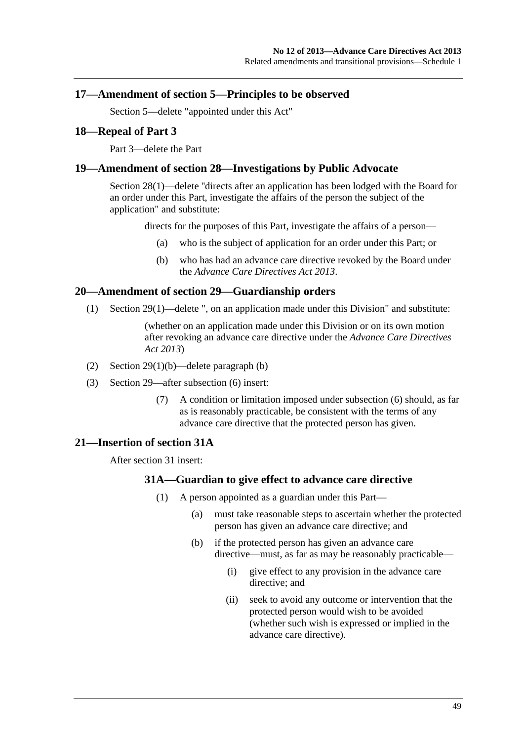## 17—Amendment of section 5—Principles to be observed

Section 5—delete "appointed under this Act"

## 18—Repeal of Part 3

Part 3—delete the Part

## 19—Amendment of section 28—Investigations by Public Advocate

Section 28(1)—delete "directs after an application has been lodged with the Board for an order under this Part, investigate the affairs of the person the subject of the application" and substitute:

> directs for the purposes of this Part, investigate the affairs of a person—
>
> (a) who is the subject of application for an order under this Part; or
>
> (b) who has had an advance care directive revoked by the Board under the *Advance Care Directives Act 2013*.

## 20—Amendment of section 29—Guardianship orders

(1) Section 29(1)—delete ", on an application made under this Division" and substitute:

> (whether on an application made under this Division or on its own motion after revoking an advance care directive under the *Advance Care Directives Act 2013*)

(2) Section 29(1)(b)—delete paragraph (b)

(3) Section 29—after subsection (6) insert:

> (7) A condition or limitation imposed under subsection (6) should, as far as is reasonably practicable, be consistent with the terms of any advance care directive that the protected person has given.

## 21—Insertion of section 31A

After section 31 insert:

### 31A—Guardian to give effect to advance care directive

(1) A person appointed as a guardian under this Part—

> (a) must take reasonable steps to ascertain whether the protected person has given an advance care directive; and
>
> (b) if the protected person has given an advance care directive—must, as far as may be reasonably practicable—
>
> > (i) give effect to any provision in the advance care directive; and
> >
> > (ii) seek to avoid any outcome or intervention that the protected person would wish to be avoided (whether such wish is expressed or implied in the advance care directive).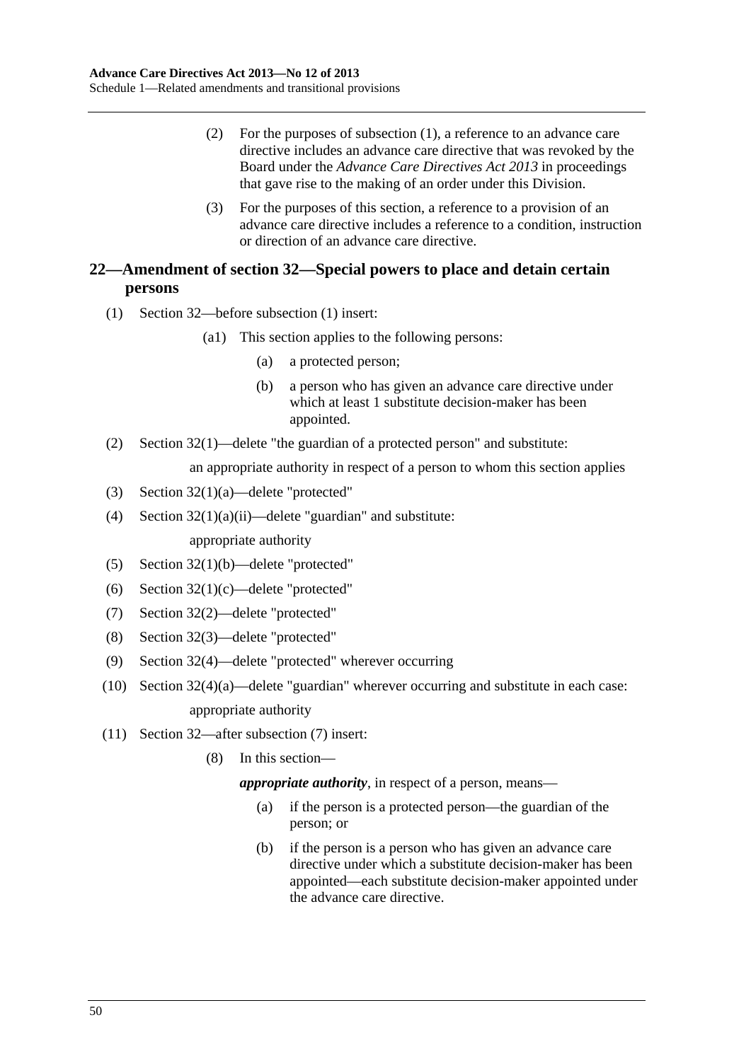(2) For the purposes of subsection (1), a reference to an advance care directive includes an advance care directive that was revoked by the Board under the *Advance Care Directives Act 2013* in proceedings that gave rise to the making of an order under this Division.

(3) For the purposes of this section, a reference to a provision of an advance care directive includes a reference to a condition, instruction or direction of an advance care directive.

## 22—Amendment of section 32—Special powers to place and detain certain persons

(1) Section 32—before subsection (1) insert:

> (a1) This section applies to the following persons:
>
> (a) a protected person;
>
> (b) a person who has given an advance care directive under which at least 1 substitute decision-maker has been appointed.

(2) Section 32(1)—delete "the guardian of a protected person" and substitute:

> an appropriate authority in respect of a person to whom this section applies

(3) Section 32(1)(a)—delete "protected"

(4) Section 32(1)(a)(ii)—delete "guardian" and substitute:

> appropriate authority

(5) Section 32(1)(b)—delete "protected"

(6) Section 32(1)(c)—delete "protected"

(7) Section 32(2)—delete "protected"

(8) Section 32(3)—delete "protected"

(9) Section 32(4)—delete "protected" wherever occurring

(10) Section 32(4)(a)—delete "guardian" wherever occurring and substitute in each case:

> appropriate authority

(11) Section 32—after subsection (7) insert:

> (8) In this section—
>
> ***appropriate authority***, in respect of a person, means—
>
> (a) if the person is a protected person—the guardian of the person; or
>
> (b) if the person is a person who has given an advance care directive under which a substitute decision-maker has been appointed—each substitute decision-maker appointed under the advance care directive.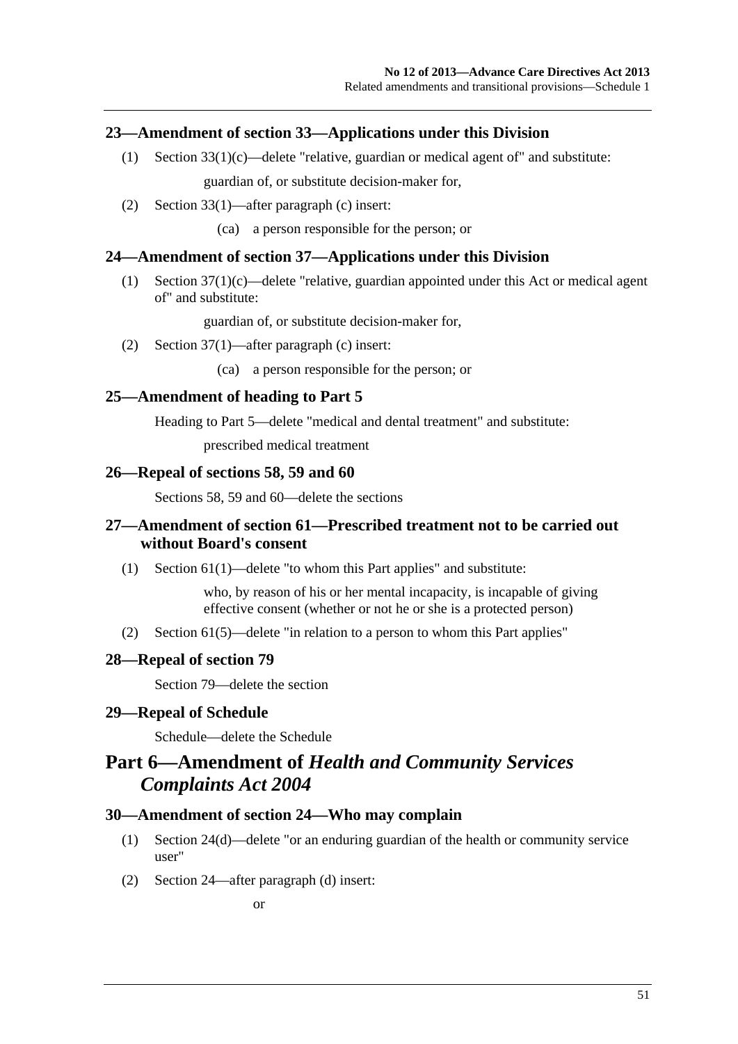### 23—Amendment of section 33—Applications under this Division

(1) Section 33(1)(c)—delete "relative, guardian or medical agent of" and substitute:

guardian of, or substitute decision-maker for,

(2) Section 33(1)—after paragraph (c) insert:

(ca) a person responsible for the person; or

### 24—Amendment of section 37—Applications under this Division

(1) Section 37(1)(c)—delete "relative, guardian appointed under this Act or medical agent of" and substitute:

guardian of, or substitute decision-maker for,

(2) Section 37(1)—after paragraph (c) insert:

(ca) a person responsible for the person; or

### 25—Amendment of heading to Part 5

Heading to Part 5—delete "medical and dental treatment" and substitute:

prescribed medical treatment

### 26—Repeal of sections 58, 59 and 60

Sections 58, 59 and 60—delete the sections

### 27—Amendment of section 61—Prescribed treatment not to be carried out without Board's consent

(1) Section 61(1)—delete "to whom this Part applies" and substitute:

who, by reason of his or her mental incapacity, is incapable of giving effective consent (whether or not he or she is a protected person)

(2) Section 61(5)—delete "in relation to a person to whom this Part applies"

### 28—Repeal of section 79

Section 79—delete the section

### 29—Repeal of Schedule

Schedule—delete the Schedule

## Part 6—Amendment of *Health and Community Services Complaints Act 2004*

### 30—Amendment of section 24—Who may complain

(1) Section 24(d)—delete "or an enduring guardian of the health or community service user"

(2) Section 24—after paragraph (d) insert:

or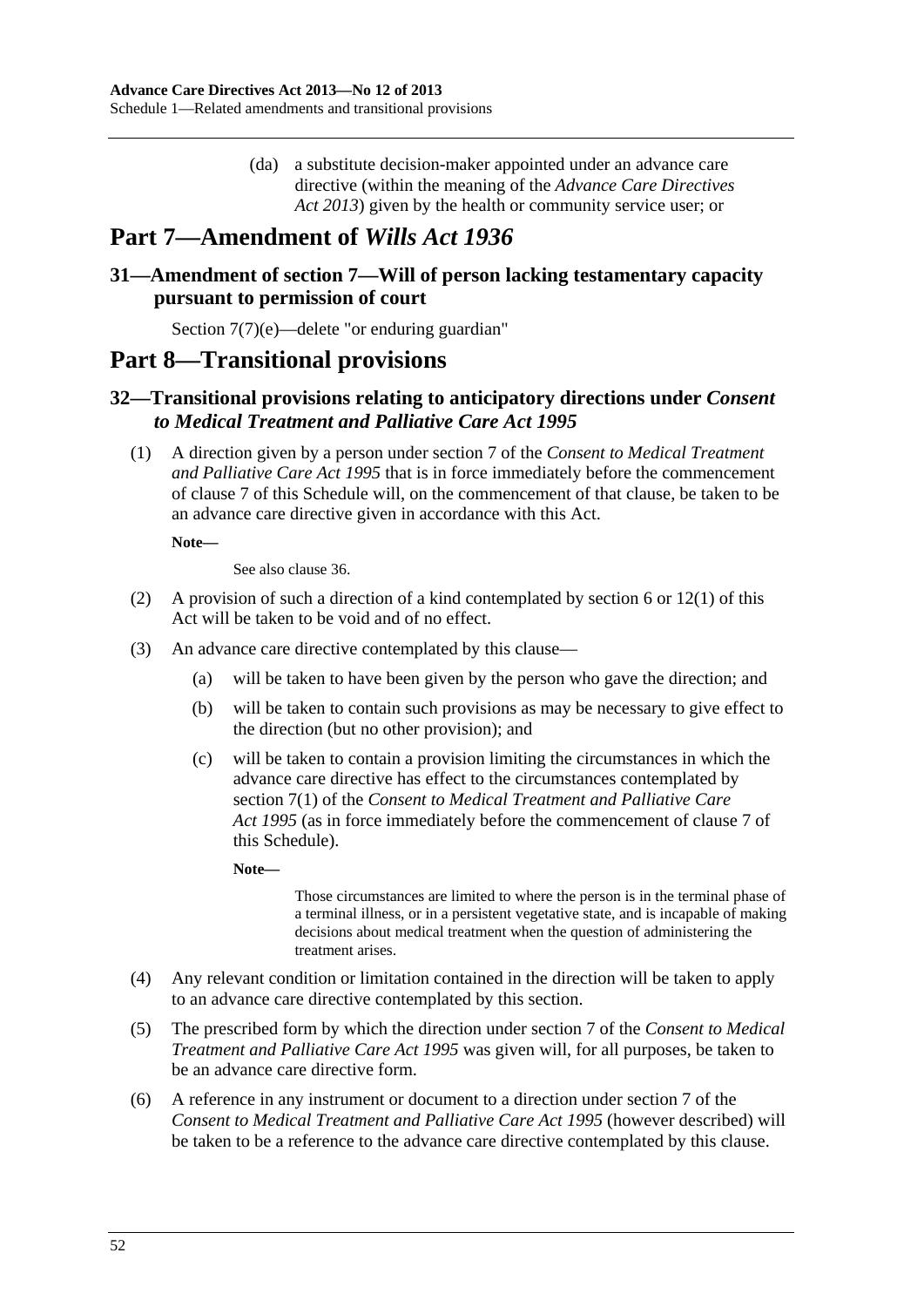(da) a substitute decision-maker appointed under an advance care directive (within the meaning of the *Advance Care Directives Act 2013*) given by the health or community service user; or

# Part 7—Amendment of *Wills Act 1936*

## 31—Amendment of section 7—Will of person lacking testamentary capacity pursuant to permission of court

Section 7(7)(e)—delete "or enduring guardian"

# Part 8—Transitional provisions

## 32—Transitional provisions relating to anticipatory directions under *Consent to Medical Treatment and Palliative Care Act 1995*

(1) A direction given by a person under section 7 of the *Consent to Medical Treatment and Palliative Care Act 1995* that is in force immediately before the commencement of clause 7 of this Schedule will, on the commencement of that clause, be taken to be an advance care directive given in accordance with this Act.

**Note—**

See also clause 36.

(2) A provision of such a direction of a kind contemplated by section 6 or 12(1) of this Act will be taken to be void and of no effect.

(3) An advance care directive contemplated by this clause—

(a) will be taken to have been given by the person who gave the direction; and

(b) will be taken to contain such provisions as may be necessary to give effect to the direction (but no other provision); and

(c) will be taken to contain a provision limiting the circumstances in which the advance care directive has effect to the circumstances contemplated by section 7(1) of the *Consent to Medical Treatment and Palliative Care Act 1995* (as in force immediately before the commencement of clause 7 of this Schedule).

**Note—**

Those circumstances are limited to where the person is in the terminal phase of a terminal illness, or in a persistent vegetative state, and is incapable of making decisions about medical treatment when the question of administering the treatment arises.

(4) Any relevant condition or limitation contained in the direction will be taken to apply to an advance care directive contemplated by this section.

(5) The prescribed form by which the direction under section 7 of the *Consent to Medical Treatment and Palliative Care Act 1995* was given will, for all purposes, be taken to be an advance care directive form.

(6) A reference in any instrument or document to a direction under section 7 of the *Consent to Medical Treatment and Palliative Care Act 1995* (however described) will be taken to be a reference to the advance care directive contemplated by this clause.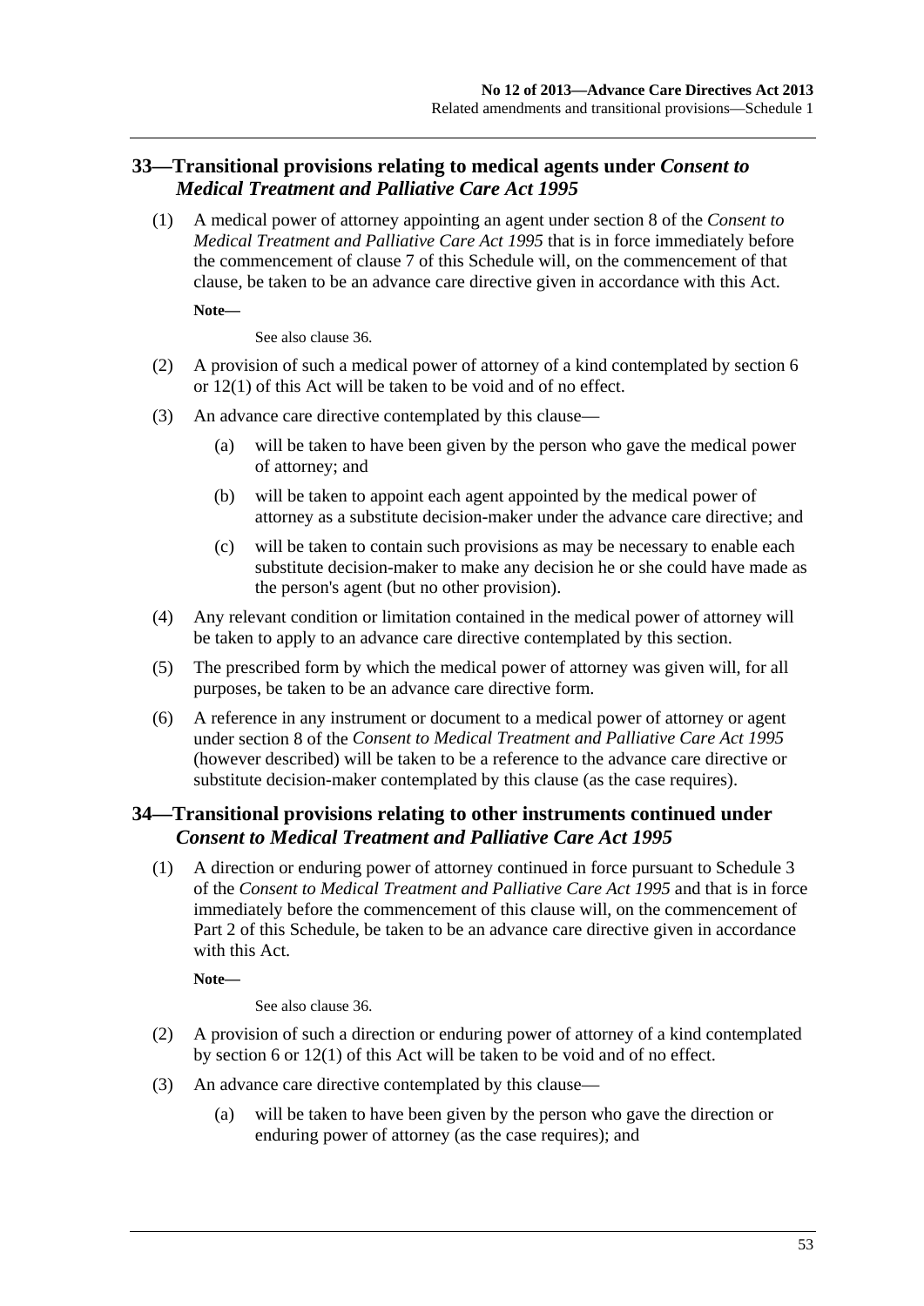## 33—Transitional provisions relating to medical agents under *Consent to Medical Treatment and Palliative Care Act 1995*

(1) A medical power of attorney appointing an agent under section 8 of the *Consent to Medical Treatment and Palliative Care Act 1995* that is in force immediately before the commencement of clause 7 of this Schedule will, on the commencement of that clause, be taken to be an advance care directive given in accordance with this Act.

**Note—**

See also clause 36.

(2) A provision of such a medical power of attorney of a kind contemplated by section 6 or 12(1) of this Act will be taken to be void and of no effect.

(3) An advance care directive contemplated by this clause—

(a) will be taken to have been given by the person who gave the medical power of attorney; and

(b) will be taken to appoint each agent appointed by the medical power of attorney as a substitute decision-maker under the advance care directive; and

(c) will be taken to contain such provisions as may be necessary to enable each substitute decision-maker to make any decision he or she could have made as the person's agent (but no other provision).

(4) Any relevant condition or limitation contained in the medical power of attorney will be taken to apply to an advance care directive contemplated by this section.

(5) The prescribed form by which the medical power of attorney was given will, for all purposes, be taken to be an advance care directive form.

(6) A reference in any instrument or document to a medical power of attorney or agent under section 8 of the *Consent to Medical Treatment and Palliative Care Act 1995* (however described) will be taken to be a reference to the advance care directive or substitute decision-maker contemplated by this clause (as the case requires).

## 34—Transitional provisions relating to other instruments continued under *Consent to Medical Treatment and Palliative Care Act 1995*

(1) A direction or enduring power of attorney continued in force pursuant to Schedule 3 of the *Consent to Medical Treatment and Palliative Care Act 1995* and that is in force immediately before the commencement of this clause will, on the commencement of Part 2 of this Schedule, be taken to be an advance care directive given in accordance with this Act.

**Note—**

See also clause 36.

(2) A provision of such a direction or enduring power of attorney of a kind contemplated by section 6 or 12(1) of this Act will be taken to be void and of no effect.

(3) An advance care directive contemplated by this clause—

(a) will be taken to have been given by the person who gave the direction or enduring power of attorney (as the case requires); and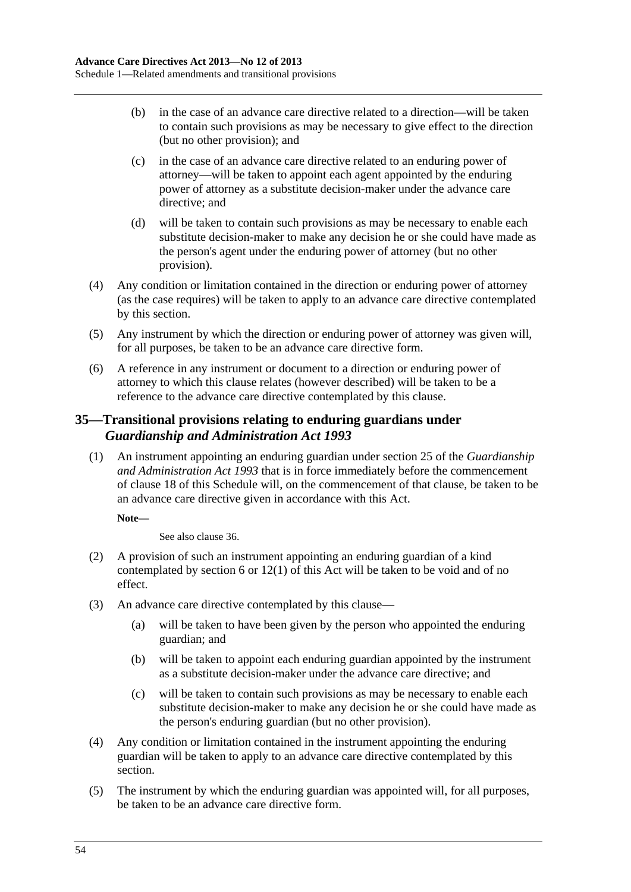(b) in the case of an advance care directive related to a direction—will be taken to contain such provisions as may be necessary to give effect to the direction (but no other provision); and

(c) in the case of an advance care directive related to an enduring power of attorney—will be taken to appoint each agent appointed by the enduring power of attorney as a substitute decision-maker under the advance care directive; and

(d) will be taken to contain such provisions as may be necessary to enable each substitute decision-maker to make any decision he or she could have made as the person's agent under the enduring power of attorney (but no other provision).

(4) Any condition or limitation contained in the direction or enduring power of attorney (as the case requires) will be taken to apply to an advance care directive contemplated by this section.

(5) Any instrument by which the direction or enduring power of attorney was given will, for all purposes, be taken to be an advance care directive form.

(6) A reference in any instrument or document to a direction or enduring power of attorney to which this clause relates (however described) will be taken to be a reference to the advance care directive contemplated by this clause.

## 35—Transitional provisions relating to enduring guardians under *Guardianship and Administration Act 1993*

(1) An instrument appointing an enduring guardian under section 25 of the *Guardianship and Administration Act 1993* that is in force immediately before the commencement of clause 18 of this Schedule will, on the commencement of that clause, be taken to be an advance care directive given in accordance with this Act.

**Note—**

See also clause 36.

(2) A provision of such an instrument appointing an enduring guardian of a kind contemplated by section 6 or 12(1) of this Act will be taken to be void and of no effect.

(3) An advance care directive contemplated by this clause—

(a) will be taken to have been given by the person who appointed the enduring guardian; and

(b) will be taken to appoint each enduring guardian appointed by the instrument as a substitute decision-maker under the advance care directive; and

(c) will be taken to contain such provisions as may be necessary to enable each substitute decision-maker to make any decision he or she could have made as the person's enduring guardian (but no other provision).

(4) Any condition or limitation contained in the instrument appointing the enduring guardian will be taken to apply to an advance care directive contemplated by this section.

(5) The instrument by which the enduring guardian was appointed will, for all purposes, be taken to be an advance care directive form.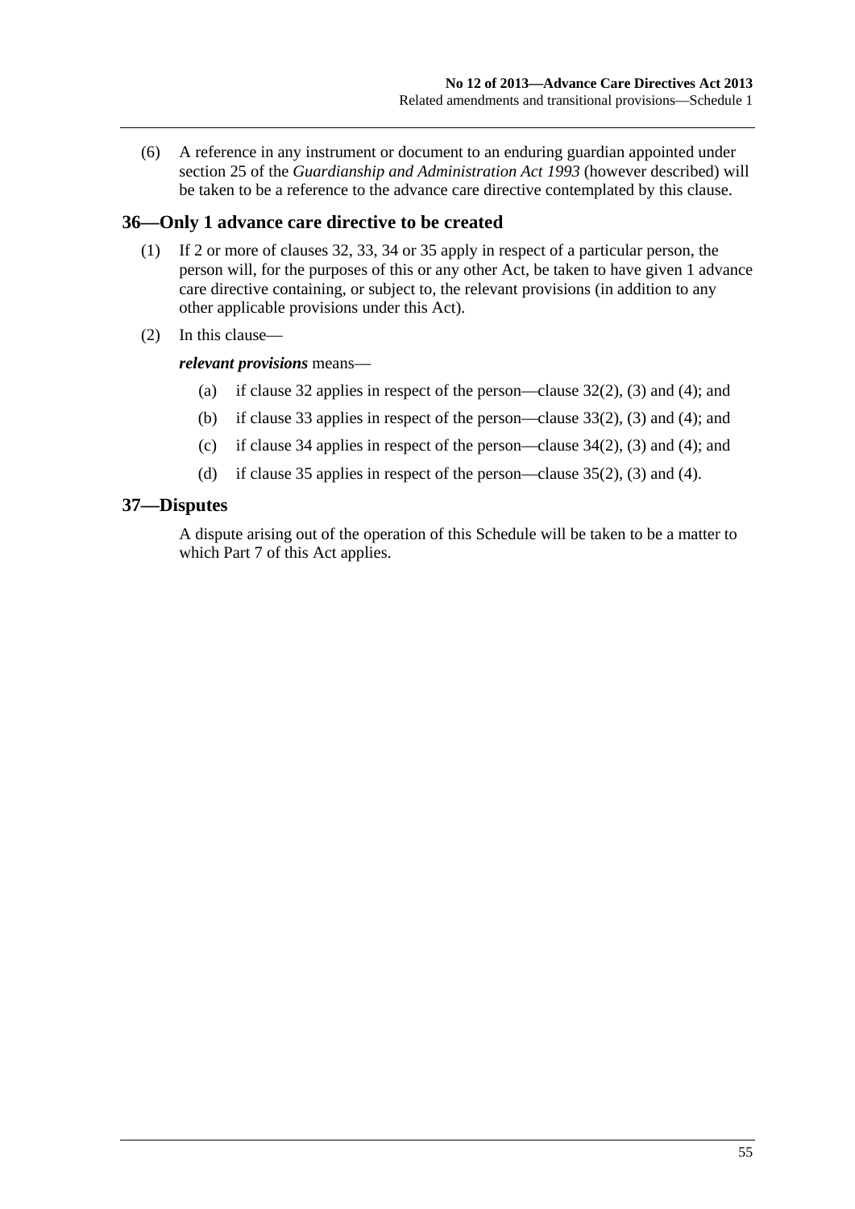(6) A reference in any instrument or document to an enduring guardian appointed under section 25 of the *Guardianship and Administration Act 1993* (however described) will be taken to be a reference to the advance care directive contemplated by this clause.

## 36—Only 1 advance care directive to be created

(1) If 2 or more of clauses 32, 33, 34 or 35 apply in respect of a particular person, the person will, for the purposes of this or any other Act, be taken to have given 1 advance care directive containing, or subject to, the relevant provisions (in addition to any other applicable provisions under this Act).

(2) In this clause—

***relevant provisions*** means—

- (a) if clause 32 applies in respect of the person—clause 32(2), (3) and (4); and
- (b) if clause 33 applies in respect of the person—clause 33(2), (3) and (4); and
- (c) if clause 34 applies in respect of the person—clause 34(2), (3) and (4); and
- (d) if clause 35 applies in respect of the person—clause 35(2), (3) and (4).

## 37—Disputes

A dispute arising out of the operation of this Schedule will be taken to be a matter to which Part 7 of this Act applies.